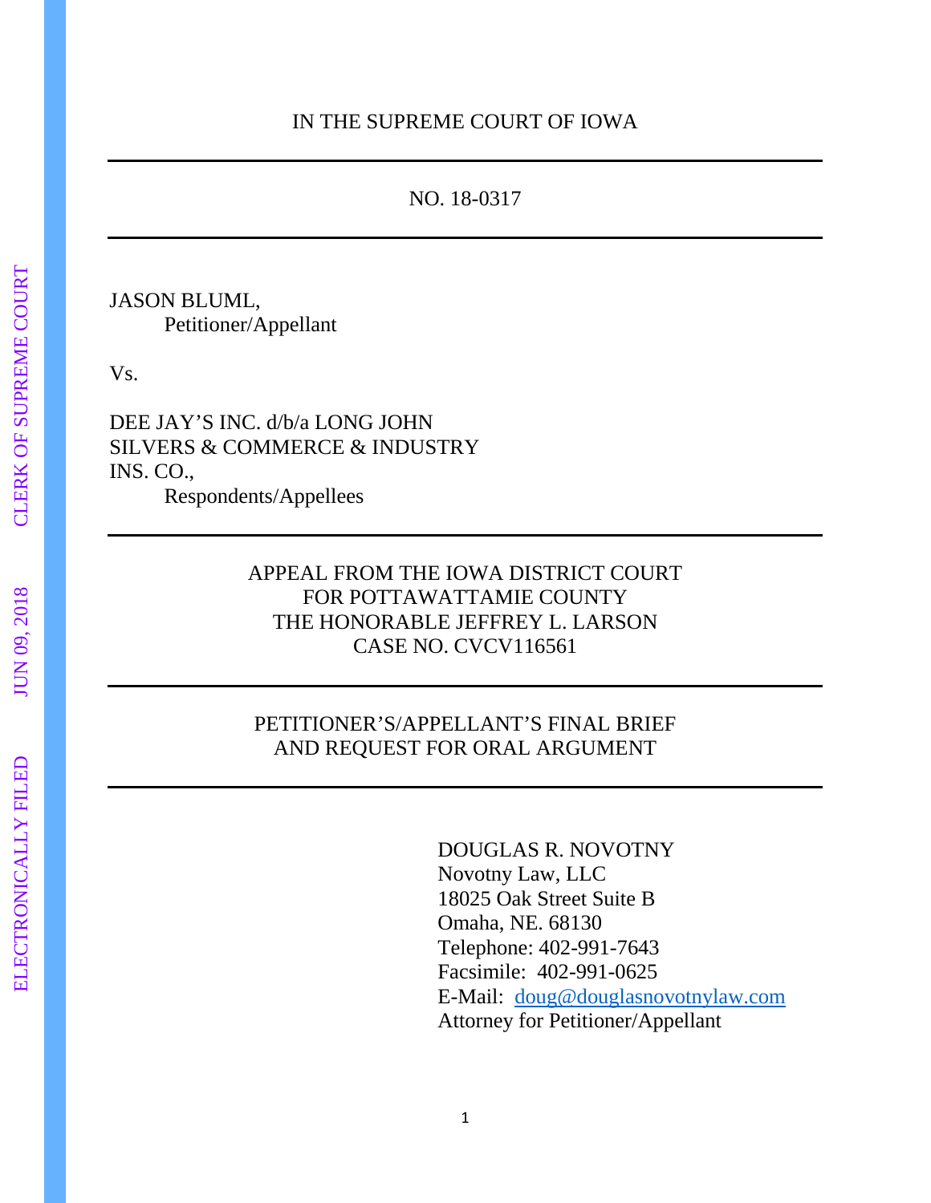IN THE SUPREME COURT OF IOWA

---

NO. 18-0317

---

JASON BLUML,
Petitioner/Appellant

Vs.

DEE JAY'S INC. d/b/a LONG JOHN SILVERS & COMMERCE & INDUSTRY INS. CO.,
Respondents/Appellees

---

APPEAL FROM THE IOWA DISTRICT COURT
FOR POTTAWATTAMIE COUNTY
THE HONORABLE JEFFREY L. LARSON
CASE NO. CVCV116561

---

PETITIONER'S/APPELLANT'S FINAL BRIEF
AND REQUEST FOR ORAL ARGUMENT

---

DOUGLAS R. NOVOTNY
Novotny Law, LLC
18025 Oak Street Suite B
Omaha, NE. 68130
Telephone: 402-991-7643
Facsimile: 402-991-0625
E-Mail: doug@douglasnovotnylaw.com
Attorney for Petitioner/Appellant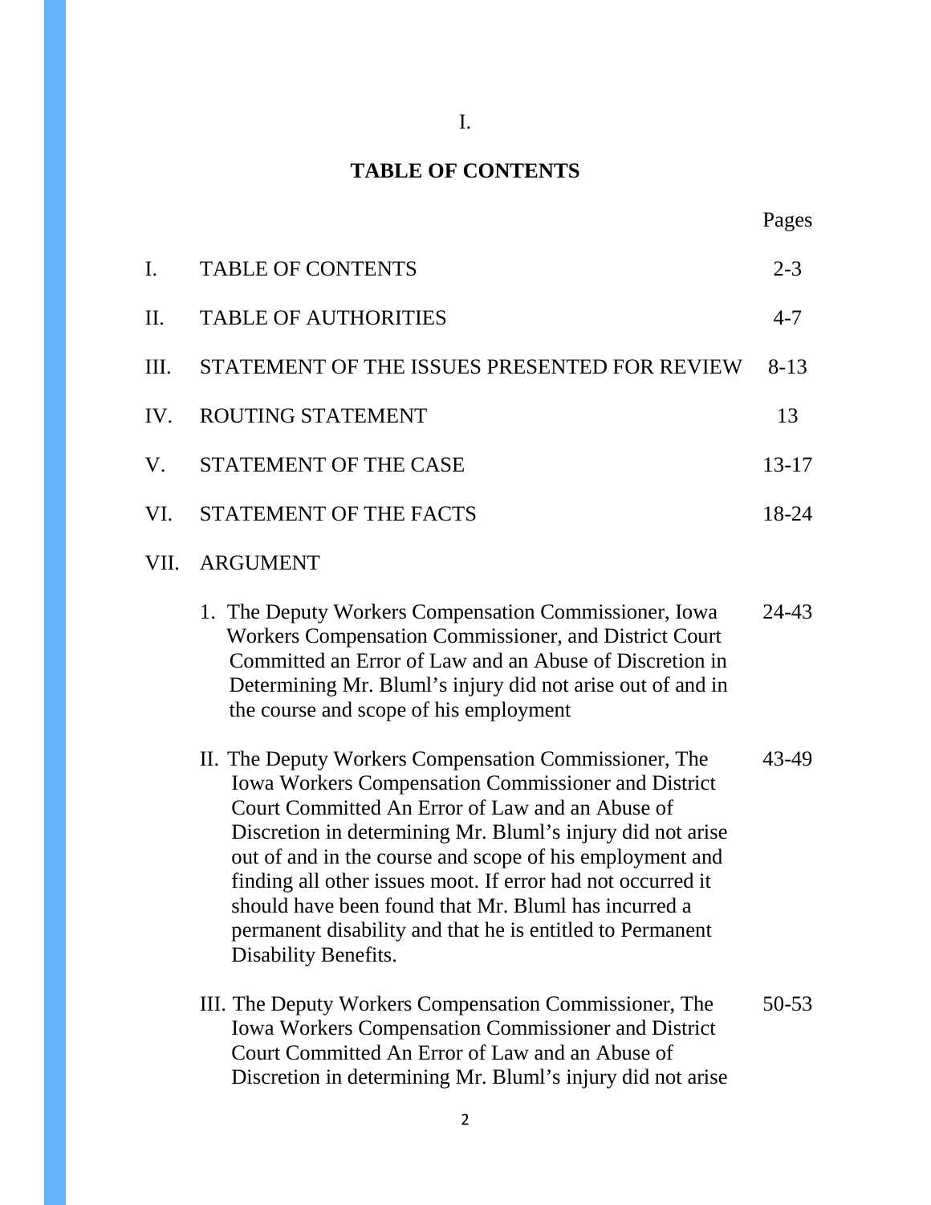I.

# TABLE OF CONTENTS

| | | Pages |
|---|---|---|
| I. | TABLE OF CONTENTS | 2-3 |
| II. | TABLE OF AUTHORITIES | 4-7 |
| III. | STATEMENT OF THE ISSUES PRESENTED FOR REVIEW | 8-13 |
| IV. | ROUTING STATEMENT | 13 |
| V. | STATEMENT OF THE CASE | 13-17 |
| VI. | STATEMENT OF THE FACTS | 18-24 |
| VII. | ARGUMENT | |
| | 1. The Deputy Workers Compensation Commissioner, Iowa Workers Compensation Commissioner, and District Court Committed an Error of Law and an Abuse of Discretion in Determining Mr. Bluml's injury did not arise out of and in the course and scope of his employment | 24-43 |
| | II. The Deputy Workers Compensation Commissioner, The Iowa Workers Compensation Commissioner and District Court Committed An Error of Law and an Abuse of Discretion in determining Mr. Bluml's injury did not arise out of and in the course and scope of his employment and finding all other issues moot. If error had not occurred it should have been found that Mr. Bluml has incurred a permanent disability and that he is entitled to Permanent Disability Benefits. | 43-49 |
| | III. The Deputy Workers Compensation Commissioner, The Iowa Workers Compensation Commissioner and District Court Committed An Error of Law and an Abuse of Discretion in determining Mr. Bluml's injury did not arise | 50-53 |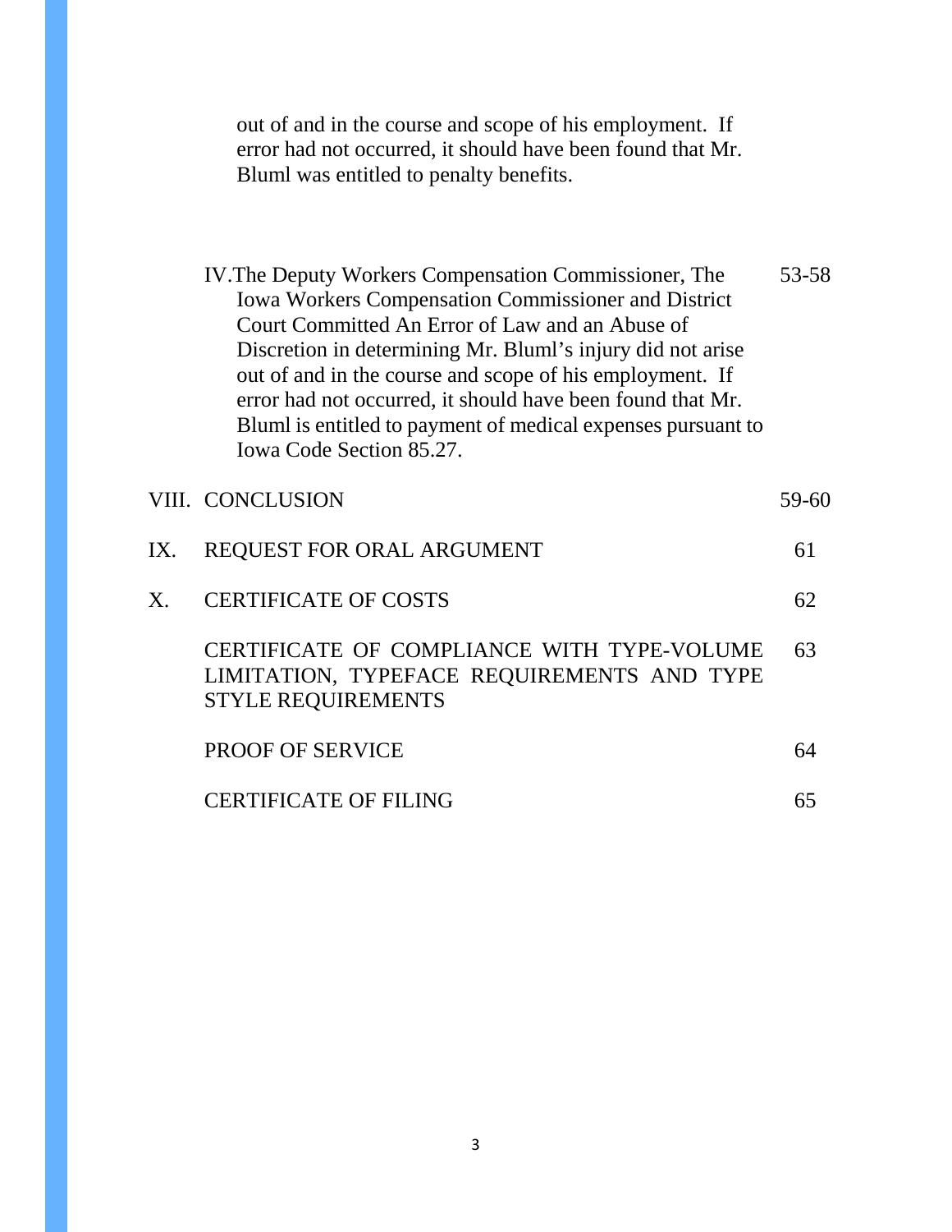out of and in the course and scope of his employment. If error had not occurred, it should have been found that Mr. Bluml was entitled to penalty benefits.

| | | |
|---|---|---|
| | IV. The Deputy Workers Compensation Commissioner, The Iowa Workers Compensation Commissioner and District Court Committed An Error of Law and an Abuse of Discretion in determining Mr. Bluml's injury did not arise out of and in the course and scope of his employment. If error had not occurred, it should have been found that Mr. Bluml is entitled to payment of medical expenses pursuant to Iowa Code Section 85.27. | 53-58 |
| VIII. | CONCLUSION | 59-60 |
| IX. | REQUEST FOR ORAL ARGUMENT | 61 |
| X. | CERTIFICATE OF COSTS | 62 |
| | CERTIFICATE OF COMPLIANCE WITH TYPE-VOLUME LIMITATION, TYPEFACE REQUIREMENTS AND TYPE STYLE REQUIREMENTS | 63 |
| | PROOF OF SERVICE | 64 |
| | CERTIFICATE OF FILING | 65 |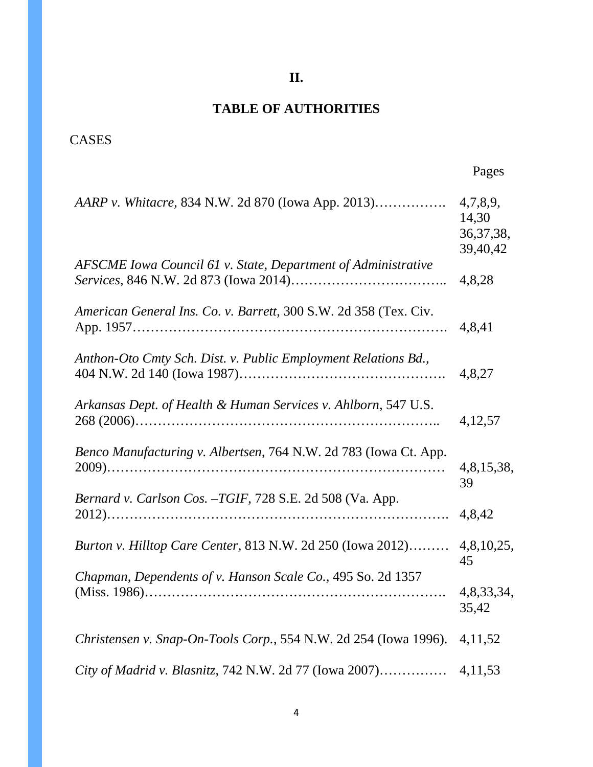**II.**

## TABLE OF AUTHORITIES

CASES

| | Pages |
|---|---|
| *AARP v. Whitacre*, 834 N.W. 2d 870 (Iowa App. 2013)……………. | 4,7,8,9, 14,30 36,37,38, 39,40,42 |
| *AFSCME Iowa Council 61 v. State, Department of Administrative Services*, 846 N.W. 2d 873 (Iowa 2014)…………………………….. | 4,8,28 |
| *American General Ins. Co. v. Barrett*, 300 S.W. 2d 358 (Tex. Civ. App. 1957………………………………………………………………. | 4,8,41 |
| *Anthon-Oto Cmty Sch. Dist. v. Public Employment Relations Bd.*, 404 N.W. 2d 140 (Iowa 1987)………………………………………. | 4,8,27 |
| *Arkansas Dept. of Health & Human Services v. Ahlborn*, 547 U.S. 268 (2006)…………………………………………………………….. | 4,12,57 |
| *Benco Manufacturing v. Albertsen*, 764 N.W. 2d 783 (Iowa Ct. App. 2009)…………………………………………………………………… | 4,8,15,38, 39 |
| *Bernard v. Carlson Cos. –TGIF*, 728 S.E. 2d 508 (Va. App. 2012)……………………………………………………………………. | 4,8,42 |
| *Burton v. Hilltop Care Center*, 813 N.W. 2d 250 (Iowa 2012)……… | 4,8,10,25, 45 |
| *Chapman, Dependents of v. Hanson Scale Co.*, 495 So. 2d 1357 (Miss. 1986)……………………………………………………………. | 4,8,33,34, 35,42 |
| *Christensen v. Snap-On-Tools Corp.*, 554 N.W. 2d 254 (Iowa 1996). | 4,11,52 |
| *City of Madrid v. Blasnitz*, 742 N.W. 2d 77 (Iowa 2007)…………… | 4,11,53 |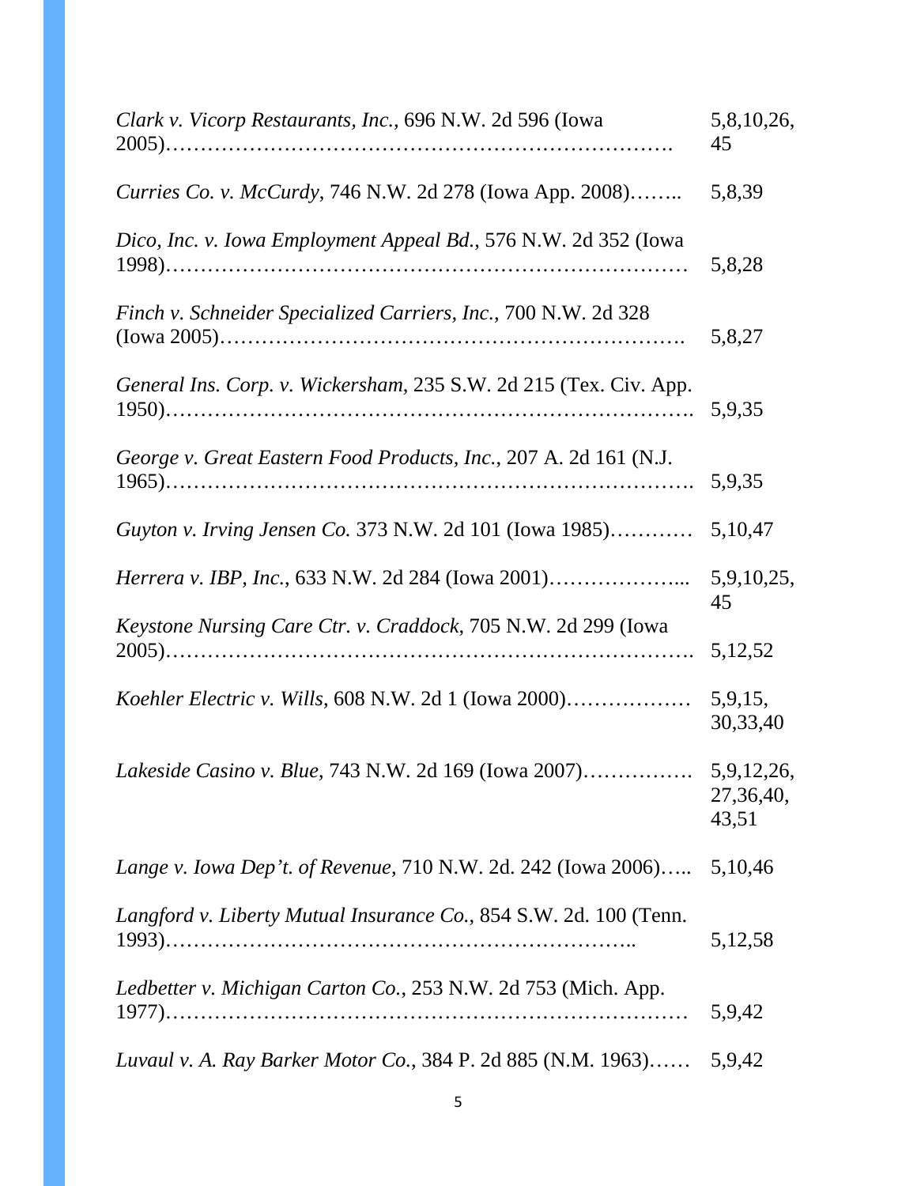*Clark v. Vicorp Restaurants, Inc.*, 696 N.W. 2d 596 (Iowa 2005)………………………………………………………………. 5,8,10,26,45

*Curries Co. v. McCurdy*, 746 N.W. 2d 278 (Iowa App. 2008)…….. 5,8,39

*Dico, Inc. v. Iowa Employment Appeal Bd.*, 576 N.W. 2d 352 (Iowa 1998)……………………………………………………………… 5,8,28

*Finch v. Schneider Specialized Carriers, Inc.*, 700 N.W. 2d 328 (Iowa 2005)………………………………………………………. 5,8,27

*General Ins. Corp. v. Wickersham*, 235 S.W. 2d 215 (Tex. Civ. App. 1950)……………………………………………………………….. 5,9,35

*George v. Great Eastern Food Products, Inc.*, 207 A. 2d 161 (N.J. 1965)……………………………………………………………….. 5,9,35

*Guyton v. Irving Jensen Co.* 373 N.W. 2d 101 (Iowa 1985)………… 5,10,47

*Herrera v. IBP, Inc.*, 633 N.W. 2d 284 (Iowa 2001)………………... 5,9,10,25,45

*Keystone Nursing Care Ctr. v. Craddock*, 705 N.W. 2d 299 (Iowa 2005)……………………………………………………………….. 5,12,52

*Koehler Electric v. Wills*, 608 N.W. 2d 1 (Iowa 2000)……………… 5,9,15,30,33,40

*Lakeside Casino v. Blue*, 743 N.W. 2d 169 (Iowa 2007)……………. 5,9,12,26,27,36,40,43,51

*Lange v. Iowa Dep't. of Revenue*, 710 N.W. 2d. 242 (Iowa 2006)….. 5,10,46

*Langford v. Liberty Mutual Insurance Co.*, 854 S.W. 2d. 100 (Tenn. 1993)………………………………………………………….. 5,12,58

*Ledbetter v. Michigan Carton Co.*, 253 N.W. 2d 753 (Mich. App. 1977)……………………………………………………………… 5,9,42

*Luvaul v. A. Ray Barker Motor Co.*, 384 P. 2d 885 (N.M. 1963)…… 5,9,42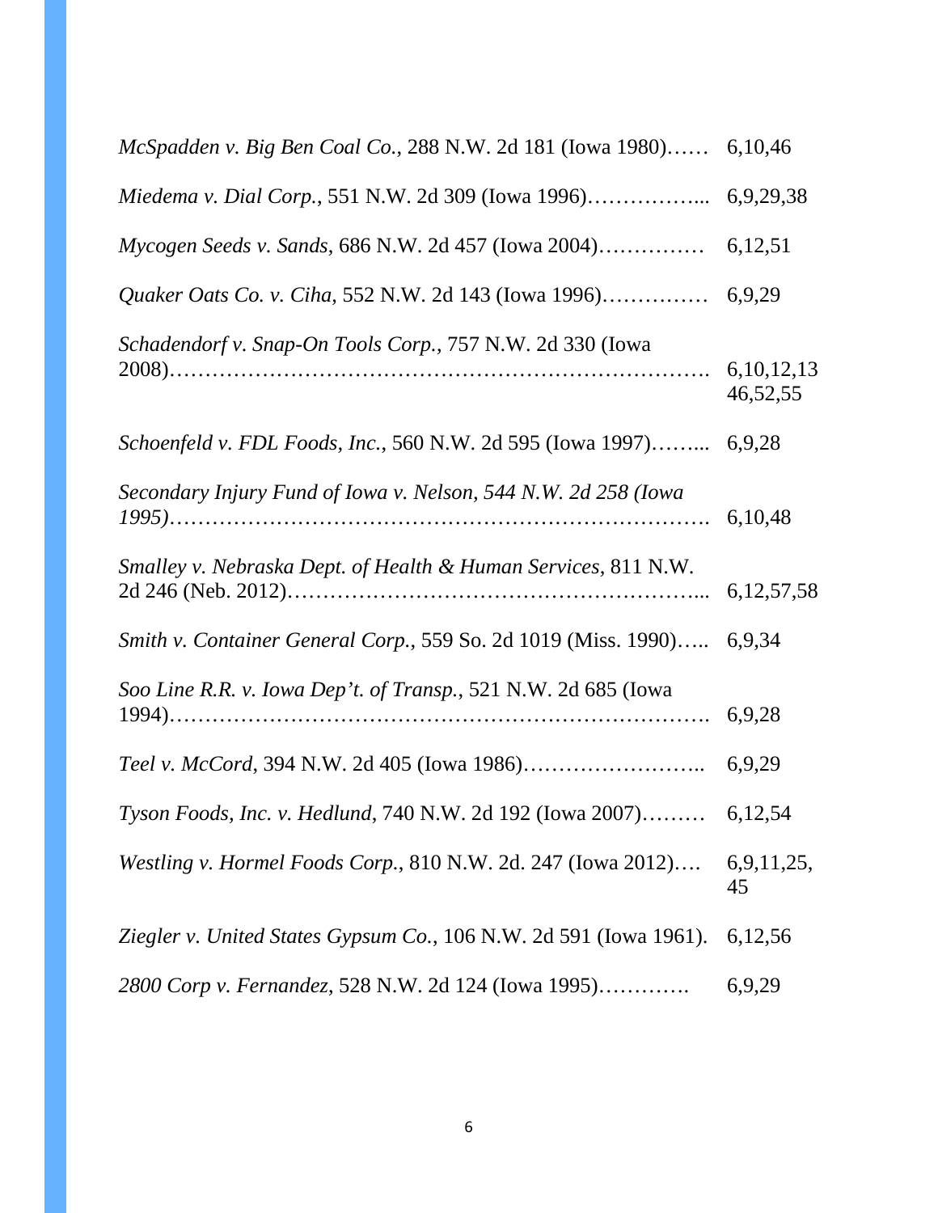*McSpadden v. Big Ben Coal Co.*, 288 N.W. 2d 181 (Iowa 1980)…… 6,10,46

*Miedema v. Dial Corp.*, 551 N.W. 2d 309 (Iowa 1996)……………... 6,9,29,38

*Mycogen Seeds v. Sands*, 686 N.W. 2d 457 (Iowa 2004)…………… 6,12,51

*Quaker Oats Co. v. Ciha*, 552 N.W. 2d 143 (Iowa 1996)…………… 6,9,29

*Schadendorf v. Snap-On Tools Corp.*, 757 N.W. 2d 330 (Iowa 2008)……………………………………………………………. 6,10,12,13 46,52,55

*Schoenfeld v. FDL Foods, Inc.*, 560 N.W. 2d 595 (Iowa 1997)……... 6,9,28

*Secondary Injury Fund of Iowa v. Nelson, 544 N.W. 2d 258 (Iowa 1995)*……………………………………………………………. 6,10,48

*Smalley v. Nebraska Dept. of Health & Human Services*, 811 N.W. 2d 246 (Neb. 2012)……………………………………………... 6,12,57,58

*Smith v. Container General Corp.*, 559 So. 2d 1019 (Miss. 1990)….. 6,9,34

*Soo Line R.R. v. Iowa Dep't. of Transp.*, 521 N.W. 2d 685 (Iowa 1994)……………………………………………………………. 6,9,28

*Teel v. McCord*, 394 N.W. 2d 405 (Iowa 1986)…………………….. 6,9,29

*Tyson Foods, Inc. v. Hedlund*, 740 N.W. 2d 192 (Iowa 2007)……… 6,12,54

*Westling v. Hormel Foods Corp.*, 810 N.W. 2d. 247 (Iowa 2012)…. 6,9,11,25, 45

*Ziegler v. United States Gypsum Co.*, 106 N.W. 2d 591 (Iowa 1961). 6,12,56

*2800 Corp v. Fernandez*, 528 N.W. 2d 124 (Iowa 1995)…………. 6,9,29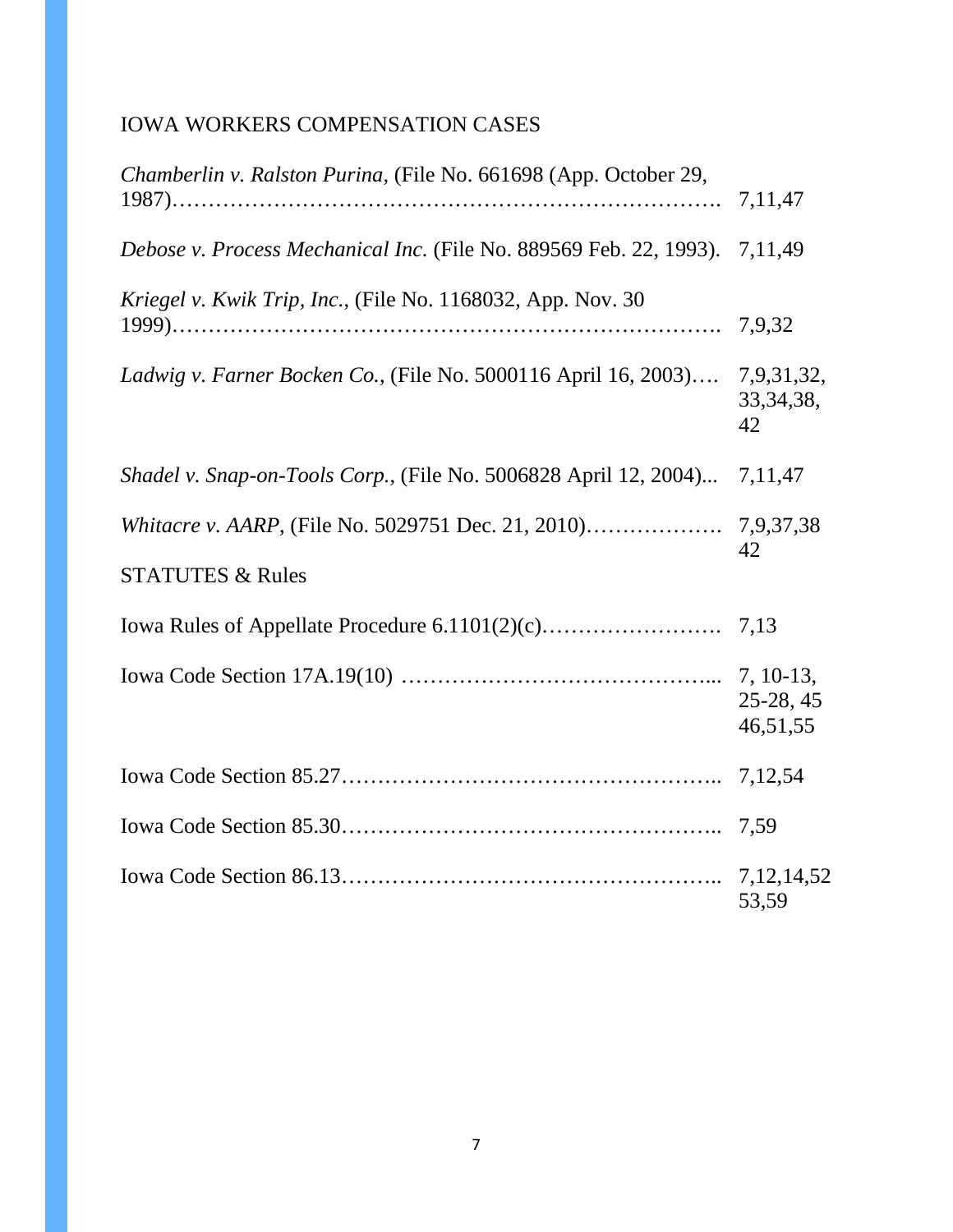## IOWA WORKERS COMPENSATION CASES

| | |
|---|---|
| *Chamberlin v. Ralston Purina*, (File No. 661698 (App. October 29, 1987)………………………………………………………………. | 7,11,47 |
| *Debose v. Process Mechanical Inc.* (File No. 889569 Feb. 22, 1993). | 7,11,49 |
| *Kriegel v. Kwik Trip, Inc.*, (File No. 1168032, App. Nov. 30 1999)………………………………………………………………. | 7,9,32 |
| *Ladwig v. Farner Bocken Co.*, (File No. 5000116 April 16, 2003)…. | 7,9,31,32, 33,34,38, 42 |
| *Shadel v. Snap-on-Tools Corp.*, (File No. 5006828 April 12, 2004)... | 7,11,47 |
| *Whitacre v. AARP*, (File No. 5029751 Dec. 21, 2010)………………. | 7,9,37,38 42 |

## STATUTES & Rules

| | |
|---|---|
| Iowa Rules of Appellate Procedure 6.1101(2)(c)……………………. | 7,13 |
| Iowa Code Section 17A.19(10) ……………………………………... | 7, 10-13, 25-28, 45 46,51,55 |
| Iowa Code Section 85.27…………………………………………….. | 7,12,54 |
| Iowa Code Section 85.30…………………………………………….. | 7,59 |
| Iowa Code Section 86.13…………………………………………….. | 7,12,14,52 53,59 |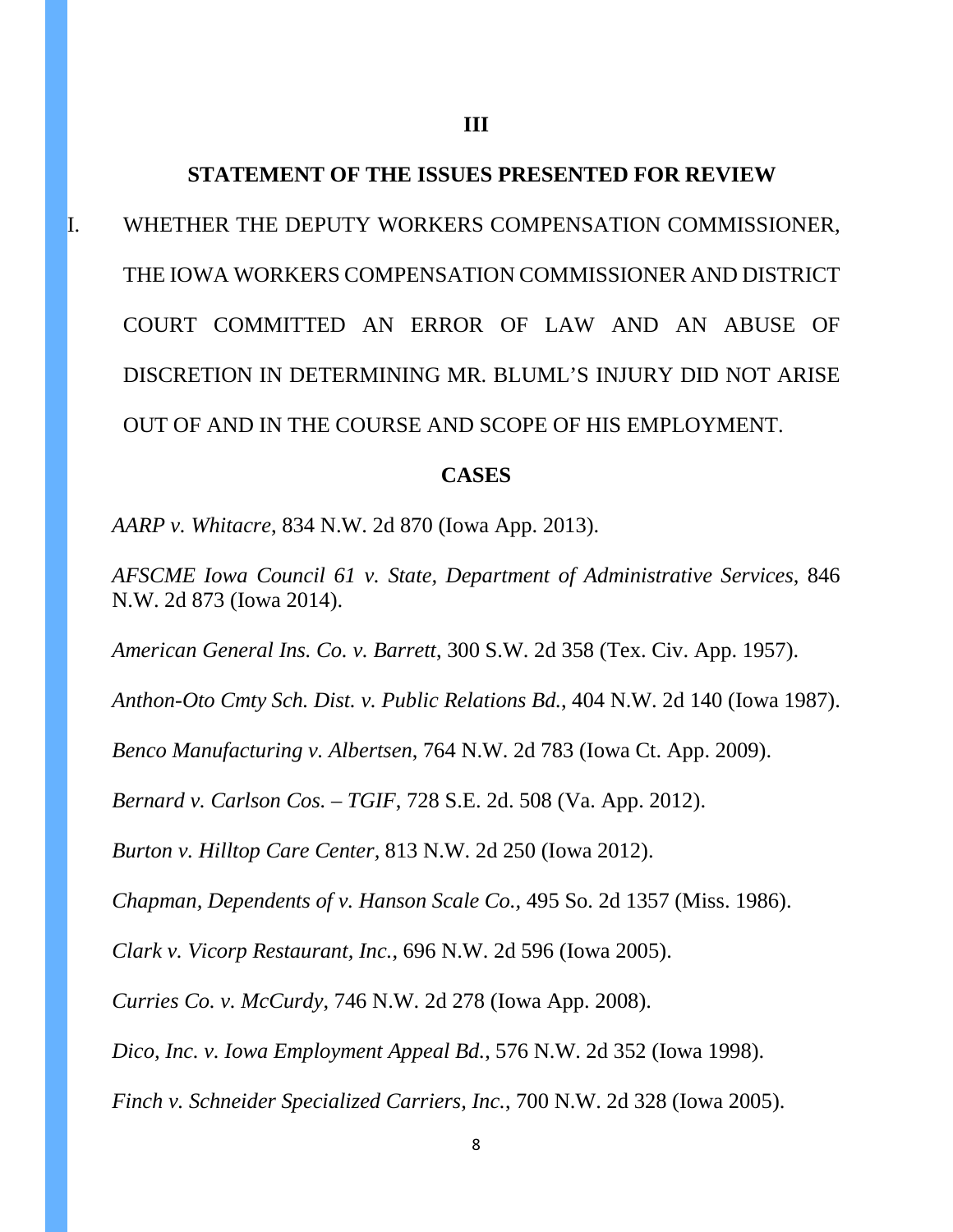## III

## STATEMENT OF THE ISSUES PRESENTED FOR REVIEW

I. WHETHER THE DEPUTY WORKERS COMPENSATION COMMISSIONER, THE IOWA WORKERS COMPENSATION COMMISSIONER AND DISTRICT COURT COMMITTED AN ERROR OF LAW AND AN ABUSE OF DISCRETION IN DETERMINING MR. BLUML'S INJURY DID NOT ARISE OUT OF AND IN THE COURSE AND SCOPE OF HIS EMPLOYMENT.

### CASES

*AARP v. Whitacre*, 834 N.W. 2d 870 (Iowa App. 2013).

*AFSCME Iowa Council 61 v. State, Department of Administrative Services*, 846 N.W. 2d 873 (Iowa 2014).

*American General Ins. Co. v. Barrett*, 300 S.W. 2d 358 (Tex. Civ. App. 1957).

*Anthon-Oto Cmty Sch. Dist. v. Public Relations Bd.*, 404 N.W. 2d 140 (Iowa 1987).

*Benco Manufacturing v. Albertsen*, 764 N.W. 2d 783 (Iowa Ct. App. 2009).

*Bernard v. Carlson Cos. – TGIF*, 728 S.E. 2d. 508 (Va. App. 2012).

*Burton v. Hilltop Care Center*, 813 N.W. 2d 250 (Iowa 2012).

*Chapman, Dependents of v. Hanson Scale Co.*, 495 So. 2d 1357 (Miss. 1986).

*Clark v. Vicorp Restaurant, Inc.*, 696 N.W. 2d 596 (Iowa 2005).

*Curries Co. v. McCurdy*, 746 N.W. 2d 278 (Iowa App. 2008).

*Dico, Inc. v. Iowa Employment Appeal Bd.*, 576 N.W. 2d 352 (Iowa 1998).

*Finch v. Schneider Specialized Carriers, Inc.*, 700 N.W. 2d 328 (Iowa 2005).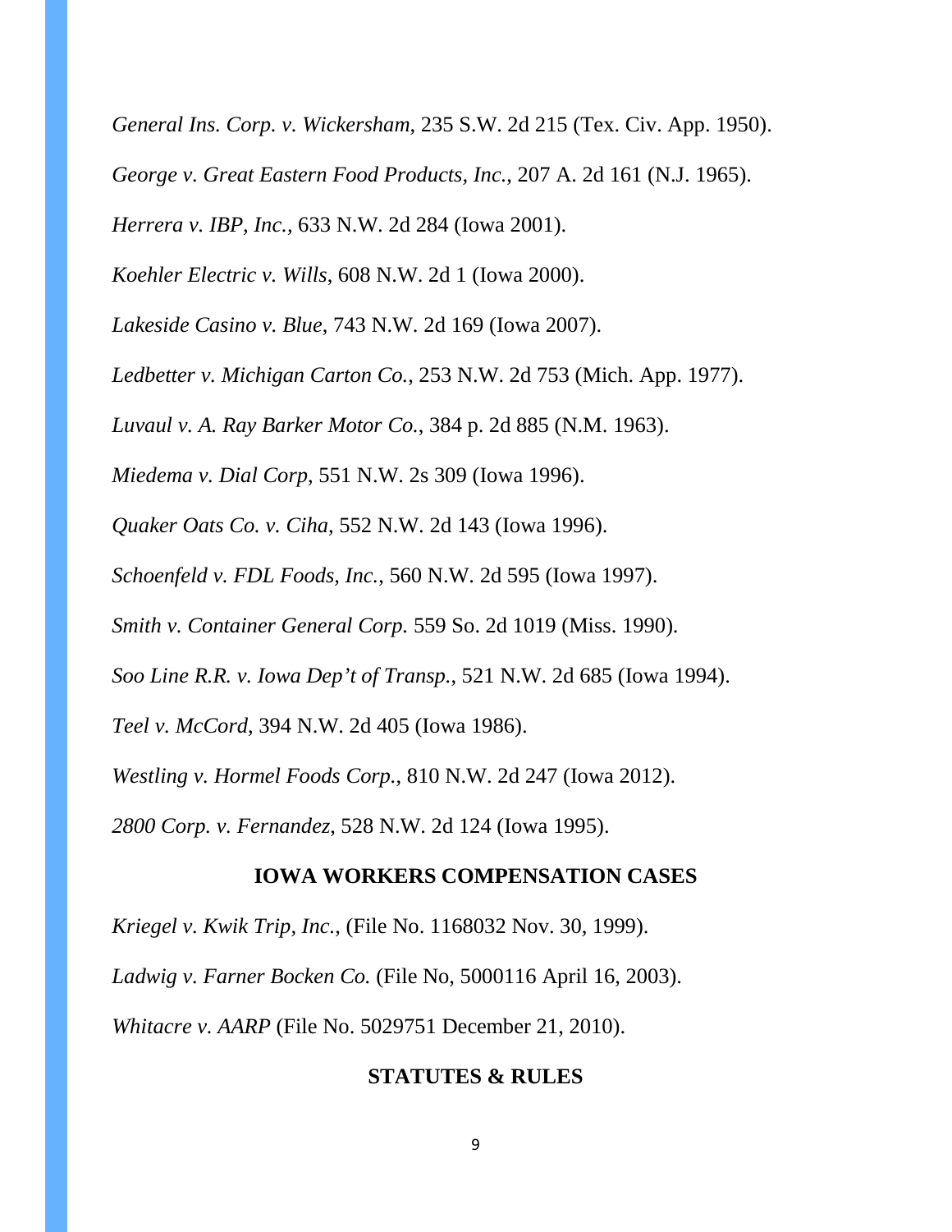*General Ins. Corp. v. Wickersham*, 235 S.W. 2d 215 (Tex. Civ. App. 1950).

*George v. Great Eastern Food Products, Inc.*, 207 A. 2d 161 (N.J. 1965).

*Herrera v. IBP, Inc.,* 633 N.W. 2d 284 (Iowa 2001).

*Koehler Electric v. Wills*, 608 N.W. 2d 1 (Iowa 2000).

*Lakeside Casino v. Blue*, 743 N.W. 2d 169 (Iowa 2007).

*Ledbetter v. Michigan Carton Co.*, 253 N.W. 2d 753 (Mich. App. 1977).

*Luvaul v. A. Ray Barker Motor Co.*, 384 p. 2d 885 (N.M. 1963).

*Miedema v. Dial Corp*, 551 N.W. 2s 309 (Iowa 1996).

*Quaker Oats Co. v. Ciha*, 552 N.W. 2d 143 (Iowa 1996).

*Schoenfeld v. FDL Foods, Inc.*, 560 N.W. 2d 595 (Iowa 1997).

*Smith v. Container General Corp.* 559 So. 2d 1019 (Miss. 1990).

*Soo Line R.R. v. Iowa Dep't of Transp.*, 521 N.W. 2d 685 (Iowa 1994).

*Teel v. McCord*, 394 N.W. 2d 405 (Iowa 1986).

*Westling v. Hormel Foods Corp.*, 810 N.W. 2d 247 (Iowa 2012).

*2800 Corp. v. Fernandez,* 528 N.W. 2d 124 (Iowa 1995).

## IOWA WORKERS COMPENSATION CASES

*Kriegel v. Kwik Trip, Inc.*, (File No. 1168032 Nov. 30, 1999).

*Ladwig v. Farner Bocken Co.* (File No, 5000116 April 16, 2003).

*Whitacre v. AARP* (File No. 5029751 December 21, 2010).

## STATUTES & RULES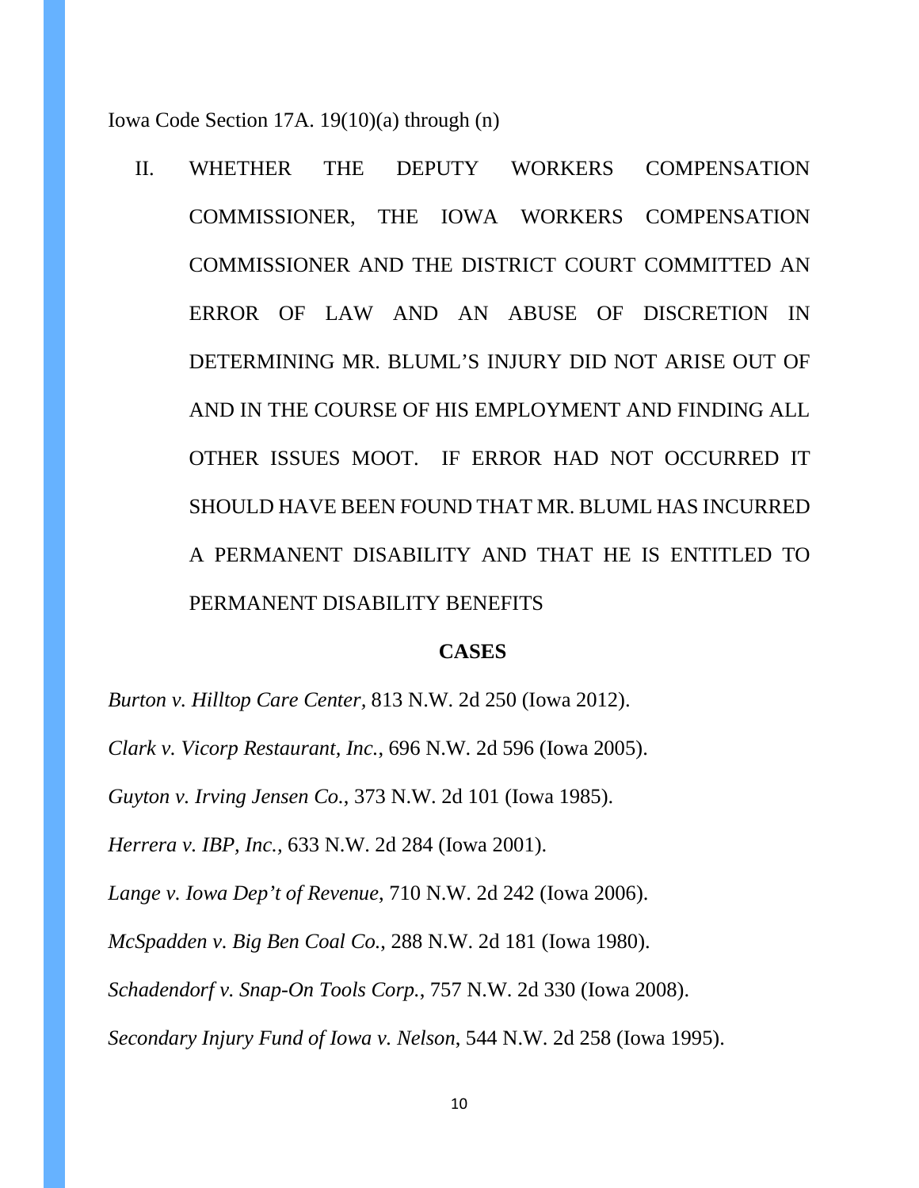Iowa Code Section 17A. 19(10)(a) through (n)

II. WHETHER THE DEPUTY WORKERS COMPENSATION COMMISSIONER, THE IOWA WORKERS COMPENSATION COMMISSIONER AND THE DISTRICT COURT COMMITTED AN ERROR OF LAW AND AN ABUSE OF DISCRETION IN DETERMINING MR. BLUML'S INJURY DID NOT ARISE OUT OF AND IN THE COURSE OF HIS EMPLOYMENT AND FINDING ALL OTHER ISSUES MOOT. IF ERROR HAD NOT OCCURRED IT SHOULD HAVE BEEN FOUND THAT MR. BLUML HAS INCURRED A PERMANENT DISABILITY AND THAT HE IS ENTITLED TO PERMANENT DISABILITY BENEFITS

**CASES**

*Burton v. Hilltop Care Center*, 813 N.W. 2d 250 (Iowa 2012).

*Clark v. Vicorp Restaurant, Inc.*, 696 N.W. 2d 596 (Iowa 2005).

*Guyton v. Irving Jensen Co.*, 373 N.W. 2d 101 (Iowa 1985).

*Herrera v. IBP, Inc.*, 633 N.W. 2d 284 (Iowa 2001).

*Lange v. Iowa Dep't of Revenue*, 710 N.W. 2d 242 (Iowa 2006).

*McSpadden v. Big Ben Coal Co.*, 288 N.W. 2d 181 (Iowa 1980).

*Schadendorf v. Snap-On Tools Corp.*, 757 N.W. 2d 330 (Iowa 2008).

*Secondary Injury Fund of Iowa v. Nelson*, 544 N.W. 2d 258 (Iowa 1995).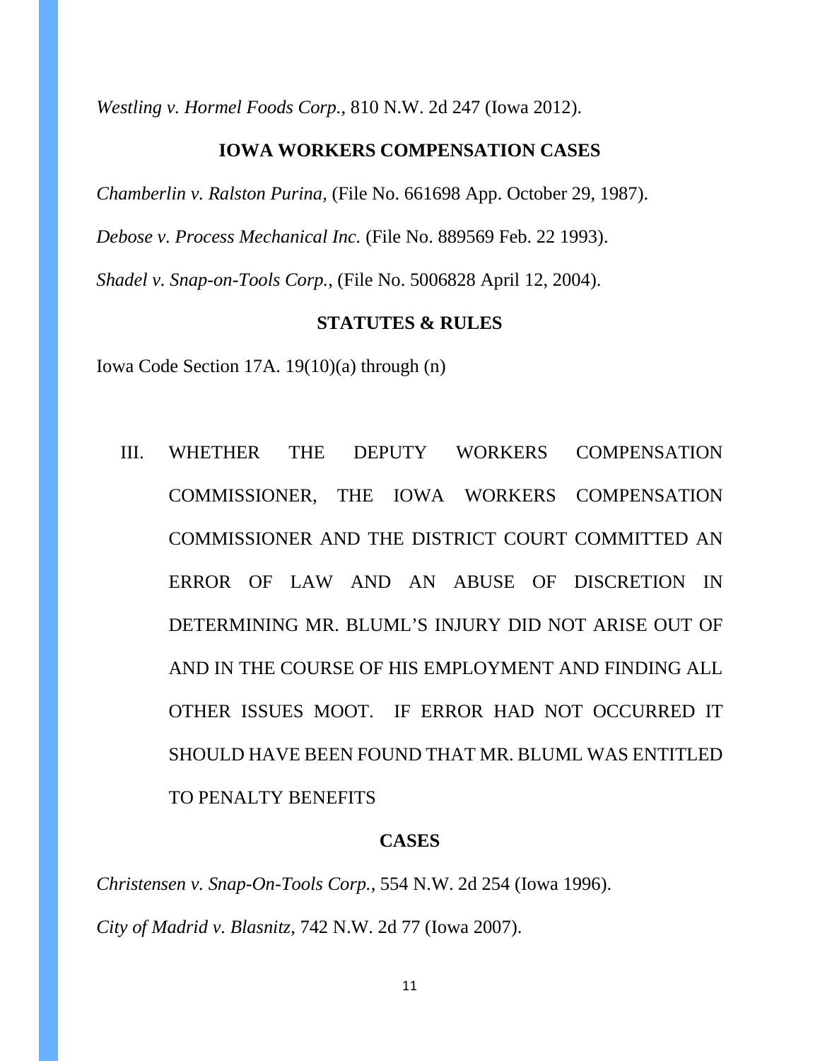*Westling v. Hormel Foods Corp.*, 810 N.W. 2d 247 (Iowa 2012).

**IOWA WORKERS COMPENSATION CASES**

*Chamberlin v. Ralston Purina,* (File No. 661698 App. October 29, 1987).

*Debose v. Process Mechanical Inc.* (File No. 889569 Feb. 22 1993).

*Shadel v. Snap-on-Tools Corp.*, (File No. 5006828 April 12, 2004).

**STATUTES & RULES**

Iowa Code Section 17A. 19(10)(a) through (n)

III. WHETHER THE DEPUTY WORKERS COMPENSATION COMMISSIONER, THE IOWA WORKERS COMPENSATION COMMISSIONER AND THE DISTRICT COURT COMMITTED AN ERROR OF LAW AND AN ABUSE OF DISCRETION IN DETERMINING MR. BLUML'S INJURY DID NOT ARISE OUT OF AND IN THE COURSE OF HIS EMPLOYMENT AND FINDING ALL OTHER ISSUES MOOT. IF ERROR HAD NOT OCCURRED IT SHOULD HAVE BEEN FOUND THAT MR. BLUML WAS ENTITLED TO PENALTY BENEFITS

**CASES**

*Christensen v. Snap-On-Tools Corp.*, 554 N.W. 2d 254 (Iowa 1996).

*City of Madrid v. Blasnitz,* 742 N.W. 2d 77 (Iowa 2007).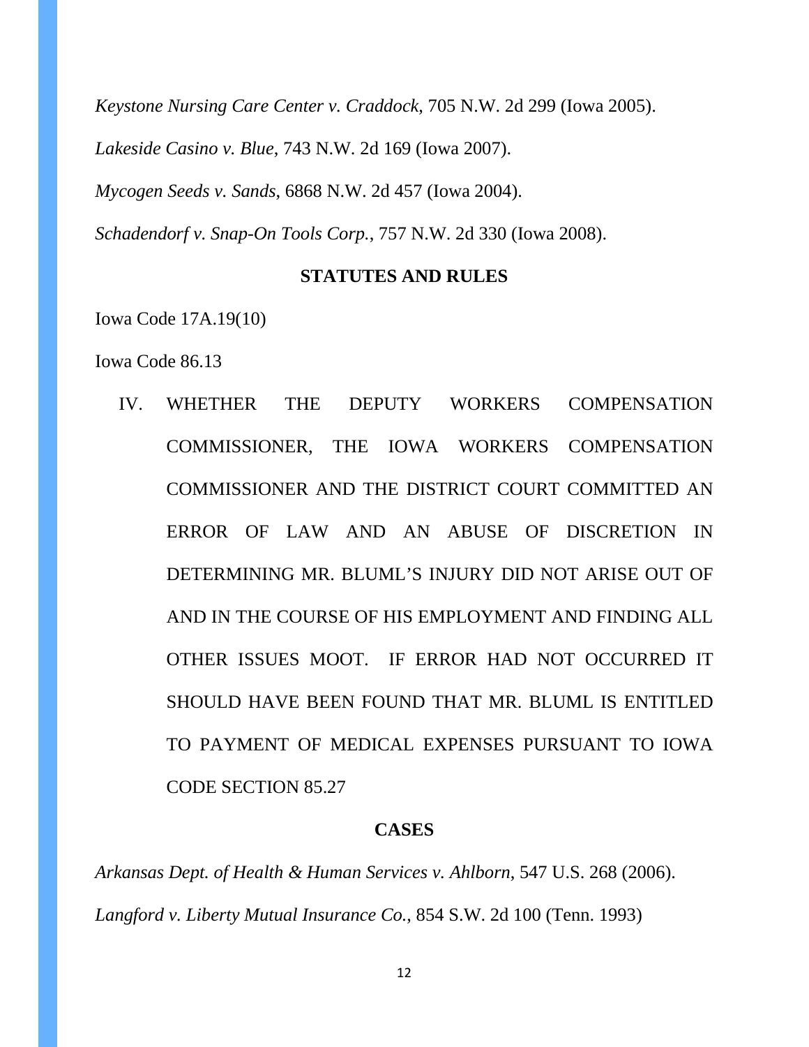*Keystone Nursing Care Center v. Craddock*, 705 N.W. 2d 299 (Iowa 2005).

*Lakeside Casino v. Blue*, 743 N.W. 2d 169 (Iowa 2007).

*Mycogen Seeds v. Sands*, 6868 N.W. 2d 457 (Iowa 2004).

*Schadendorf v. Snap-On Tools Corp.*, 757 N.W. 2d 330 (Iowa 2008).

**STATUTES AND RULES**

Iowa Code 17A.19(10)

Iowa Code 86.13

IV. WHETHER THE DEPUTY WORKERS COMPENSATION COMMISSIONER, THE IOWA WORKERS COMPENSATION COMMISSIONER AND THE DISTRICT COURT COMMITTED AN ERROR OF LAW AND AN ABUSE OF DISCRETION IN DETERMINING MR. BLUML'S INJURY DID NOT ARISE OUT OF AND IN THE COURSE OF HIS EMPLOYMENT AND FINDING ALL OTHER ISSUES MOOT. IF ERROR HAD NOT OCCURRED IT SHOULD HAVE BEEN FOUND THAT MR. BLUML IS ENTITLED TO PAYMENT OF MEDICAL EXPENSES PURSUANT TO IOWA CODE SECTION 85.27

**CASES**

*Arkansas Dept. of Health & Human Services v. Ahlborn*, 547 U.S. 268 (2006).

*Langford v. Liberty Mutual Insurance Co.*, 854 S.W. 2d 100 (Tenn. 1993)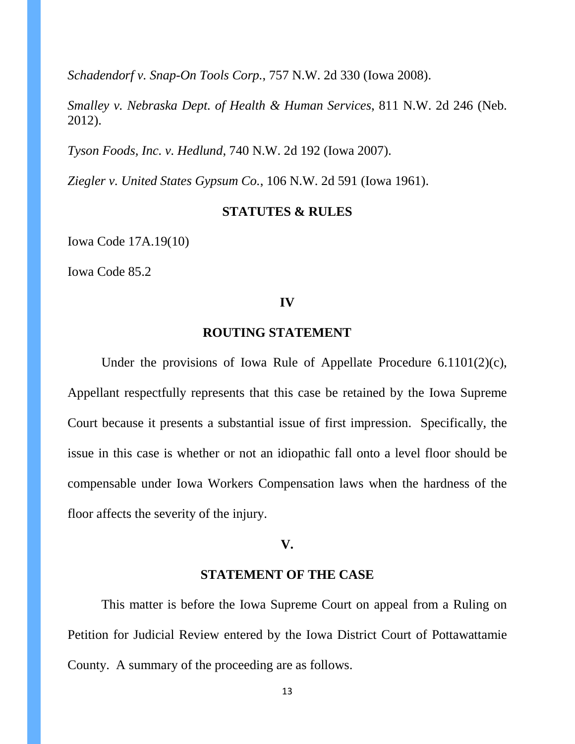*Schadendorf v. Snap-On Tools Corp.*, 757 N.W. 2d 330 (Iowa 2008).

*Smalley v. Nebraska Dept. of Health & Human Services*, 811 N.W. 2d 246 (Neb. 2012).

*Tyson Foods, Inc. v. Hedlund*, 740 N.W. 2d 192 (Iowa 2007).

*Ziegler v. United States Gypsum Co.*, 106 N.W. 2d 591 (Iowa 1961).

**STATUTES & RULES**

Iowa Code 17A.19(10)

Iowa Code 85.2

## IV

## ROUTING STATEMENT

Under the provisions of Iowa Rule of Appellate Procedure 6.1101(2)(c), Appellant respectfully represents that this case be retained by the Iowa Supreme Court because it presents a substantial issue of first impression. Specifically, the issue in this case is whether or not an idiopathic fall onto a level floor should be compensable under Iowa Workers Compensation laws when the hardness of the floor affects the severity of the injury.

## V.

## STATEMENT OF THE CASE

This matter is before the Iowa Supreme Court on appeal from a Ruling on Petition for Judicial Review entered by the Iowa District Court of Pottawattamie County. A summary of the proceeding are as follows.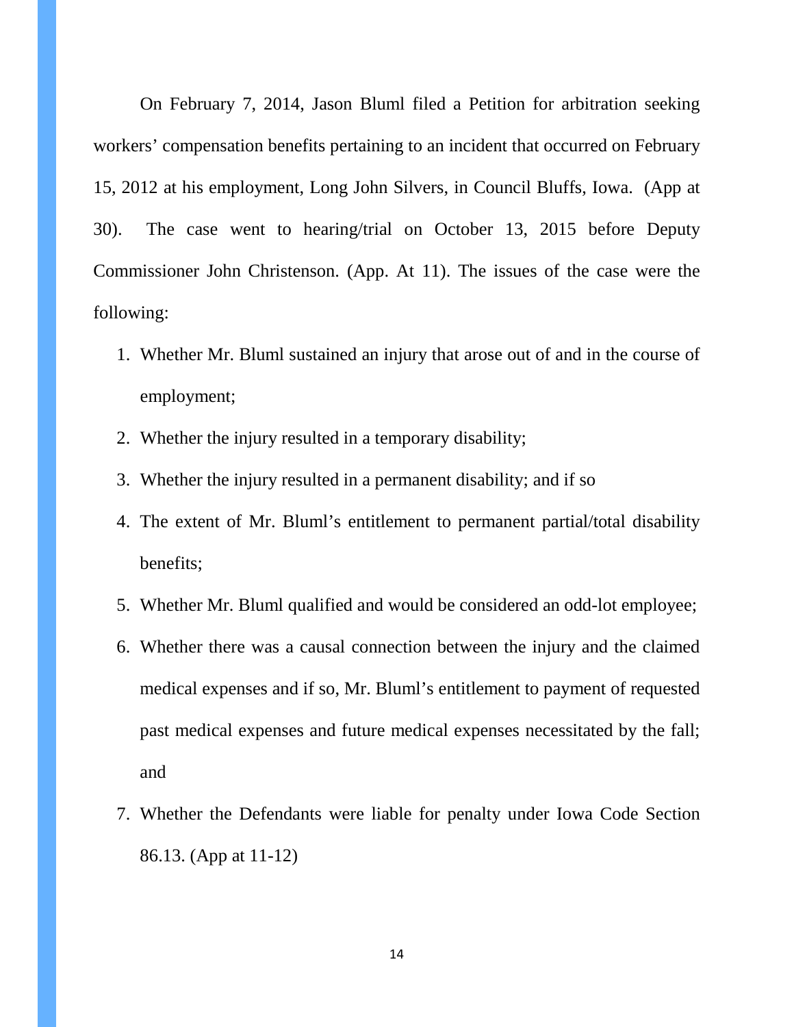On February 7, 2014, Jason Bluml filed a Petition for arbitration seeking workers' compensation benefits pertaining to an incident that occurred on February 15, 2012 at his employment, Long John Silvers, in Council Bluffs, Iowa. (App at 30). The case went to hearing/trial on October 13, 2015 before Deputy Commissioner John Christenson. (App. At 11). The issues of the case were the following:

1. Whether Mr. Bluml sustained an injury that arose out of and in the course of employment;
2. Whether the injury resulted in a temporary disability;
3. Whether the injury resulted in a permanent disability; and if so
4. The extent of Mr. Bluml's entitlement to permanent partial/total disability benefits;
5. Whether Mr. Bluml qualified and would be considered an odd-lot employee;
6. Whether there was a causal connection between the injury and the claimed medical expenses and if so, Mr. Bluml's entitlement to payment of requested past medical expenses and future medical expenses necessitated by the fall; and
7. Whether the Defendants were liable for penalty under Iowa Code Section 86.13. (App at 11-12)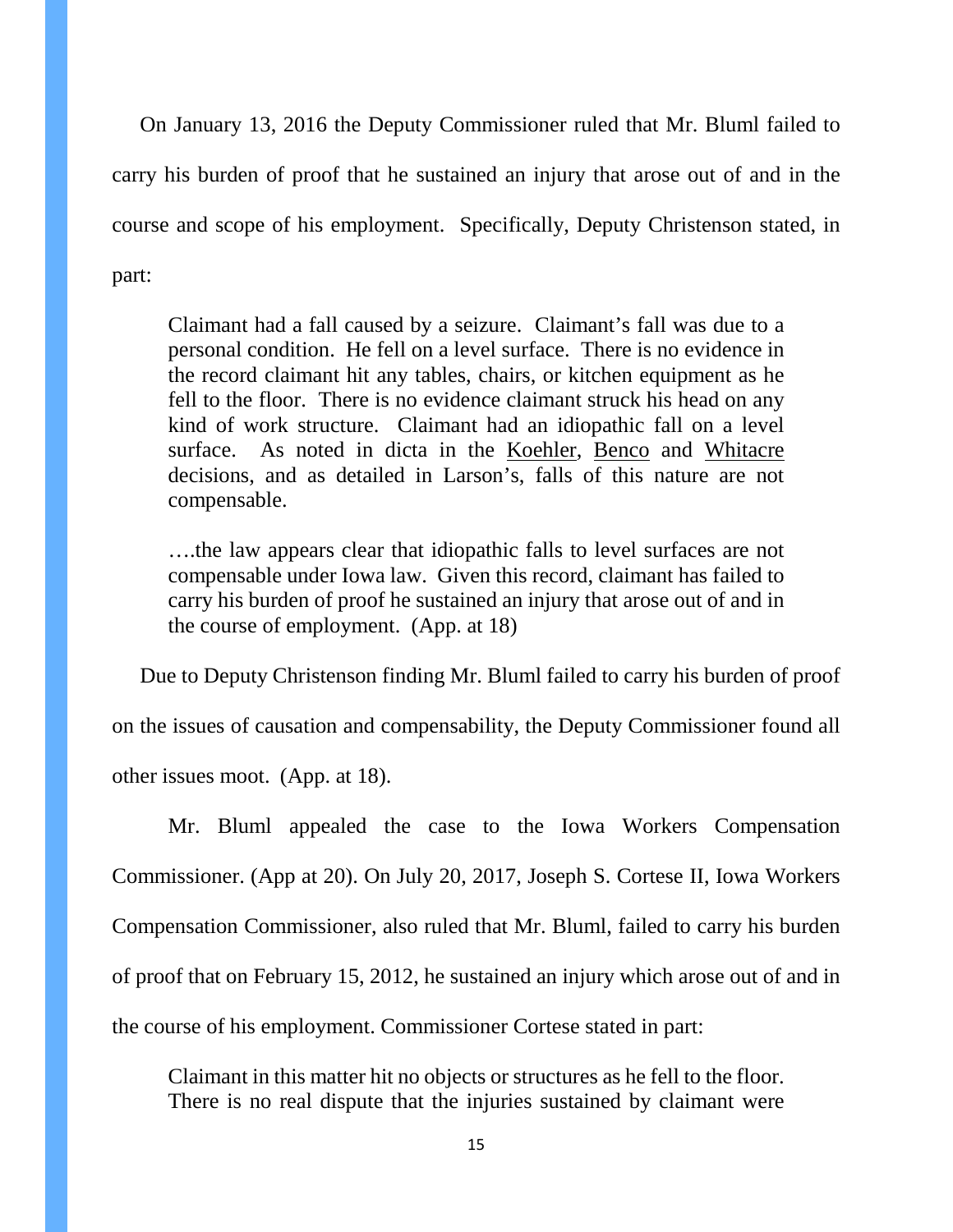On January 13, 2016 the Deputy Commissioner ruled that Mr. Bluml failed to carry his burden of proof that he sustained an injury that arose out of and in the course and scope of his employment. Specifically, Deputy Christenson stated, in part:

> Claimant had a fall caused by a seizure. Claimant's fall was due to a personal condition. He fell on a level surface. There is no evidence in the record claimant hit any tables, chairs, or kitchen equipment as he fell to the floor. There is no evidence claimant struck his head on any kind of work structure. Claimant had an idiopathic fall on a level surface. As noted in dicta in the <u>Koehler</u>, <u>Benco</u> and <u>Whitacre</u> decisions, and as detailed in Larson's, falls of this nature are not compensable.
>
> ….the law appears clear that idiopathic falls to level surfaces are not compensable under Iowa law. Given this record, claimant has failed to carry his burden of proof he sustained an injury that arose out of and in the course of employment. (App. at 18)

Due to Deputy Christenson finding Mr. Bluml failed to carry his burden of proof on the issues of causation and compensability, the Deputy Commissioner found all other issues moot. (App. at 18).

Mr. Bluml appealed the case to the Iowa Workers Compensation Commissioner. (App at 20). On July 20, 2017, Joseph S. Cortese II, Iowa Workers Compensation Commissioner, also ruled that Mr. Bluml, failed to carry his burden of proof that on February 15, 2012, he sustained an injury which arose out of and in the course of his employment. Commissioner Cortese stated in part:

> Claimant in this matter hit no objects or structures as he fell to the floor. There is no real dispute that the injuries sustained by claimant were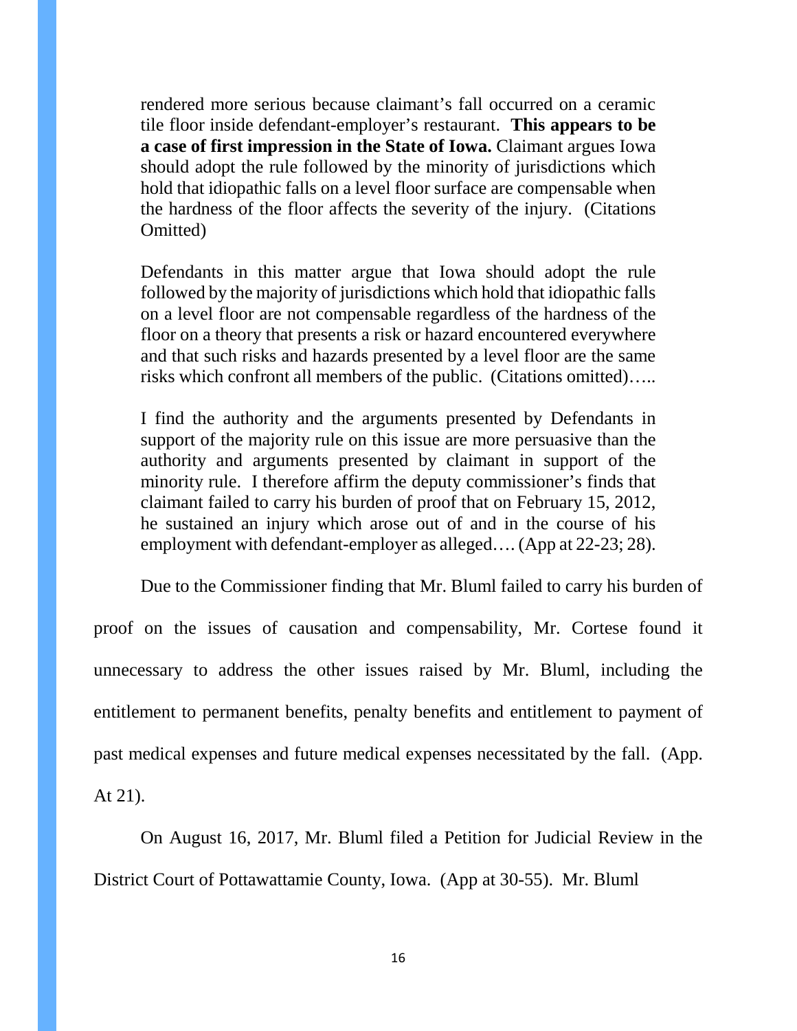> rendered more serious because claimant's fall occurred on a ceramic tile floor inside defendant-employer's restaurant. **This appears to be a case of first impression in the State of Iowa.** Claimant argues Iowa should adopt the rule followed by the minority of jurisdictions which hold that idiopathic falls on a level floor surface are compensable when the hardness of the floor affects the severity of the injury. (Citations Omitted)
>
> Defendants in this matter argue that Iowa should adopt the rule followed by the majority of jurisdictions which hold that idiopathic falls on a level floor are not compensable regardless of the hardness of the floor on a theory that presents a risk or hazard encountered everywhere and that such risks and hazards presented by a level floor are the same risks which confront all members of the public. (Citations omitted)…..
>
> I find the authority and the arguments presented by Defendants in support of the majority rule on this issue are more persuasive than the authority and arguments presented by claimant in support of the minority rule. I therefore affirm the deputy commissioner's finds that claimant failed to carry his burden of proof that on February 15, 2012, he sustained an injury which arose out of and in the course of his employment with defendant-employer as alleged…. (App at 22-23; 28).

Due to the Commissioner finding that Mr. Bluml failed to carry his burden of proof on the issues of causation and compensability, Mr. Cortese found it unnecessary to address the other issues raised by Mr. Bluml, including the entitlement to permanent benefits, penalty benefits and entitlement to payment of past medical expenses and future medical expenses necessitated by the fall. (App. At 21).

On August 16, 2017, Mr. Bluml filed a Petition for Judicial Review in the District Court of Pottawattamie County, Iowa. (App at 30-55). Mr. Bluml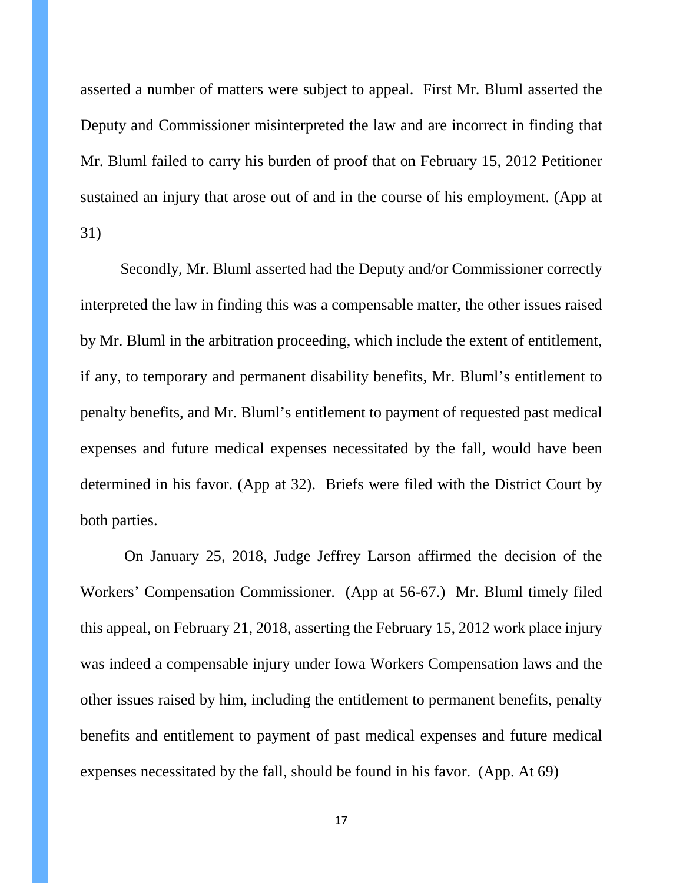asserted a number of matters were subject to appeal. First Mr. Bluml asserted the Deputy and Commissioner misinterpreted the law and are incorrect in finding that Mr. Bluml failed to carry his burden of proof that on February 15, 2012 Petitioner sustained an injury that arose out of and in the course of his employment. (App at 31)

Secondly, Mr. Bluml asserted had the Deputy and/or Commissioner correctly interpreted the law in finding this was a compensable matter, the other issues raised by Mr. Bluml in the arbitration proceeding, which include the extent of entitlement, if any, to temporary and permanent disability benefits, Mr. Bluml's entitlement to penalty benefits, and Mr. Bluml's entitlement to payment of requested past medical expenses and future medical expenses necessitated by the fall, would have been determined in his favor. (App at 32). Briefs were filed with the District Court by both parties.

On January 25, 2018, Judge Jeffrey Larson affirmed the decision of the Workers' Compensation Commissioner. (App at 56-67.) Mr. Bluml timely filed this appeal, on February 21, 2018, asserting the February 15, 2012 work place injury was indeed a compensable injury under Iowa Workers Compensation laws and the other issues raised by him, including the entitlement to permanent benefits, penalty benefits and entitlement to payment of past medical expenses and future medical expenses necessitated by the fall, should be found in his favor. (App. At 69)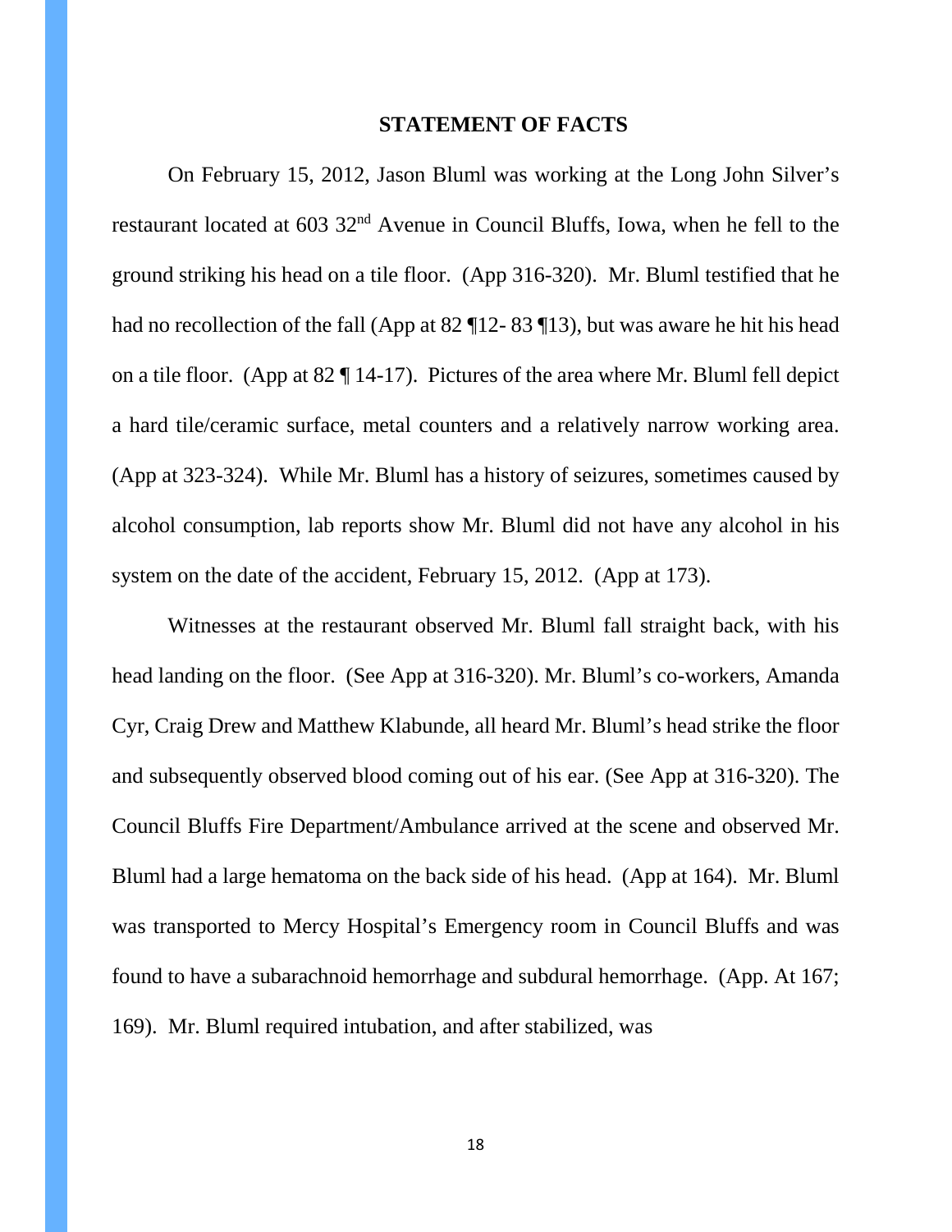## STATEMENT OF FACTS

On February 15, 2012, Jason Bluml was working at the Long John Silver's restaurant located at 603 32nd Avenue in Council Bluffs, Iowa, when he fell to the ground striking his head on a tile floor. (App 316-320). Mr. Bluml testified that he had no recollection of the fall (App at 82 ¶12- 83 ¶13), but was aware he hit his head on a tile floor. (App at 82 ¶ 14-17). Pictures of the area where Mr. Bluml fell depict a hard tile/ceramic surface, metal counters and a relatively narrow working area. (App at 323-324). While Mr. Bluml has a history of seizures, sometimes caused by alcohol consumption, lab reports show Mr. Bluml did not have any alcohol in his system on the date of the accident, February 15, 2012. (App at 173).

Witnesses at the restaurant observed Mr. Bluml fall straight back, with his head landing on the floor. (See App at 316-320). Mr. Bluml's co-workers, Amanda Cyr, Craig Drew and Matthew Klabunde, all heard Mr. Bluml's head strike the floor and subsequently observed blood coming out of his ear. (See App at 316-320). The Council Bluffs Fire Department/Ambulance arrived at the scene and observed Mr. Bluml had a large hematoma on the back side of his head. (App at 164). Mr. Bluml was transported to Mercy Hospital's Emergency room in Council Bluffs and was found to have a subarachnoid hemorrhage and subdural hemorrhage. (App. At 167; 169). Mr. Bluml required intubation, and after stabilized, was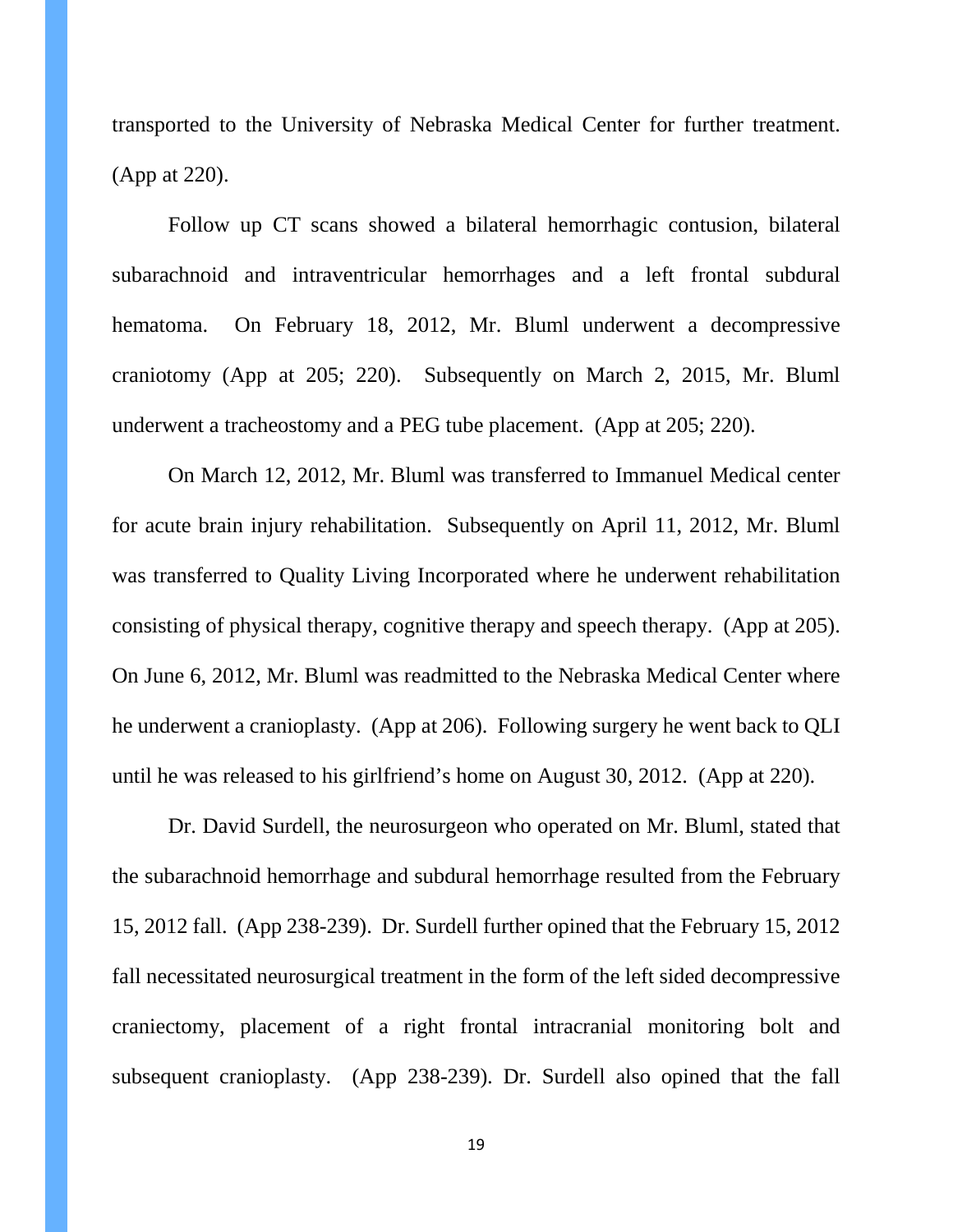transported to the University of Nebraska Medical Center for further treatment. (App at 220).

Follow up CT scans showed a bilateral hemorrhagic contusion, bilateral subarachnoid and intraventricular hemorrhages and a left frontal subdural hematoma. On February 18, 2012, Mr. Bluml underwent a decompressive craniotomy (App at 205; 220). Subsequently on March 2, 2015, Mr. Bluml underwent a tracheostomy and a PEG tube placement. (App at 205; 220).

On March 12, 2012, Mr. Bluml was transferred to Immanuel Medical center for acute brain injury rehabilitation. Subsequently on April 11, 2012, Mr. Bluml was transferred to Quality Living Incorporated where he underwent rehabilitation consisting of physical therapy, cognitive therapy and speech therapy. (App at 205). On June 6, 2012, Mr. Bluml was readmitted to the Nebraska Medical Center where he underwent a cranioplasty. (App at 206). Following surgery he went back to QLI until he was released to his girlfriend's home on August 30, 2012. (App at 220).

Dr. David Surdell, the neurosurgeon who operated on Mr. Bluml, stated that the subarachnoid hemorrhage and subdural hemorrhage resulted from the February 15, 2012 fall. (App 238-239). Dr. Surdell further opined that the February 15, 2012 fall necessitated neurosurgical treatment in the form of the left sided decompressive craniectomy, placement of a right frontal intracranial monitoring bolt and subsequent cranioplasty. (App 238-239). Dr. Surdell also opined that the fall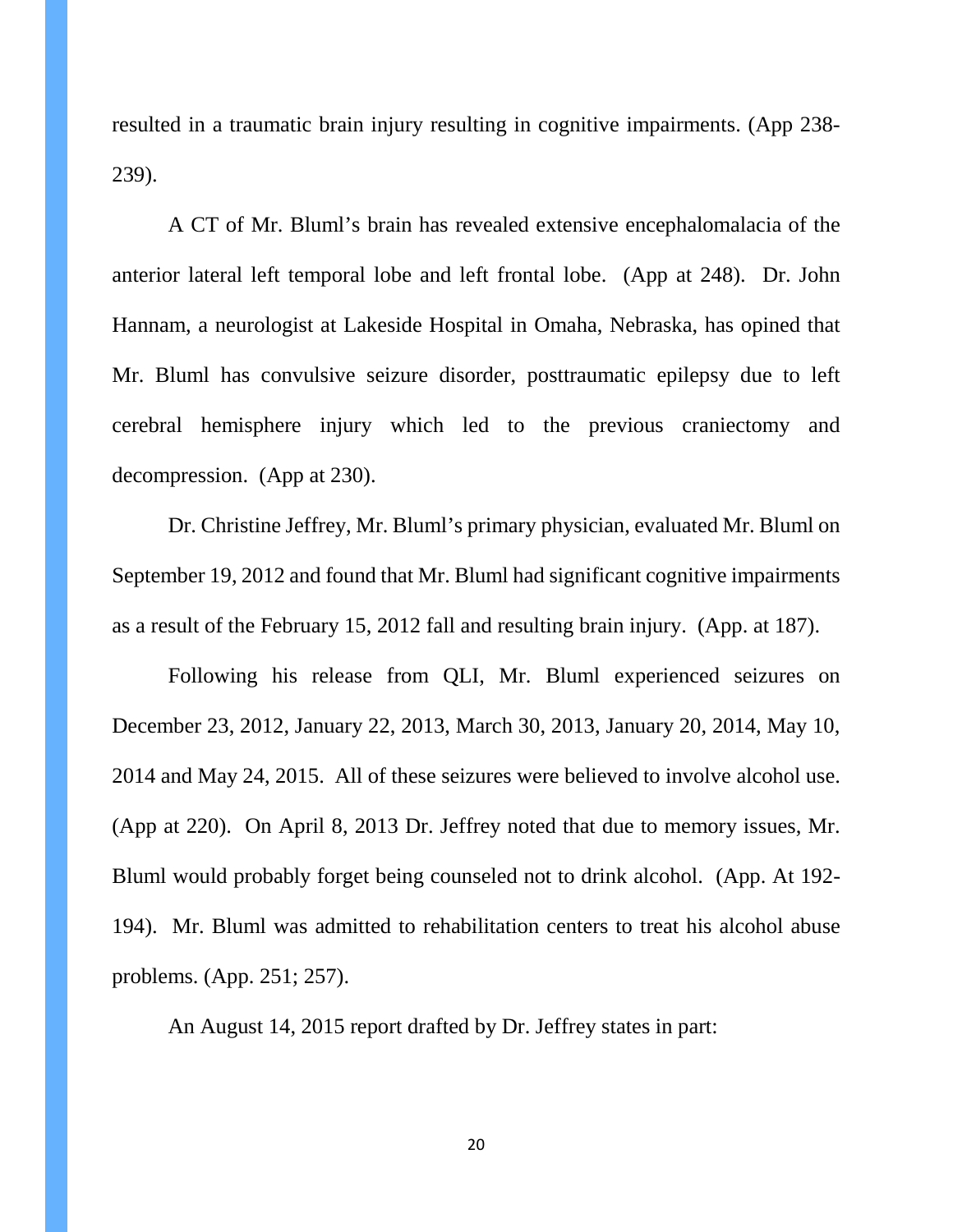resulted in a traumatic brain injury resulting in cognitive impairments. (App 238-239).

A CT of Mr. Bluml's brain has revealed extensive encephalomalacia of the anterior lateral left temporal lobe and left frontal lobe. (App at 248). Dr. John Hannam, a neurologist at Lakeside Hospital in Omaha, Nebraska, has opined that Mr. Bluml has convulsive seizure disorder, posttraumatic epilepsy due to left cerebral hemisphere injury which led to the previous craniectomy and decompression. (App at 230).

Dr. Christine Jeffrey, Mr. Bluml's primary physician, evaluated Mr. Bluml on September 19, 2012 and found that Mr. Bluml had significant cognitive impairments as a result of the February 15, 2012 fall and resulting brain injury. (App. at 187).

Following his release from QLI, Mr. Bluml experienced seizures on December 23, 2012, January 22, 2013, March 30, 2013, January 20, 2014, May 10, 2014 and May 24, 2015. All of these seizures were believed to involve alcohol use. (App at 220). On April 8, 2013 Dr. Jeffrey noted that due to memory issues, Mr. Bluml would probably forget being counseled not to drink alcohol. (App. At 192-194). Mr. Bluml was admitted to rehabilitation centers to treat his alcohol abuse problems. (App. 251; 257).

An August 14, 2015 report drafted by Dr. Jeffrey states in part: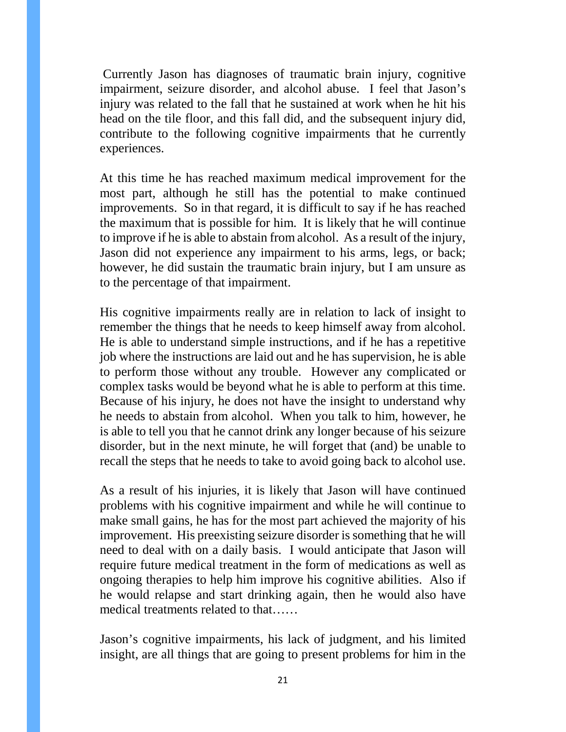Currently Jason has diagnoses of traumatic brain injury, cognitive impairment, seizure disorder, and alcohol abuse. I feel that Jason's injury was related to the fall that he sustained at work when he hit his head on the tile floor, and this fall did, and the subsequent injury did, contribute to the following cognitive impairments that he currently experiences.

At this time he has reached maximum medical improvement for the most part, although he still has the potential to make continued improvements. So in that regard, it is difficult to say if he has reached the maximum that is possible for him. It is likely that he will continue to improve if he is able to abstain from alcohol. As a result of the injury, Jason did not experience any impairment to his arms, legs, or back; however, he did sustain the traumatic brain injury, but I am unsure as to the percentage of that impairment.

His cognitive impairments really are in relation to lack of insight to remember the things that he needs to keep himself away from alcohol. He is able to understand simple instructions, and if he has a repetitive job where the instructions are laid out and he has supervision, he is able to perform those without any trouble. However any complicated or complex tasks would be beyond what he is able to perform at this time. Because of his injury, he does not have the insight to understand why he needs to abstain from alcohol. When you talk to him, however, he is able to tell you that he cannot drink any longer because of his seizure disorder, but in the next minute, he will forget that (and) be unable to recall the steps that he needs to take to avoid going back to alcohol use.

As a result of his injuries, it is likely that Jason will have continued problems with his cognitive impairment and while he will continue to make small gains, he has for the most part achieved the majority of his improvement. His preexisting seizure disorder is something that he will need to deal with on a daily basis. I would anticipate that Jason will require future medical treatment in the form of medications as well as ongoing therapies to help him improve his cognitive abilities. Also if he would relapse and start drinking again, then he would also have medical treatments related to that……

Jason's cognitive impairments, his lack of judgment, and his limited insight, are all things that are going to present problems for him in the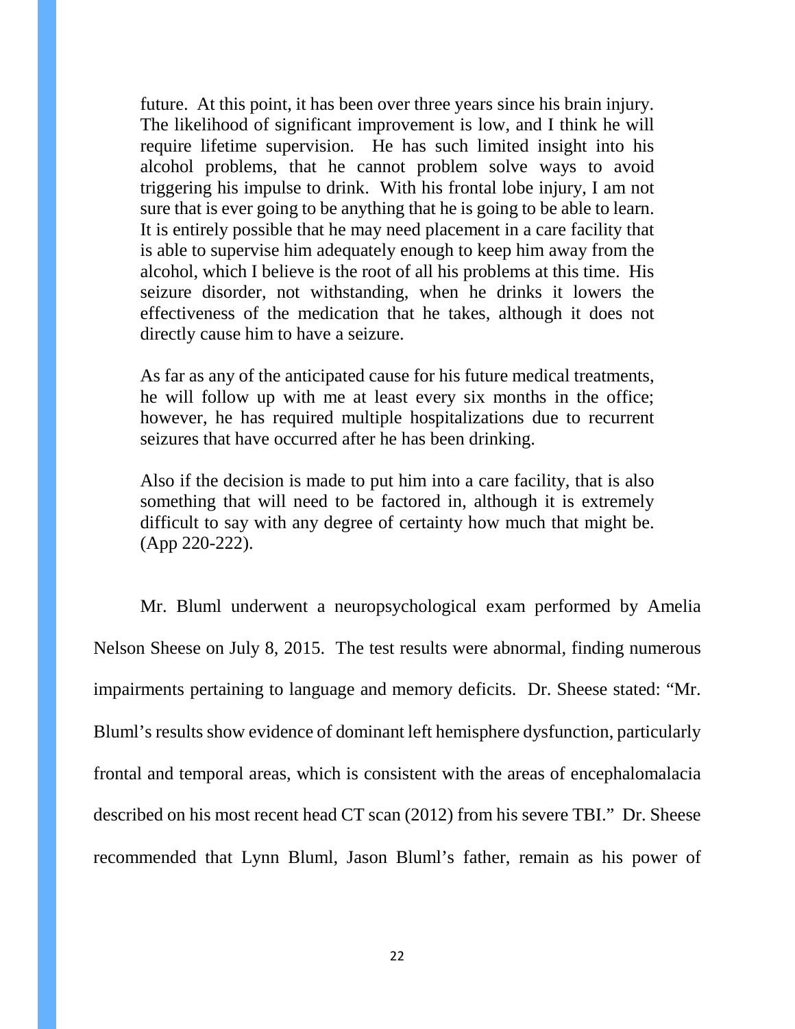> future. At this point, it has been over three years since his brain injury. The likelihood of significant improvement is low, and I think he will require lifetime supervision. He has such limited insight into his alcohol problems, that he cannot problem solve ways to avoid triggering his impulse to drink. With his frontal lobe injury, I am not sure that is ever going to be anything that he is going to be able to learn. It is entirely possible that he may need placement in a care facility that is able to supervise him adequately enough to keep him away from the alcohol, which I believe is the root of all his problems at this time. His seizure disorder, not withstanding, when he drinks it lowers the effectiveness of the medication that he takes, although it does not directly cause him to have a seizure.
>
> As far as any of the anticipated cause for his future medical treatments, he will follow up with me at least every six months in the office; however, he has required multiple hospitalizations due to recurrent seizures that have occurred after he has been drinking.
>
> Also if the decision is made to put him into a care facility, that is also something that will need to be factored in, although it is extremely difficult to say with any degree of certainty how much that might be. (App 220-222).

Mr. Bluml underwent a neuropsychological exam performed by Amelia Nelson Sheese on July 8, 2015. The test results were abnormal, finding numerous impairments pertaining to language and memory deficits. Dr. Sheese stated: "Mr. Bluml's results show evidence of dominant left hemisphere dysfunction, particularly frontal and temporal areas, which is consistent with the areas of encephalomalacia described on his most recent head CT scan (2012) from his severe TBI." Dr. Sheese recommended that Lynn Bluml, Jason Bluml's father, remain as his power of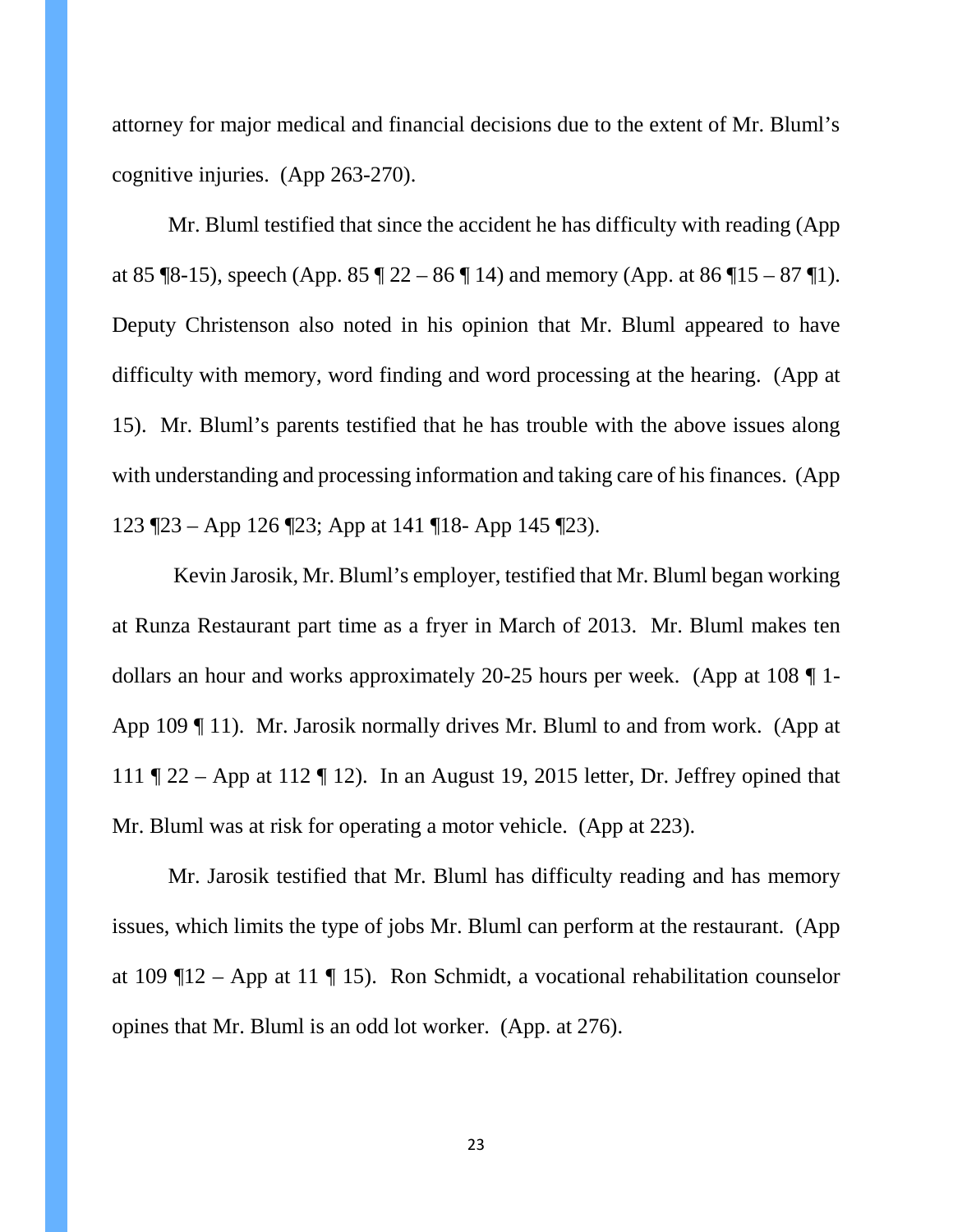attorney for major medical and financial decisions due to the extent of Mr. Bluml's cognitive injuries. (App 263-270).

Mr. Bluml testified that since the accident he has difficulty with reading (App at 85 ¶8-15), speech (App. 85 ¶ 22 – 86 ¶ 14) and memory (App. at 86 ¶15 – 87 ¶1). Deputy Christenson also noted in his opinion that Mr. Bluml appeared to have difficulty with memory, word finding and word processing at the hearing. (App at 15). Mr. Bluml's parents testified that he has trouble with the above issues along with understanding and processing information and taking care of his finances. (App 123 ¶23 – App 126 ¶23; App at 141 ¶18- App 145 ¶23).

Kevin Jarosik, Mr. Bluml's employer, testified that Mr. Bluml began working at Runza Restaurant part time as a fryer in March of 2013. Mr. Bluml makes ten dollars an hour and works approximately 20-25 hours per week. (App at 108 ¶ 1- App 109 ¶ 11). Mr. Jarosik normally drives Mr. Bluml to and from work. (App at 111 ¶ 22 – App at 112 ¶ 12). In an August 19, 2015 letter, Dr. Jeffrey opined that Mr. Bluml was at risk for operating a motor vehicle. (App at 223).

Mr. Jarosik testified that Mr. Bluml has difficulty reading and has memory issues, which limits the type of jobs Mr. Bluml can perform at the restaurant. (App at 109 ¶12 – App at 11 ¶ 15). Ron Schmidt, a vocational rehabilitation counselor opines that Mr. Bluml is an odd lot worker. (App. at 276).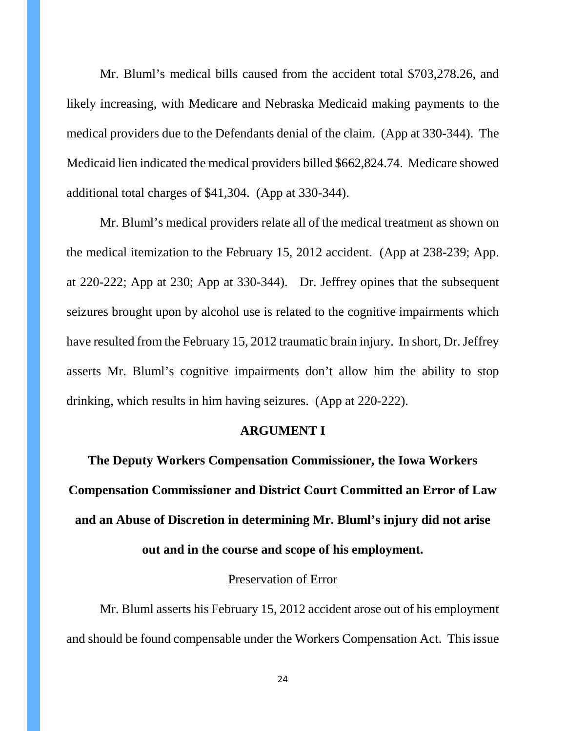Mr. Bluml's medical bills caused from the accident total $703,278.26, and likely increasing, with Medicare and Nebraska Medicaid making payments to the medical providers due to the Defendants denial of the claim. (App at 330-344). The Medicaid lien indicated the medical providers billed $662,824.74. Medicare showed additional total charges of $41,304. (App at 330-344).

Mr. Bluml's medical providers relate all of the medical treatment as shown on the medical itemization to the February 15, 2012 accident. (App at 238-239; App. at 220-222; App at 230; App at 330-344). Dr. Jeffrey opines that the subsequent seizures brought upon by alcohol use is related to the cognitive impairments which have resulted from the February 15, 2012 traumatic brain injury. In short, Dr. Jeffrey asserts Mr. Bluml's cognitive impairments don't allow him the ability to stop drinking, which results in him having seizures. (App at 220-222).

## ARGUMENT I

**The Deputy Workers Compensation Commissioner, the Iowa Workers Compensation Commissioner and District Court Committed an Error of Law and an Abuse of Discretion in determining Mr. Bluml's injury did not arise out and in the course and scope of his employment.**

<u>Preservation of Error</u>

Mr. Bluml asserts his February 15, 2012 accident arose out of his employment and should be found compensable under the Workers Compensation Act. This issue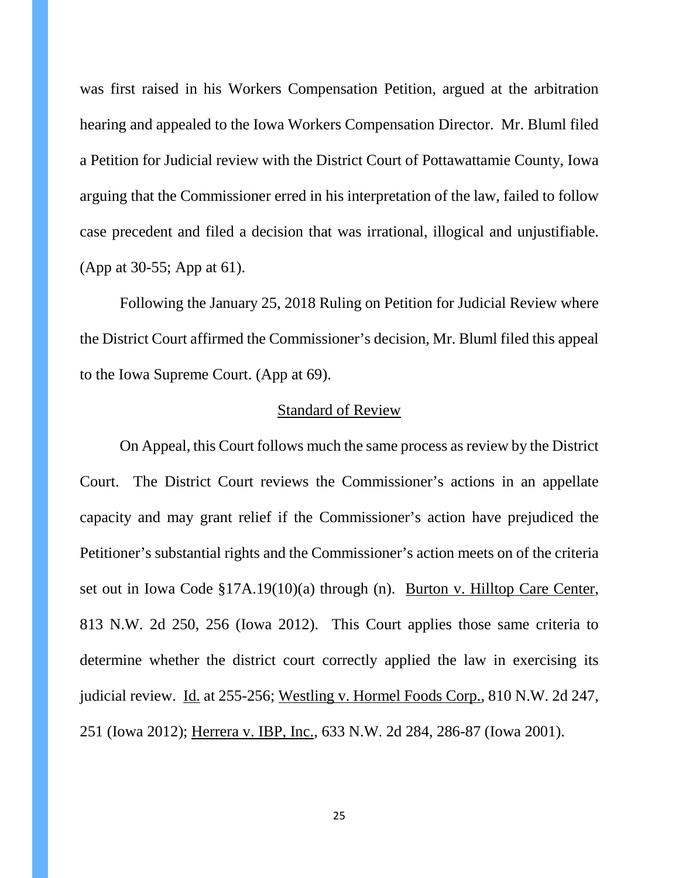was first raised in his Workers Compensation Petition, argued at the arbitration hearing and appealed to the Iowa Workers Compensation Director. Mr. Bluml filed a Petition for Judicial review with the District Court of Pottawattamie County, Iowa arguing that the Commissioner erred in his interpretation of the law, failed to follow case precedent and filed a decision that was irrational, illogical and unjustifiable. (App at 30-55; App at 61).

Following the January 25, 2018 Ruling on Petition for Judicial Review where the District Court affirmed the Commissioner's decision, Mr. Bluml filed this appeal to the Iowa Supreme Court. (App at 69).

## Standard of Review

On Appeal, this Court follows much the same process as review by the District Court. The District Court reviews the Commissioner's actions in an appellate capacity and may grant relief if the Commissioner's action have prejudiced the Petitioner's substantial rights and the Commissioner's action meets on of the criteria set out in Iowa Code §17A.19(10)(a) through (n). Burton v. Hilltop Care Center, 813 N.W. 2d 250, 256 (Iowa 2012). This Court applies those same criteria to determine whether the district court correctly applied the law in exercising its judicial review. Id. at 255-256; Westling v. Hormel Foods Corp., 810 N.W. 2d 247, 251 (Iowa 2012); Herrera v. IBP, Inc., 633 N.W. 2d 284, 286-87 (Iowa 2001).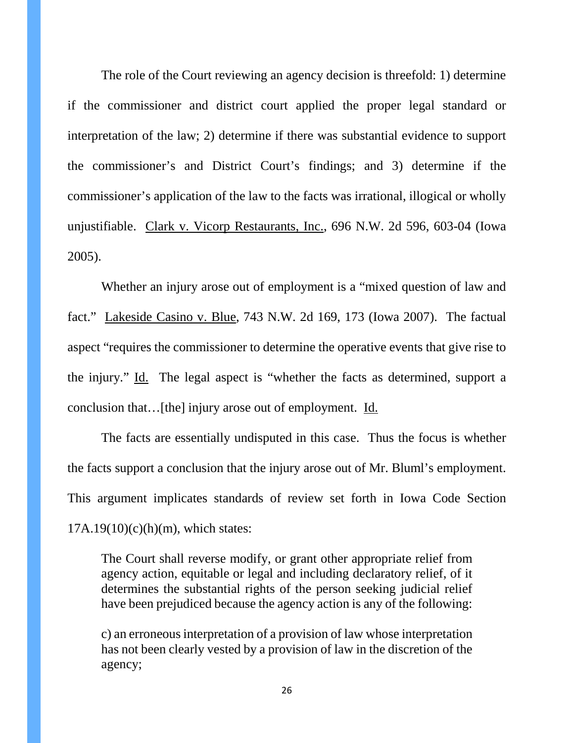The role of the Court reviewing an agency decision is threefold: 1) determine if the commissioner and district court applied the proper legal standard or interpretation of the law; 2) determine if there was substantial evidence to support the commissioner's and District Court's findings; and 3) determine if the commissioner's application of the law to the facts was irrational, illogical or wholly unjustifiable. Clark v. Vicorp Restaurants, Inc., 696 N.W. 2d 596, 603-04 (Iowa 2005).

Whether an injury arose out of employment is a "mixed question of law and fact." Lakeside Casino v. Blue, 743 N.W. 2d 169, 173 (Iowa 2007). The factual aspect "requires the commissioner to determine the operative events that give rise to the injury." Id. The legal aspect is "whether the facts as determined, support a conclusion that…[the] injury arose out of employment. Id.

The facts are essentially undisputed in this case. Thus the focus is whether the facts support a conclusion that the injury arose out of Mr. Bluml's employment. This argument implicates standards of review set forth in Iowa Code Section 17A.19(10)(c)(h)(m), which states:

> The Court shall reverse modify, or grant other appropriate relief from agency action, equitable or legal and including declaratory relief, of it determines the substantial rights of the person seeking judicial relief have been prejudiced because the agency action is any of the following:
>
> c) an erroneous interpretation of a provision of law whose interpretation has not been clearly vested by a provision of law in the discretion of the agency;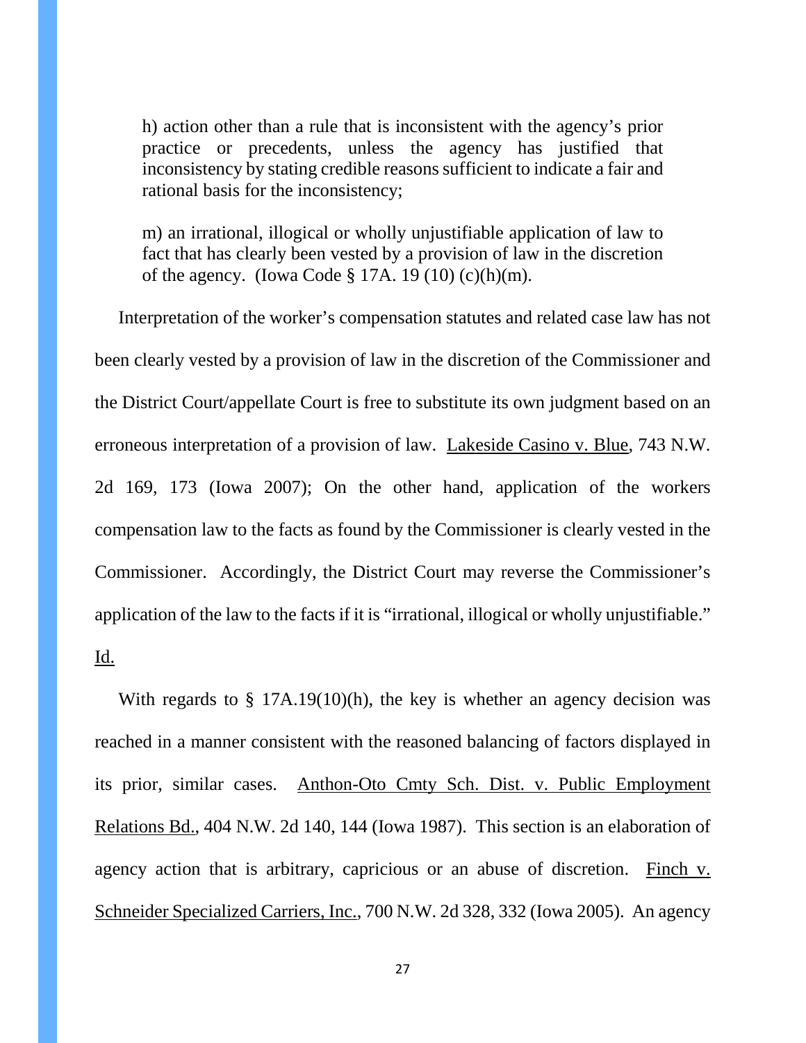> h) action other than a rule that is inconsistent with the agency's prior practice or precedents, unless the agency has justified that inconsistency by stating credible reasons sufficient to indicate a fair and rational basis for the inconsistency;
>
> m) an irrational, illogical or wholly unjustifiable application of law to fact that has clearly been vested by a provision of law in the discretion of the agency. (Iowa Code § 17A. 19 (10) (c)(h)(m).

Interpretation of the worker's compensation statutes and related case law has not been clearly vested by a provision of law in the discretion of the Commissioner and the District Court/appellate Court is free to substitute its own judgment based on an erroneous interpretation of a provision of law. Lakeside Casino v. Blue, 743 N.W. 2d 169, 173 (Iowa 2007); On the other hand, application of the workers compensation law to the facts as found by the Commissioner is clearly vested in the Commissioner. Accordingly, the District Court may reverse the Commissioner's application of the law to the facts if it is "irrational, illogical or wholly unjustifiable." Id.

With regards to § 17A.19(10)(h), the key is whether an agency decision was reached in a manner consistent with the reasoned balancing of factors displayed in its prior, similar cases. Anthon-Oto Cmty Sch. Dist. v. Public Employment Relations Bd., 404 N.W. 2d 140, 144 (Iowa 1987). This section is an elaboration of agency action that is arbitrary, capricious or an abuse of discretion. Finch v. Schneider Specialized Carriers, Inc., 700 N.W. 2d 328, 332 (Iowa 2005). An agency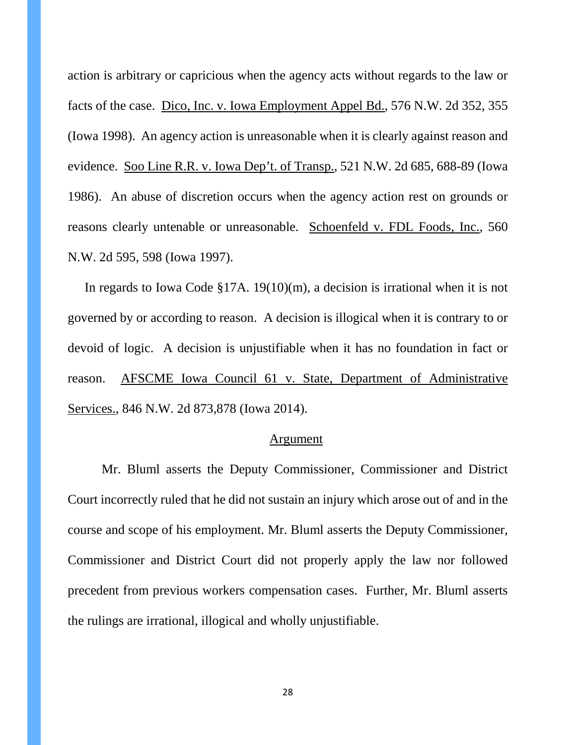action is arbitrary or capricious when the agency acts without regards to the law or facts of the case. Dico, Inc. v. Iowa Employment Appel Bd., 576 N.W. 2d 352, 355 (Iowa 1998). An agency action is unreasonable when it is clearly against reason and evidence. Soo Line R.R. v. Iowa Dep't. of Transp., 521 N.W. 2d 685, 688-89 (Iowa 1986). An abuse of discretion occurs when the agency action rest on grounds or reasons clearly untenable or unreasonable. Schoenfeld v. FDL Foods, Inc., 560 N.W. 2d 595, 598 (Iowa 1997).

In regards to Iowa Code §17A. 19(10)(m), a decision is irrational when it is not governed by or according to reason. A decision is illogical when it is contrary to or devoid of logic. A decision is unjustifiable when it has no foundation in fact or reason. AFSCME Iowa Council 61 v. State, Department of Administrative Services., 846 N.W. 2d 873,878 (Iowa 2014).

## Argument

Mr. Bluml asserts the Deputy Commissioner, Commissioner and District Court incorrectly ruled that he did not sustain an injury which arose out of and in the course and scope of his employment. Mr. Bluml asserts the Deputy Commissioner, Commissioner and District Court did not properly apply the law nor followed precedent from previous workers compensation cases. Further, Mr. Bluml asserts the rulings are irrational, illogical and wholly unjustifiable.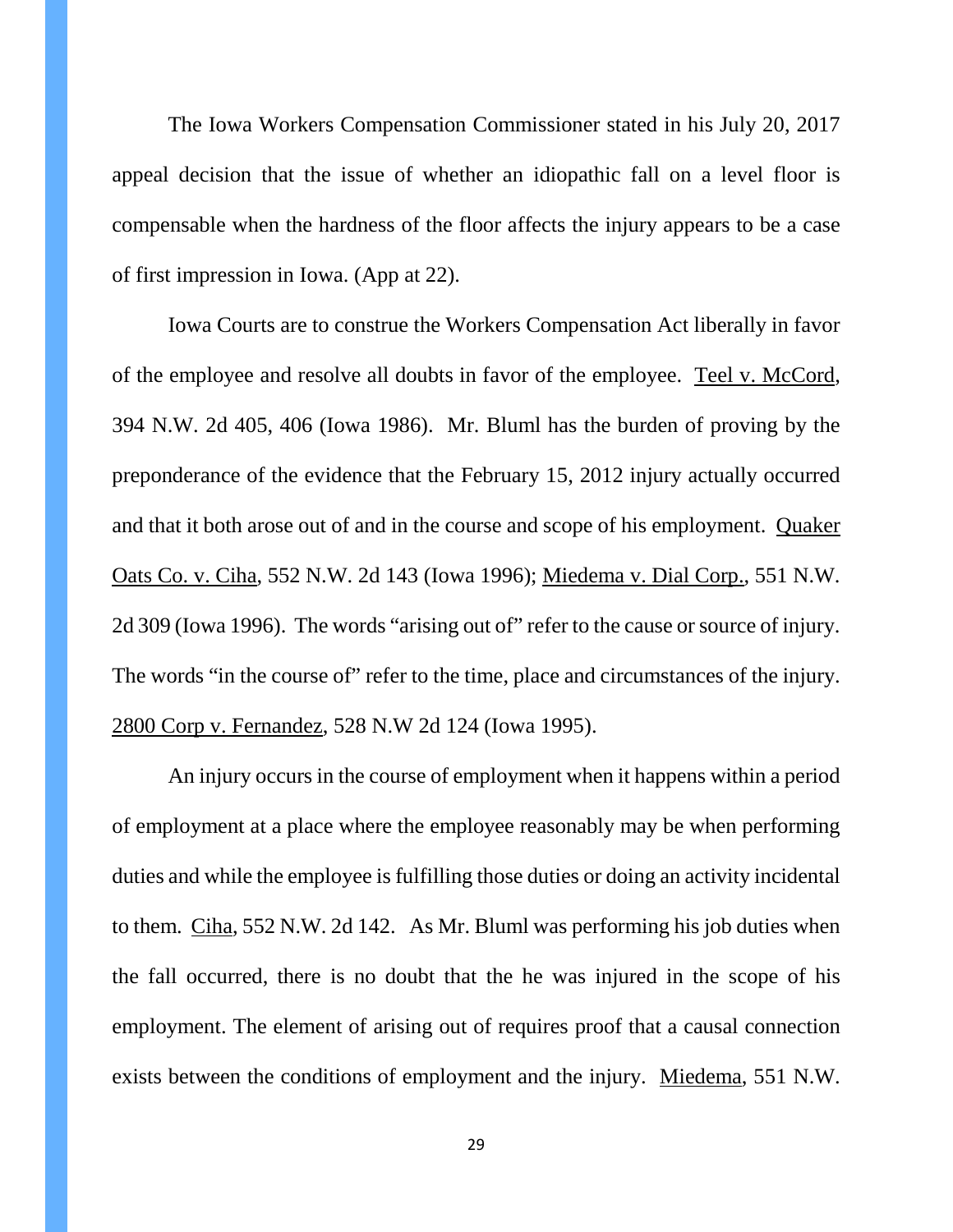The Iowa Workers Compensation Commissioner stated in his July 20, 2017 appeal decision that the issue of whether an idiopathic fall on a level floor is compensable when the hardness of the floor affects the injury appears to be a case of first impression in Iowa. (App at 22).

Iowa Courts are to construe the Workers Compensation Act liberally in favor of the employee and resolve all doubts in favor of the employee. Teel v. McCord, 394 N.W. 2d 405, 406 (Iowa 1986). Mr. Bluml has the burden of proving by the preponderance of the evidence that the February 15, 2012 injury actually occurred and that it both arose out of and in the course and scope of his employment. Quaker Oats Co. v. Ciha, 552 N.W. 2d 143 (Iowa 1996); Miedema v. Dial Corp., 551 N.W. 2d 309 (Iowa 1996). The words "arising out of" refer to the cause or source of injury. The words "in the course of" refer to the time, place and circumstances of the injury. 2800 Corp v. Fernandez, 528 N.W 2d 124 (Iowa 1995).

An injury occurs in the course of employment when it happens within a period of employment at a place where the employee reasonably may be when performing duties and while the employee is fulfilling those duties or doing an activity incidental to them. Ciha, 552 N.W. 2d 142. As Mr. Bluml was performing his job duties when the fall occurred, there is no doubt that the he was injured in the scope of his employment. The element of arising out of requires proof that a causal connection exists between the conditions of employment and the injury. Miedema, 551 N.W.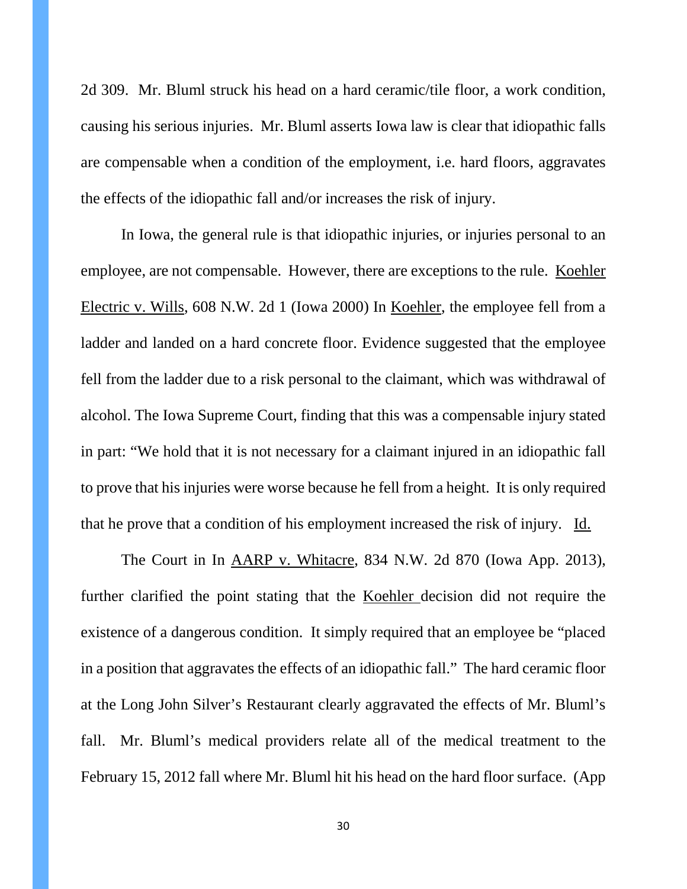2d 309. Mr. Bluml struck his head on a hard ceramic/tile floor, a work condition, causing his serious injuries. Mr. Bluml asserts Iowa law is clear that idiopathic falls are compensable when a condition of the employment, i.e. hard floors, aggravates the effects of the idiopathic fall and/or increases the risk of injury.

In Iowa, the general rule is that idiopathic injuries, or injuries personal to an employee, are not compensable. However, there are exceptions to the rule. Koehler Electric v. Wills, 608 N.W. 2d 1 (Iowa 2000) In Koehler, the employee fell from a ladder and landed on a hard concrete floor. Evidence suggested that the employee fell from the ladder due to a risk personal to the claimant, which was withdrawal of alcohol. The Iowa Supreme Court, finding that this was a compensable injury stated in part: "We hold that it is not necessary for a claimant injured in an idiopathic fall to prove that his injuries were worse because he fell from a height. It is only required that he prove that a condition of his employment increased the risk of injury. Id.

The Court in In AARP v. Whitacre, 834 N.W. 2d 870 (Iowa App. 2013), further clarified the point stating that the Koehler decision did not require the existence of a dangerous condition. It simply required that an employee be "placed in a position that aggravates the effects of an idiopathic fall." The hard ceramic floor at the Long John Silver's Restaurant clearly aggravated the effects of Mr. Bluml's fall. Mr. Bluml's medical providers relate all of the medical treatment to the February 15, 2012 fall where Mr. Bluml hit his head on the hard floor surface. (App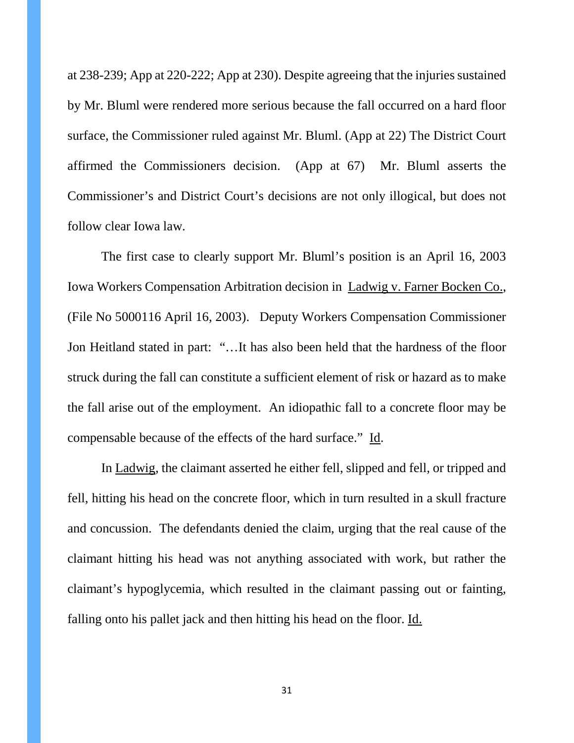at 238-239; App at 220-222; App at 230). Despite agreeing that the injuries sustained by Mr. Bluml were rendered more serious because the fall occurred on a hard floor surface, the Commissioner ruled against Mr. Bluml. (App at 22) The District Court affirmed the Commissioners decision. (App at 67) Mr. Bluml asserts the Commissioner's and District Court's decisions are not only illogical, but does not follow clear Iowa law.

The first case to clearly support Mr. Bluml's position is an April 16, 2003 Iowa Workers Compensation Arbitration decision in Ladwig v. Farner Bocken Co., (File No 5000116 April 16, 2003). Deputy Workers Compensation Commissioner Jon Heitland stated in part: "…It has also been held that the hardness of the floor struck during the fall can constitute a sufficient element of risk or hazard as to make the fall arise out of the employment. An idiopathic fall to a concrete floor may be compensable because of the effects of the hard surface." Id.

In Ladwig, the claimant asserted he either fell, slipped and fell, or tripped and fell, hitting his head on the concrete floor, which in turn resulted in a skull fracture and concussion. The defendants denied the claim, urging that the real cause of the claimant hitting his head was not anything associated with work, but rather the claimant's hypoglycemia, which resulted in the claimant passing out or fainting, falling onto his pallet jack and then hitting his head on the floor. Id.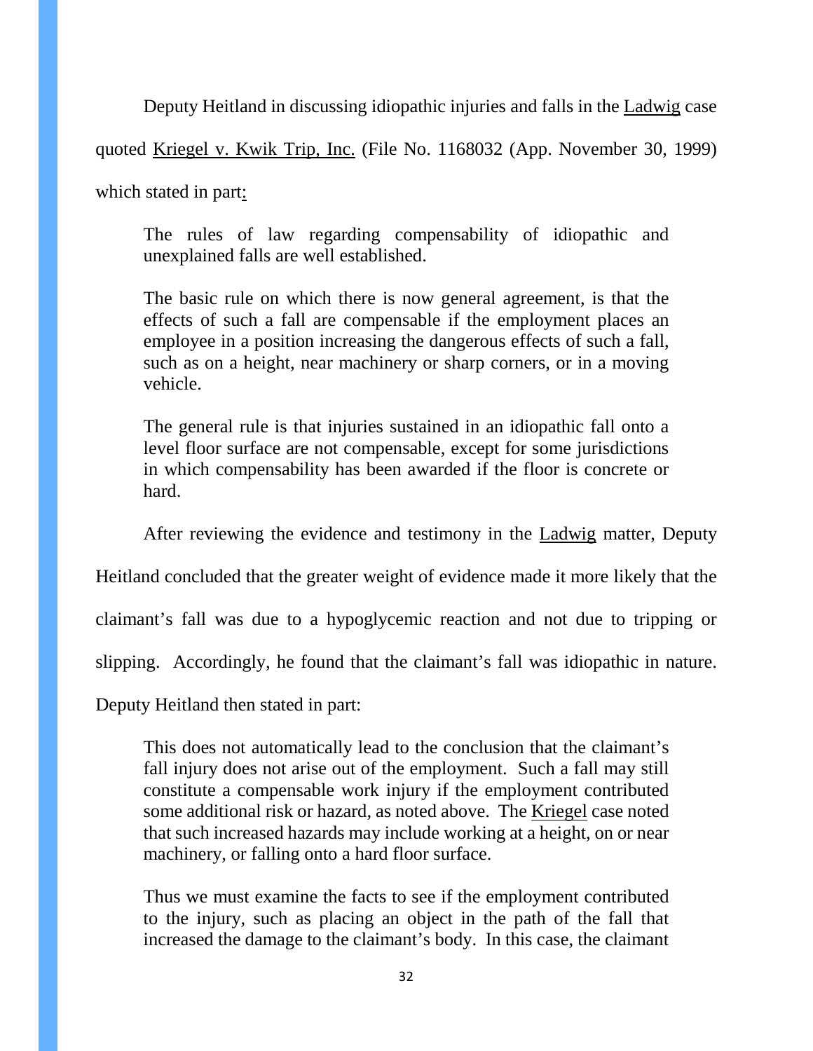Deputy Heitland in discussing idiopathic injuries and falls in the Ladwig case quoted Kriegel v. Kwik Trip, Inc. (File No. 1168032 (App. November 30, 1999) which stated in part:

> The rules of law regarding compensability of idiopathic and unexplained falls are well established.
>
> The basic rule on which there is now general agreement, is that the effects of such a fall are compensable if the employment places an employee in a position increasing the dangerous effects of such a fall, such as on a height, near machinery or sharp corners, or in a moving vehicle.
>
> The general rule is that injuries sustained in an idiopathic fall onto a level floor surface are not compensable, except for some jurisdictions in which compensability has been awarded if the floor is concrete or hard.

After reviewing the evidence and testimony in the Ladwig matter, Deputy Heitland concluded that the greater weight of evidence made it more likely that the claimant's fall was due to a hypoglycemic reaction and not due to tripping or slipping. Accordingly, he found that the claimant's fall was idiopathic in nature. Deputy Heitland then stated in part:

> This does not automatically lead to the conclusion that the claimant's fall injury does not arise out of the employment. Such a fall may still constitute a compensable work injury if the employment contributed some additional risk or hazard, as noted above. The Kriegel case noted that such increased hazards may include working at a height, on or near machinery, or falling onto a hard floor surface.
>
> Thus we must examine the facts to see if the employment contributed to the injury, such as placing an object in the path of the fall that increased the damage to the claimant's body. In this case, the claimant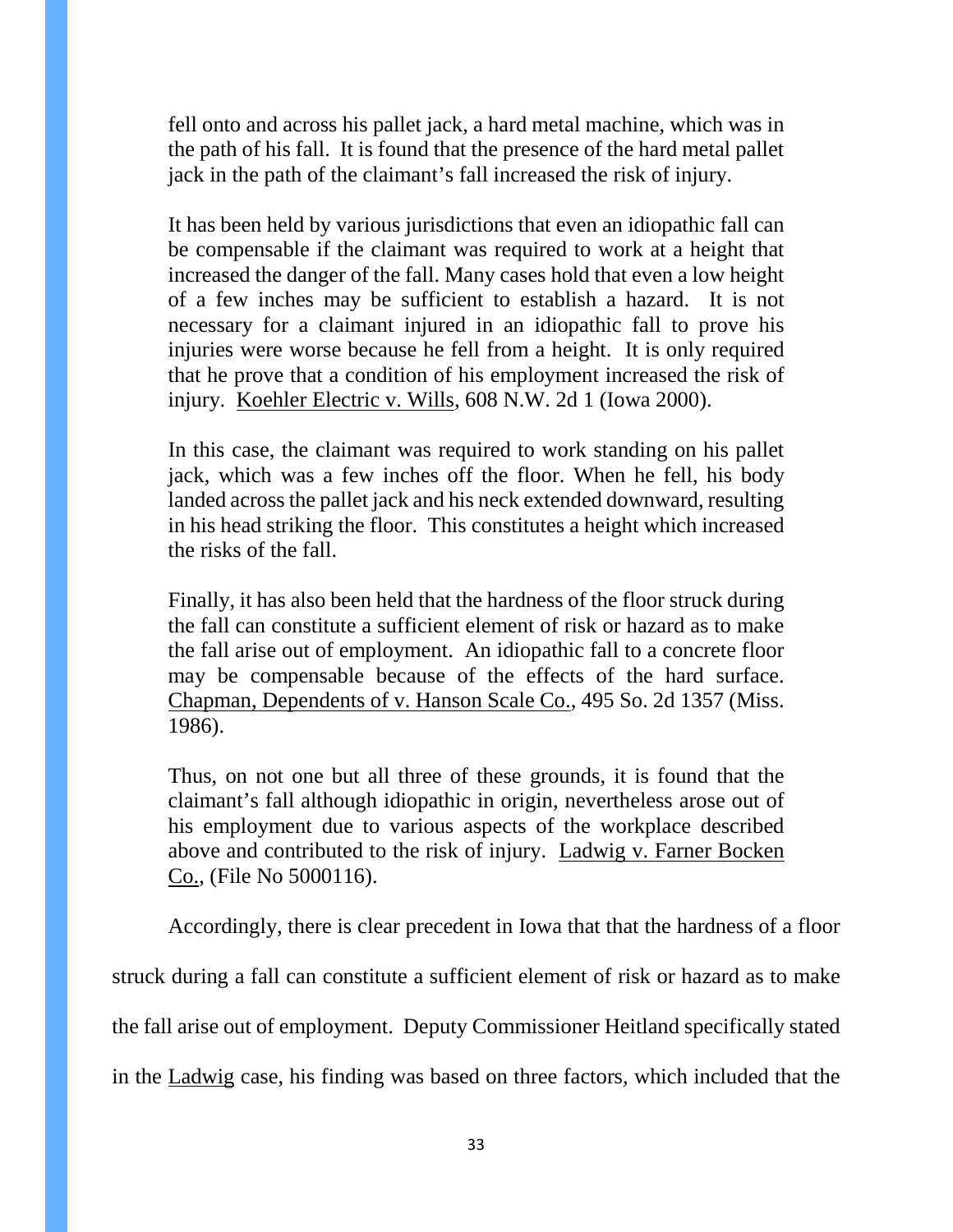> fell onto and across his pallet jack, a hard metal machine, which was in the path of his fall. It is found that the presence of the hard metal pallet jack in the path of the claimant's fall increased the risk of injury.
>
> It has been held by various jurisdictions that even an idiopathic fall can be compensable if the claimant was required to work at a height that increased the danger of the fall. Many cases hold that even a low height of a few inches may be sufficient to establish a hazard. It is not necessary for a claimant injured in an idiopathic fall to prove his injuries were worse because he fell from a height. It is only required that he prove that a condition of his employment increased the risk of injury. Koehler Electric v. Wills, 608 N.W. 2d 1 (Iowa 2000).
>
> In this case, the claimant was required to work standing on his pallet jack, which was a few inches off the floor. When he fell, his body landed across the pallet jack and his neck extended downward, resulting in his head striking the floor. This constitutes a height which increased the risks of the fall.
>
> Finally, it has also been held that the hardness of the floor struck during the fall can constitute a sufficient element of risk or hazard as to make the fall arise out of employment. An idiopathic fall to a concrete floor may be compensable because of the effects of the hard surface. Chapman, Dependents of v. Hanson Scale Co., 495 So. 2d 1357 (Miss. 1986).
>
> Thus, on not one but all three of these grounds, it is found that the claimant's fall although idiopathic in origin, nevertheless arose out of his employment due to various aspects of the workplace described above and contributed to the risk of injury. Ladwig v. Farner Bocken Co., (File No 5000116).

Accordingly, there is clear precedent in Iowa that that the hardness of a floor struck during a fall can constitute a sufficient element of risk or hazard as to make the fall arise out of employment. Deputy Commissioner Heitland specifically stated in the Ladwig case, his finding was based on three factors, which included that the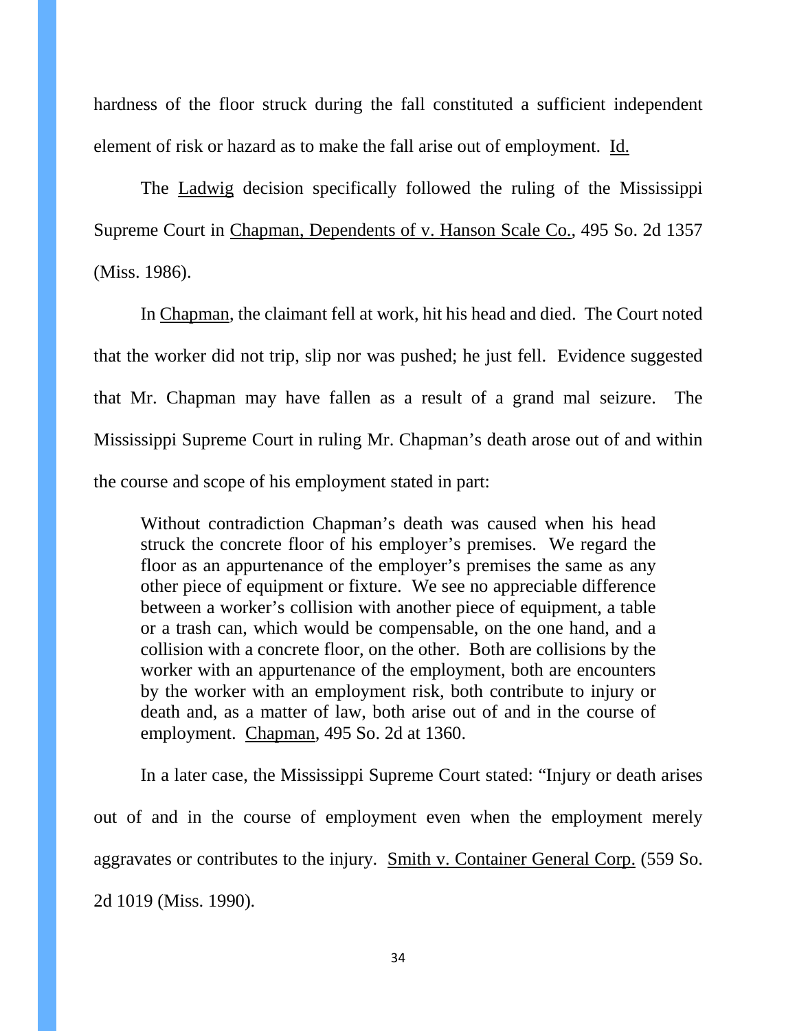hardness of the floor struck during the fall constituted a sufficient independent element of risk or hazard as to make the fall arise out of employment. Id.

The Ladwig decision specifically followed the ruling of the Mississippi Supreme Court in Chapman, Dependents of v. Hanson Scale Co., 495 So. 2d 1357 (Miss. 1986).

In Chapman, the claimant fell at work, hit his head and died. The Court noted that the worker did not trip, slip nor was pushed; he just fell. Evidence suggested that Mr. Chapman may have fallen as a result of a grand mal seizure. The Mississippi Supreme Court in ruling Mr. Chapman's death arose out of and within the course and scope of his employment stated in part:

> Without contradiction Chapman's death was caused when his head struck the concrete floor of his employer's premises. We regard the floor as an appurtenance of the employer's premises the same as any other piece of equipment or fixture. We see no appreciable difference between a worker's collision with another piece of equipment, a table or a trash can, which would be compensable, on the one hand, and a collision with a concrete floor, on the other. Both are collisions by the worker with an appurtenance of the employment, both are encounters by the worker with an employment risk, both contribute to injury or death and, as a matter of law, both arise out of and in the course of employment. Chapman, 495 So. 2d at 1360.

In a later case, the Mississippi Supreme Court stated: "Injury or death arises out of and in the course of employment even when the employment merely aggravates or contributes to the injury. Smith v. Container General Corp. (559 So. 2d 1019 (Miss. 1990).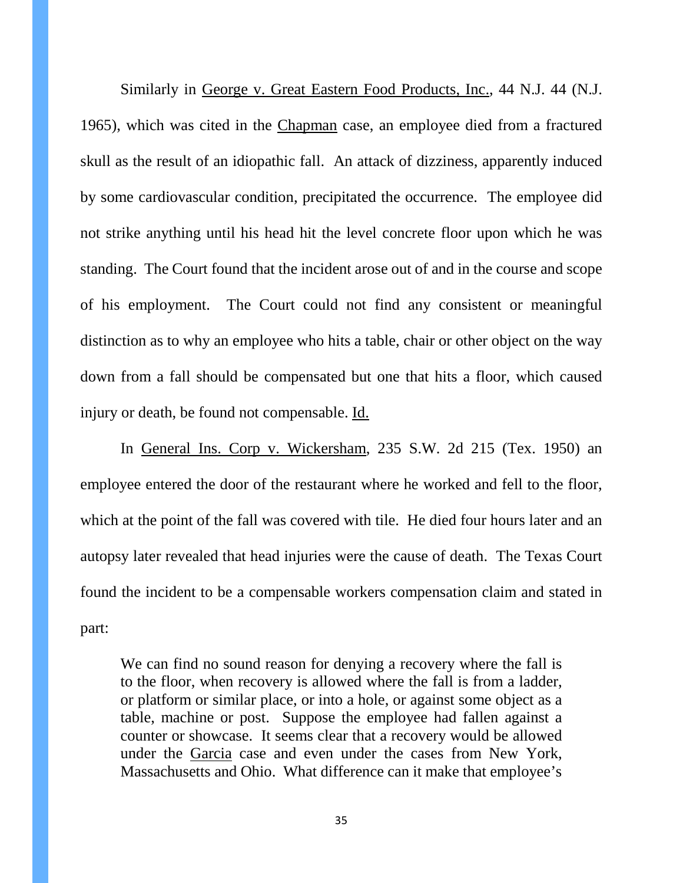Similarly in George v. Great Eastern Food Products, Inc., 44 N.J. 44 (N.J. 1965), which was cited in the Chapman case, an employee died from a fractured skull as the result of an idiopathic fall. An attack of dizziness, apparently induced by some cardiovascular condition, precipitated the occurrence. The employee did not strike anything until his head hit the level concrete floor upon which he was standing. The Court found that the incident arose out of and in the course and scope of his employment. The Court could not find any consistent or meaningful distinction as to why an employee who hits a table, chair or other object on the way down from a fall should be compensated but one that hits a floor, which caused injury or death, be found not compensable. Id.

In General Ins. Corp v. Wickersham, 235 S.W. 2d 215 (Tex. 1950) an employee entered the door of the restaurant where he worked and fell to the floor, which at the point of the fall was covered with tile. He died four hours later and an autopsy later revealed that head injuries were the cause of death. The Texas Court found the incident to be a compensable workers compensation claim and stated in part:

> We can find no sound reason for denying a recovery where the fall is to the floor, when recovery is allowed where the fall is from a ladder, or platform or similar place, or into a hole, or against some object as a table, machine or post. Suppose the employee had fallen against a counter or showcase. It seems clear that a recovery would be allowed under the Garcia case and even under the cases from New York, Massachusetts and Ohio. What difference can it make that employee's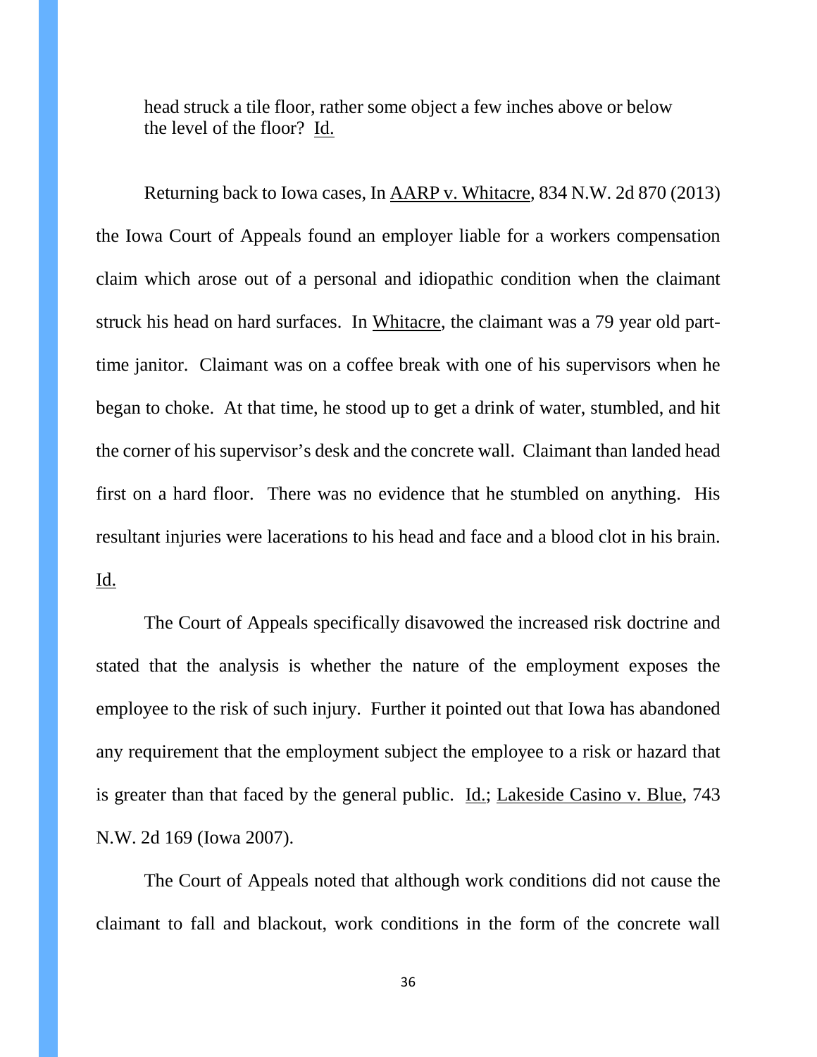head struck a tile floor, rather some object a few inches above or below the level of the floor? Id.

Returning back to Iowa cases, In AARP v. Whitacre, 834 N.W. 2d 870 (2013) the Iowa Court of Appeals found an employer liable for a workers compensation claim which arose out of a personal and idiopathic condition when the claimant struck his head on hard surfaces. In Whitacre, the claimant was a 79 year old part-time janitor. Claimant was on a coffee break with one of his supervisors when he began to choke. At that time, he stood up to get a drink of water, stumbled, and hit the corner of his supervisor's desk and the concrete wall. Claimant than landed head first on a hard floor. There was no evidence that he stumbled on anything. His resultant injuries were lacerations to his head and face and a blood clot in his brain. Id.

The Court of Appeals specifically disavowed the increased risk doctrine and stated that the analysis is whether the nature of the employment exposes the employee to the risk of such injury. Further it pointed out that Iowa has abandoned any requirement that the employment subject the employee to a risk or hazard that is greater than that faced by the general public. Id.; Lakeside Casino v. Blue, 743 N.W. 2d 169 (Iowa 2007).

The Court of Appeals noted that although work conditions did not cause the claimant to fall and blackout, work conditions in the form of the concrete wall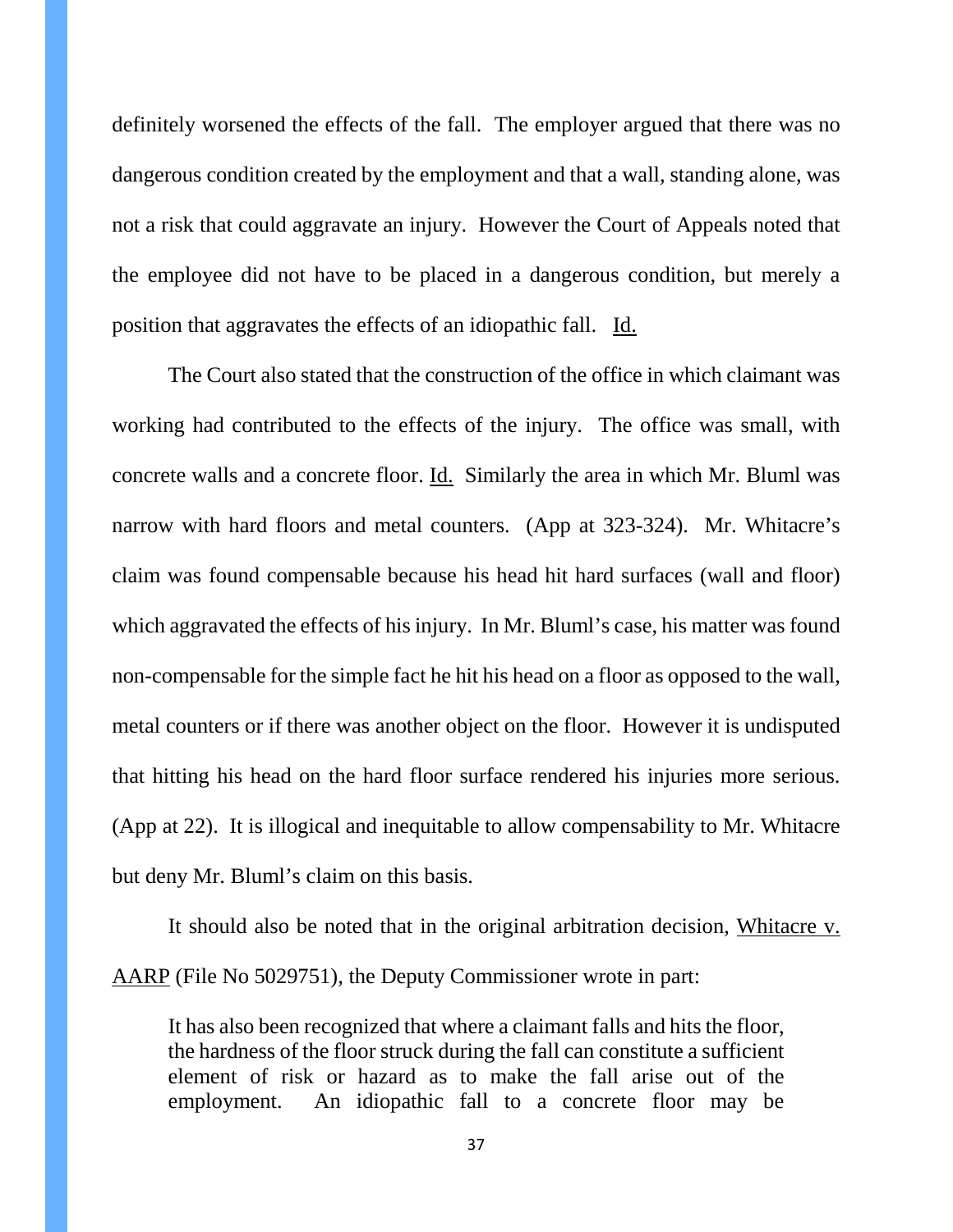definitely worsened the effects of the fall. The employer argued that there was no dangerous condition created by the employment and that a wall, standing alone, was not a risk that could aggravate an injury. However the Court of Appeals noted that the employee did not have to be placed in a dangerous condition, but merely a position that aggravates the effects of an idiopathic fall. Id.

The Court also stated that the construction of the office in which claimant was working had contributed to the effects of the injury. The office was small, with concrete walls and a concrete floor. Id. Similarly the area in which Mr. Bluml was narrow with hard floors and metal counters. (App at 323-324). Mr. Whitacre's claim was found compensable because his head hit hard surfaces (wall and floor) which aggravated the effects of his injury. In Mr. Bluml's case, his matter was found non-compensable for the simple fact he hit his head on a floor as opposed to the wall, metal counters or if there was another object on the floor. However it is undisputed that hitting his head on the hard floor surface rendered his injuries more serious. (App at 22). It is illogical and inequitable to allow compensability to Mr. Whitacre but deny Mr. Bluml's claim on this basis.

It should also be noted that in the original arbitration decision, Whitacre v. AARP (File No 5029751), the Deputy Commissioner wrote in part:

> It has also been recognized that where a claimant falls and hits the floor, the hardness of the floor struck during the fall can constitute a sufficient element of risk or hazard as to make the fall arise out of the employment. An idiopathic fall to a concrete floor may be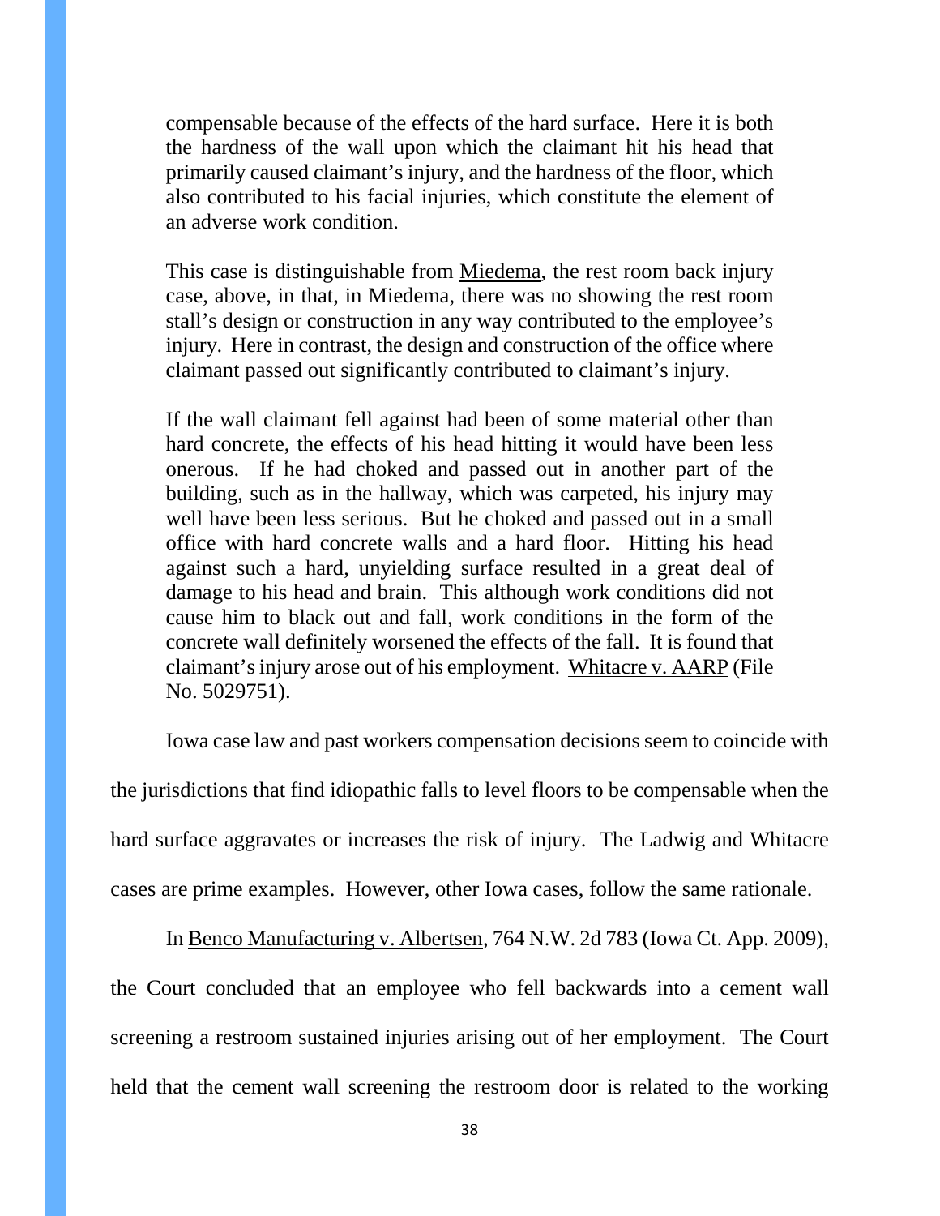> compensable because of the effects of the hard surface. Here it is both the hardness of the wall upon which the claimant hit his head that primarily caused claimant's injury, and the hardness of the floor, which also contributed to his facial injuries, which constitute the element of an adverse work condition.
>
> This case is distinguishable from Miedema, the rest room back injury case, above, in that, in Miedema, there was no showing the rest room stall's design or construction in any way contributed to the employee's injury. Here in contrast, the design and construction of the office where claimant passed out significantly contributed to claimant's injury.
>
> If the wall claimant fell against had been of some material other than hard concrete, the effects of his head hitting it would have been less onerous. If he had choked and passed out in another part of the building, such as in the hallway, which was carpeted, his injury may well have been less serious. But he choked and passed out in a small office with hard concrete walls and a hard floor. Hitting his head against such a hard, unyielding surface resulted in a great deal of damage to his head and brain. This although work conditions did not cause him to black out and fall, work conditions in the form of the concrete wall definitely worsened the effects of the fall. It is found that claimant's injury arose out of his employment. Whitacre v. AARP (File No. 5029751).

Iowa case law and past workers compensation decisions seem to coincide with the jurisdictions that find idiopathic falls to level floors to be compensable when the hard surface aggravates or increases the risk of injury. The Ladwig and Whitacre cases are prime examples. However, other Iowa cases, follow the same rationale.

In Benco Manufacturing v. Albertsen, 764 N.W. 2d 783 (Iowa Ct. App. 2009), the Court concluded that an employee who fell backwards into a cement wall screening a restroom sustained injuries arising out of her employment. The Court held that the cement wall screening the restroom door is related to the working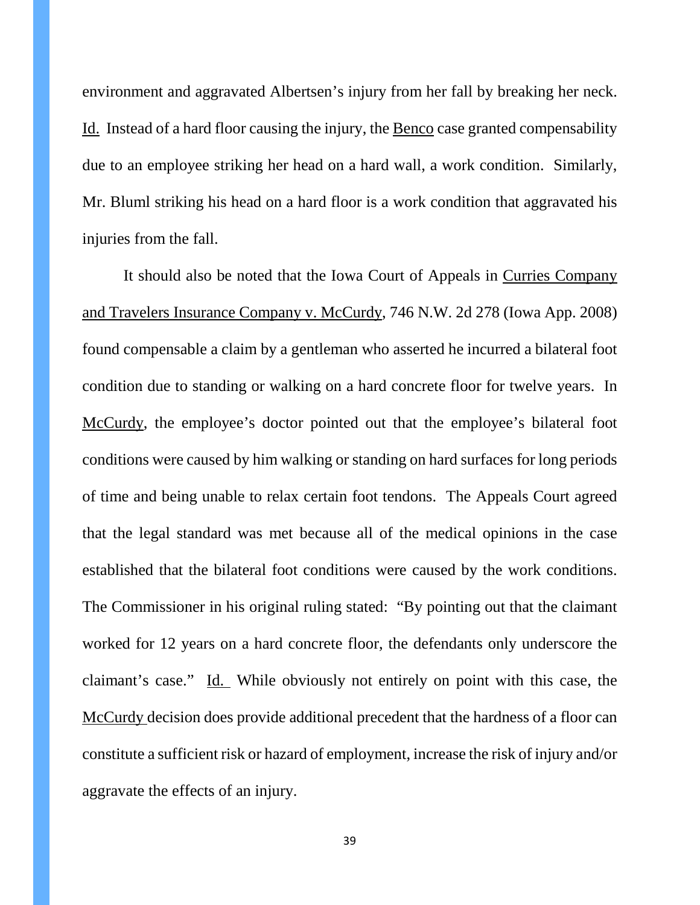environment and aggravated Albertsen's injury from her fall by breaking her neck. Id. Instead of a hard floor causing the injury, the Benco case granted compensability due to an employee striking her head on a hard wall, a work condition. Similarly, Mr. Bluml striking his head on a hard floor is a work condition that aggravated his injuries from the fall.

It should also be noted that the Iowa Court of Appeals in Curries Company and Travelers Insurance Company v. McCurdy, 746 N.W. 2d 278 (Iowa App. 2008) found compensable a claim by a gentleman who asserted he incurred a bilateral foot condition due to standing or walking on a hard concrete floor for twelve years. In McCurdy, the employee's doctor pointed out that the employee's bilateral foot conditions were caused by him walking or standing on hard surfaces for long periods of time and being unable to relax certain foot tendons. The Appeals Court agreed that the legal standard was met because all of the medical opinions in the case established that the bilateral foot conditions were caused by the work conditions. The Commissioner in his original ruling stated: "By pointing out that the claimant worked for 12 years on a hard concrete floor, the defendants only underscore the claimant's case." Id. While obviously not entirely on point with this case, the McCurdy decision does provide additional precedent that the hardness of a floor can constitute a sufficient risk or hazard of employment, increase the risk of injury and/or aggravate the effects of an injury.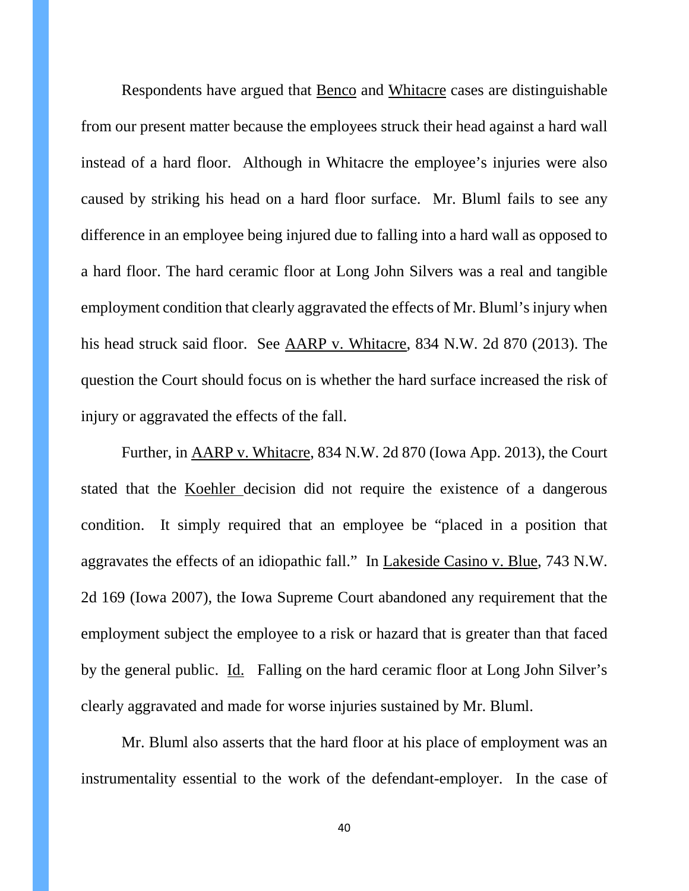Respondents have argued that Benco and Whitacre cases are distinguishable from our present matter because the employees struck their head against a hard wall instead of a hard floor. Although in Whitacre the employee's injuries were also caused by striking his head on a hard floor surface. Mr. Bluml fails to see any difference in an employee being injured due to falling into a hard wall as opposed to a hard floor. The hard ceramic floor at Long John Silvers was a real and tangible employment condition that clearly aggravated the effects of Mr. Bluml's injury when his head struck said floor. See AARP v. Whitacre, 834 N.W. 2d 870 (2013). The question the Court should focus on is whether the hard surface increased the risk of injury or aggravated the effects of the fall.

Further, in AARP v. Whitacre, 834 N.W. 2d 870 (Iowa App. 2013), the Court stated that the Koehler decision did not require the existence of a dangerous condition. It simply required that an employee be "placed in a position that aggravates the effects of an idiopathic fall." In Lakeside Casino v. Blue, 743 N.W. 2d 169 (Iowa 2007), the Iowa Supreme Court abandoned any requirement that the employment subject the employee to a risk or hazard that is greater than that faced by the general public. Id. Falling on the hard ceramic floor at Long John Silver's clearly aggravated and made for worse injuries sustained by Mr. Bluml.

Mr. Bluml also asserts that the hard floor at his place of employment was an instrumentality essential to the work of the defendant-employer. In the case of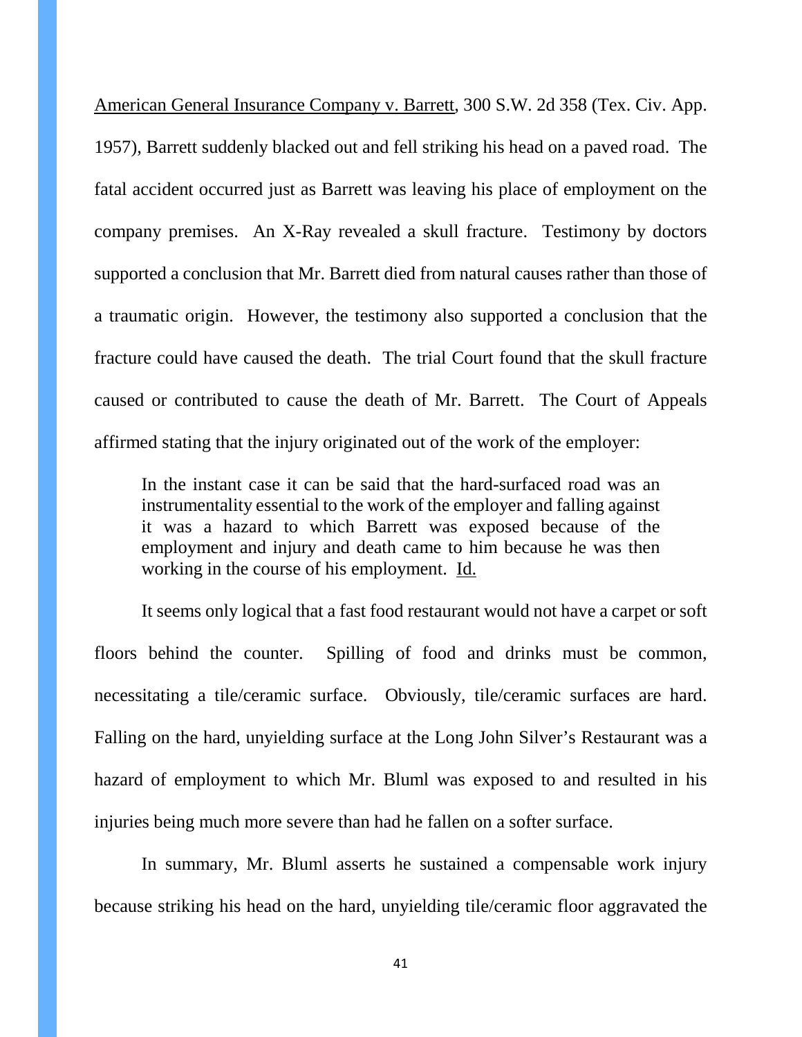American General Insurance Company v. Barrett, 300 S.W. 2d 358 (Tex. Civ. App. 1957), Barrett suddenly blacked out and fell striking his head on a paved road. The fatal accident occurred just as Barrett was leaving his place of employment on the company premises. An X-Ray revealed a skull fracture. Testimony by doctors supported a conclusion that Mr. Barrett died from natural causes rather than those of a traumatic origin. However, the testimony also supported a conclusion that the fracture could have caused the death. The trial Court found that the skull fracture caused or contributed to cause the death of Mr. Barrett. The Court of Appeals affirmed stating that the injury originated out of the work of the employer:

> In the instant case it can be said that the hard-surfaced road was an instrumentality essential to the work of the employer and falling against it was a hazard to which Barrett was exposed because of the employment and injury and death came to him because he was then working in the course of his employment. Id.

It seems only logical that a fast food restaurant would not have a carpet or soft floors behind the counter. Spilling of food and drinks must be common, necessitating a tile/ceramic surface. Obviously, tile/ceramic surfaces are hard. Falling on the hard, unyielding surface at the Long John Silver's Restaurant was a hazard of employment to which Mr. Bluml was exposed to and resulted in his injuries being much more severe than had he fallen on a softer surface.

In summary, Mr. Bluml asserts he sustained a compensable work injury because striking his head on the hard, unyielding tile/ceramic floor aggravated the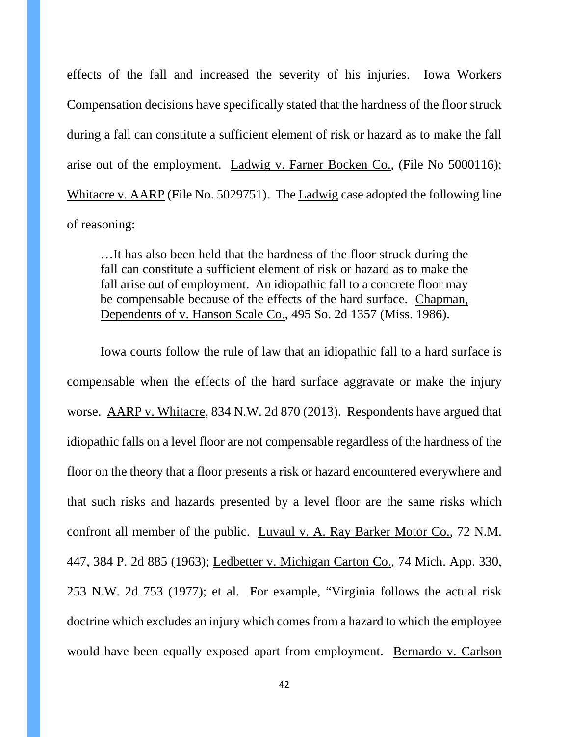effects of the fall and increased the severity of his injuries. Iowa Workers Compensation decisions have specifically stated that the hardness of the floor struck during a fall can constitute a sufficient element of risk or hazard as to make the fall arise out of the employment. Ladwig v. Farner Bocken Co., (File No 5000116); Whitacre v. AARP (File No. 5029751). The Ladwig case adopted the following line of reasoning:

> …It has also been held that the hardness of the floor struck during the fall can constitute a sufficient element of risk or hazard as to make the fall arise out of employment. An idiopathic fall to a concrete floor may be compensable because of the effects of the hard surface. Chapman, Dependents of v. Hanson Scale Co., 495 So. 2d 1357 (Miss. 1986).

Iowa courts follow the rule of law that an idiopathic fall to a hard surface is compensable when the effects of the hard surface aggravate or make the injury worse. AARP v. Whitacre, 834 N.W. 2d 870 (2013). Respondents have argued that idiopathic falls on a level floor are not compensable regardless of the hardness of the floor on the theory that a floor presents a risk or hazard encountered everywhere and that such risks and hazards presented by a level floor are the same risks which confront all member of the public. Luvaul v. A. Ray Barker Motor Co., 72 N.M. 447, 384 P. 2d 885 (1963); Ledbetter v. Michigan Carton Co., 74 Mich. App. 330, 253 N.W. 2d 753 (1977); et al. For example, "Virginia follows the actual risk doctrine which excludes an injury which comes from a hazard to which the employee would have been equally exposed apart from employment. Bernardo v. Carlson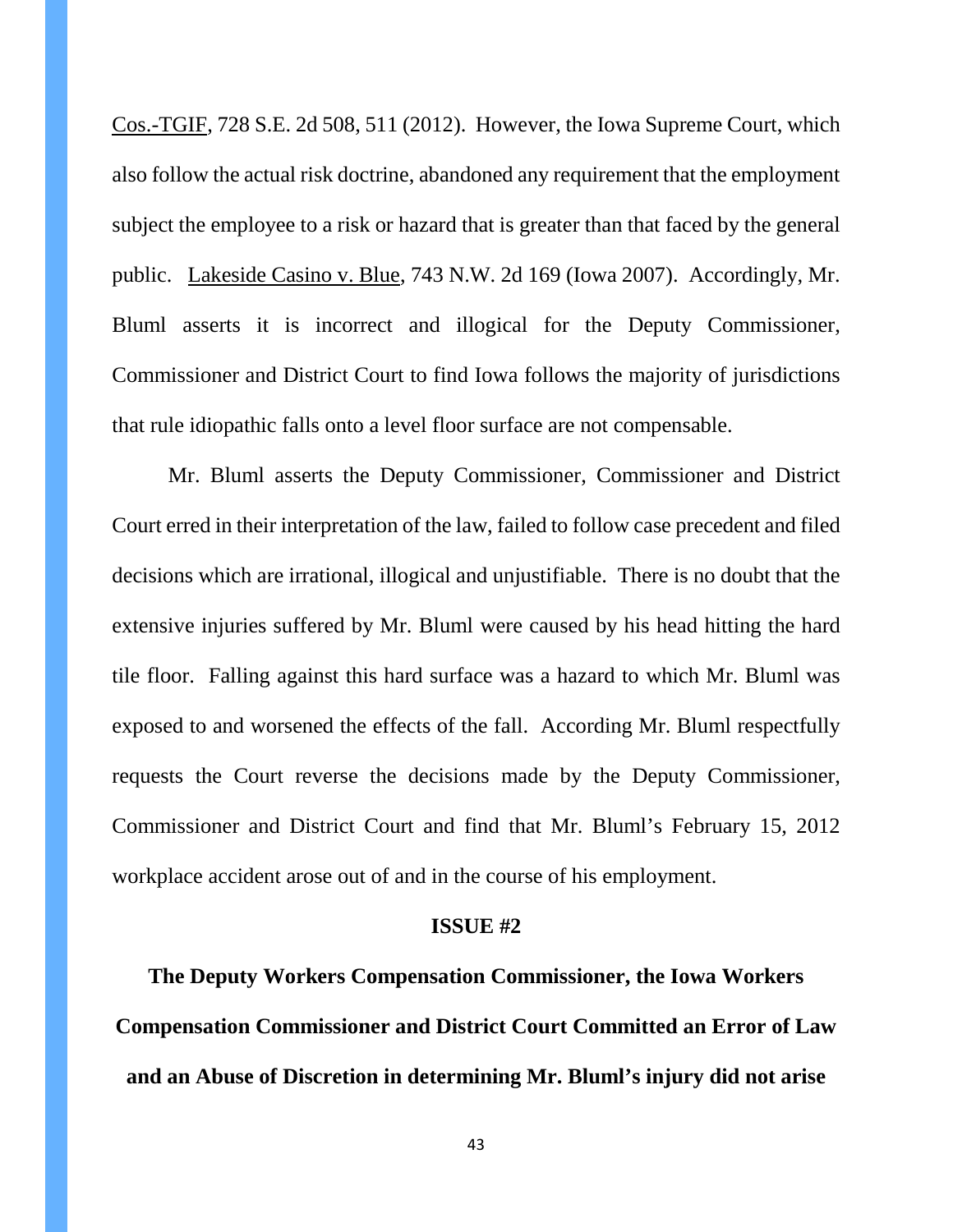Cos.-TGIF, 728 S.E. 2d 508, 511 (2012). However, the Iowa Supreme Court, which also follow the actual risk doctrine, abandoned any requirement that the employment subject the employee to a risk or hazard that is greater than that faced by the general public. Lakeside Casino v. Blue, 743 N.W. 2d 169 (Iowa 2007). Accordingly, Mr. Bluml asserts it is incorrect and illogical for the Deputy Commissioner, Commissioner and District Court to find Iowa follows the majority of jurisdictions that rule idiopathic falls onto a level floor surface are not compensable.

Mr. Bluml asserts the Deputy Commissioner, Commissioner and District Court erred in their interpretation of the law, failed to follow case precedent and filed decisions which are irrational, illogical and unjustifiable. There is no doubt that the extensive injuries suffered by Mr. Bluml were caused by his head hitting the hard tile floor. Falling against this hard surface was a hazard to which Mr. Bluml was exposed to and worsened the effects of the fall. According Mr. Bluml respectfully requests the Court reverse the decisions made by the Deputy Commissioner, Commissioner and District Court and find that Mr. Bluml's February 15, 2012 workplace accident arose out of and in the course of his employment.

## ISSUE #2

**The Deputy Workers Compensation Commissioner, the Iowa Workers Compensation Commissioner and District Court Committed an Error of Law and an Abuse of Discretion in determining Mr. Bluml's injury did not arise**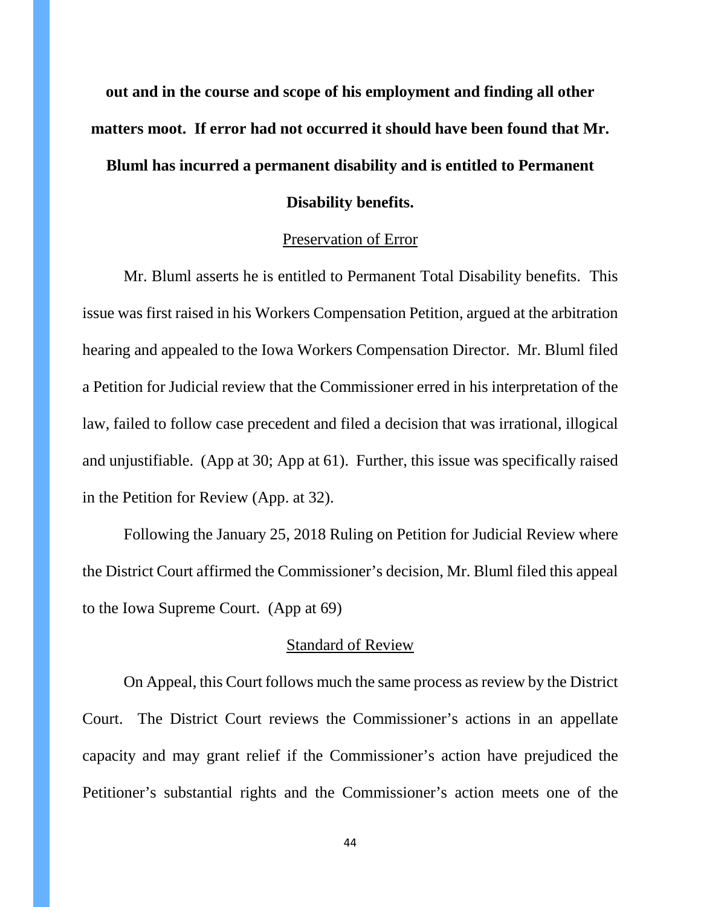**out and in the course and scope of his employment and finding all other matters moot. If error had not occurred it should have been found that Mr. Bluml has incurred a permanent disability and is entitled to Permanent Disability benefits.**

<u>Preservation of Error</u>

Mr. Bluml asserts he is entitled to Permanent Total Disability benefits. This issue was first raised in his Workers Compensation Petition, argued at the arbitration hearing and appealed to the Iowa Workers Compensation Director. Mr. Bluml filed a Petition for Judicial review that the Commissioner erred in his interpretation of the law, failed to follow case precedent and filed a decision that was irrational, illogical and unjustifiable. (App at 30; App at 61). Further, this issue was specifically raised in the Petition for Review (App. at 32).

Following the January 25, 2018 Ruling on Petition for Judicial Review where the District Court affirmed the Commissioner's decision, Mr. Bluml filed this appeal to the Iowa Supreme Court. (App at 69)

<u>Standard of Review</u>

On Appeal, this Court follows much the same process as review by the District Court. The District Court reviews the Commissioner's actions in an appellate capacity and may grant relief if the Commissioner's action have prejudiced the Petitioner's substantial rights and the Commissioner's action meets one of the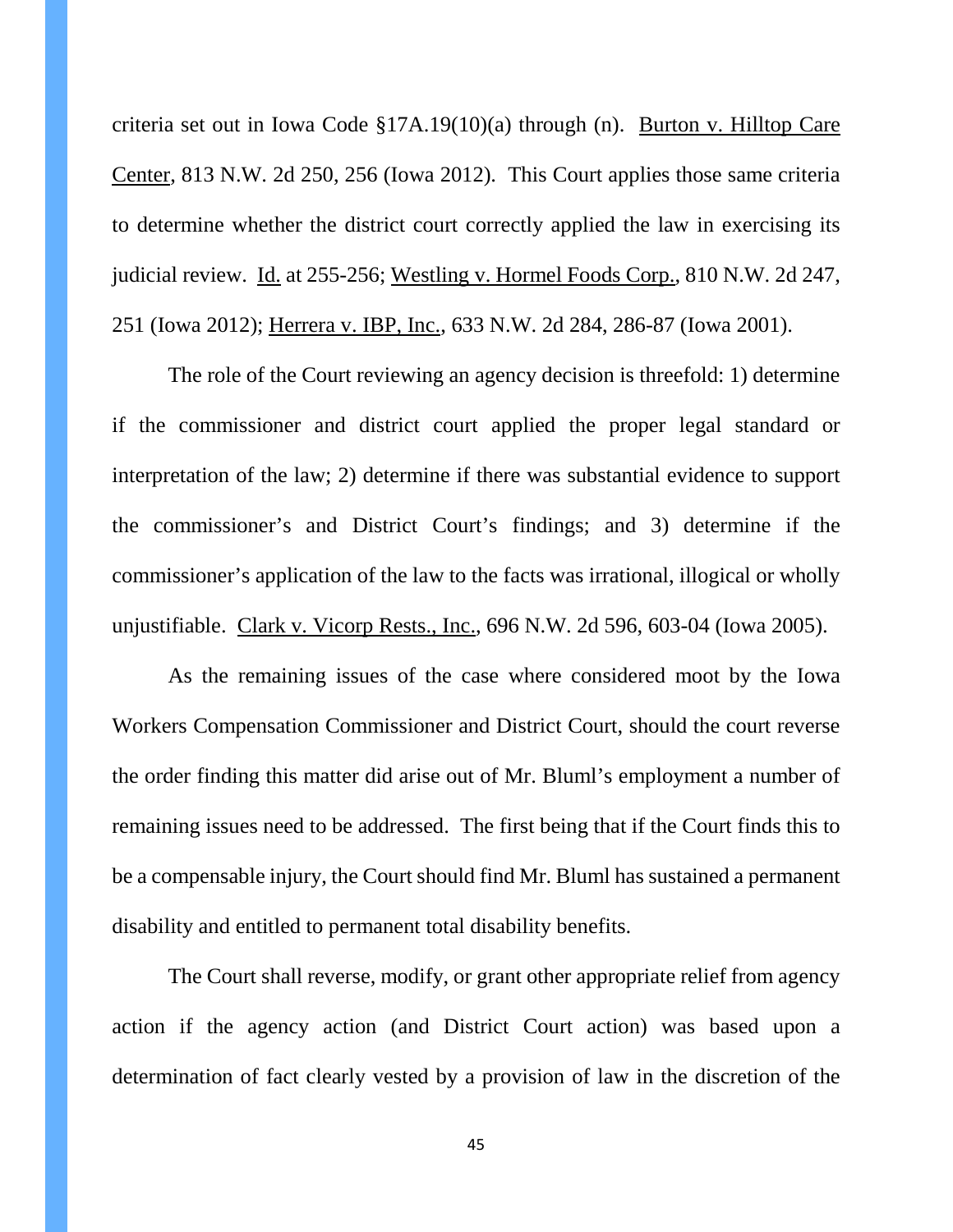criteria set out in Iowa Code §17A.19(10)(a) through (n). <u>Burton v. Hilltop Care Center</u>, 813 N.W. 2d 250, 256 (Iowa 2012). This Court applies those same criteria to determine whether the district court correctly applied the law in exercising its judicial review. <u>Id.</u> at 255-256; <u>Westling v. Hormel Foods Corp.</u>, 810 N.W. 2d 247, 251 (Iowa 2012); <u>Herrera v. IBP, Inc.</u>, 633 N.W. 2d 284, 286-87 (Iowa 2001).

The role of the Court reviewing an agency decision is threefold: 1) determine if the commissioner and district court applied the proper legal standard or interpretation of the law; 2) determine if there was substantial evidence to support the commissioner's and District Court's findings; and 3) determine if the commissioner's application of the law to the facts was irrational, illogical or wholly unjustifiable. <u>Clark v. Vicorp Rests., Inc.</u>, 696 N.W. 2d 596, 603-04 (Iowa 2005).

As the remaining issues of the case where considered moot by the Iowa Workers Compensation Commissioner and District Court, should the court reverse the order finding this matter did arise out of Mr. Bluml's employment a number of remaining issues need to be addressed. The first being that if the Court finds this to be a compensable injury, the Court should find Mr. Bluml has sustained a permanent disability and entitled to permanent total disability benefits.

The Court shall reverse, modify, or grant other appropriate relief from agency action if the agency action (and District Court action) was based upon a determination of fact clearly vested by a provision of law in the discretion of the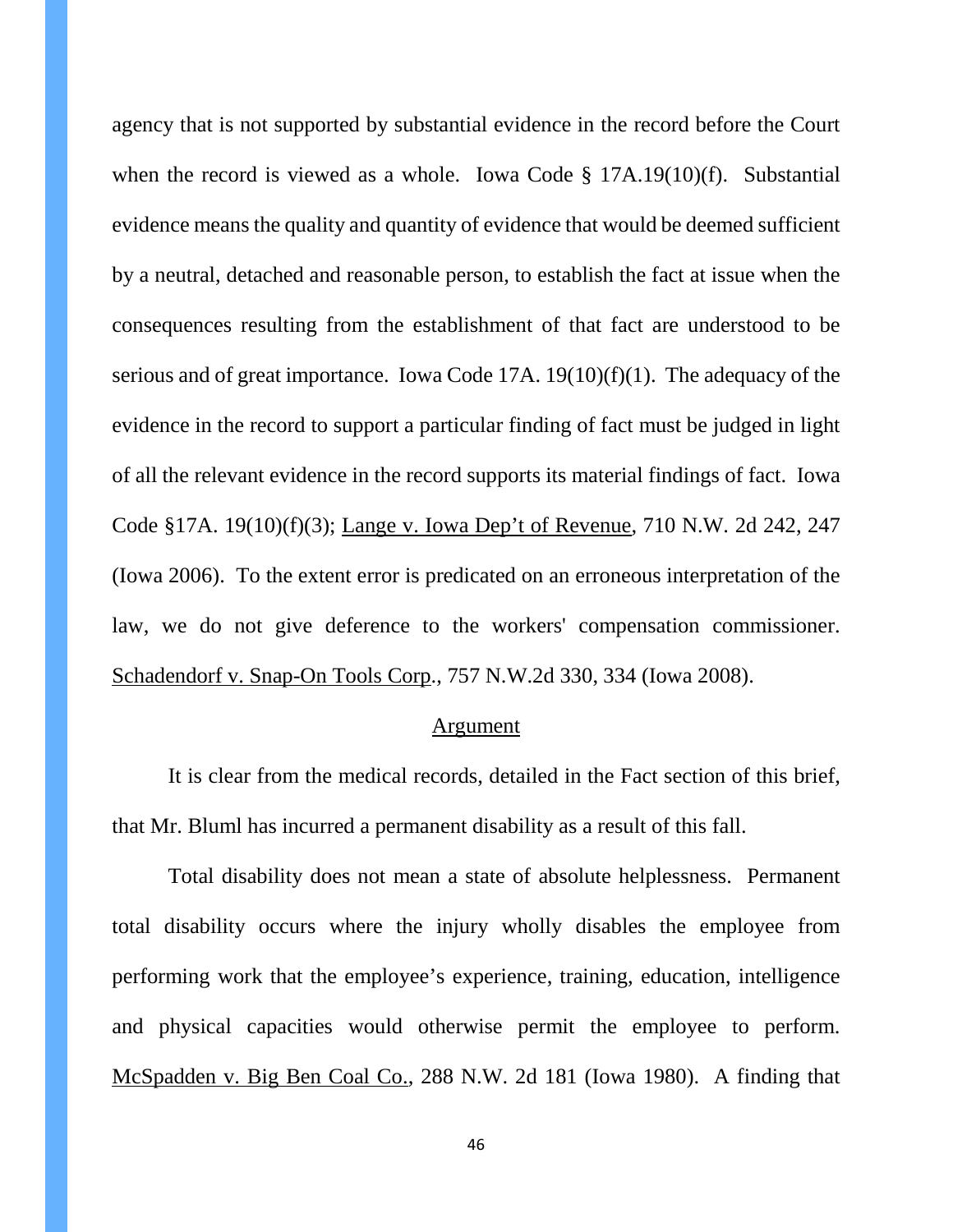agency that is not supported by substantial evidence in the record before the Court when the record is viewed as a whole. Iowa Code § 17A.19(10)(f). Substantial evidence means the quality and quantity of evidence that would be deemed sufficient by a neutral, detached and reasonable person, to establish the fact at issue when the consequences resulting from the establishment of that fact are understood to be serious and of great importance. Iowa Code 17A. 19(10)(f)(1). The adequacy of the evidence in the record to support a particular finding of fact must be judged in light of all the relevant evidence in the record supports its material findings of fact. Iowa Code §17A. 19(10)(f)(3); Lange v. Iowa Dep't of Revenue, 710 N.W. 2d 242, 247 (Iowa 2006). To the extent error is predicated on an erroneous interpretation of the law, we do not give deference to the workers' compensation commissioner. Schadendorf v. Snap-On Tools Corp., 757 N.W.2d 330, 334 (Iowa 2008).

## Argument

It is clear from the medical records, detailed in the Fact section of this brief, that Mr. Bluml has incurred a permanent disability as a result of this fall.

Total disability does not mean a state of absolute helplessness. Permanent total disability occurs where the injury wholly disables the employee from performing work that the employee's experience, training, education, intelligence and physical capacities would otherwise permit the employee to perform. McSpadden v. Big Ben Coal Co., 288 N.W. 2d 181 (Iowa 1980). A finding that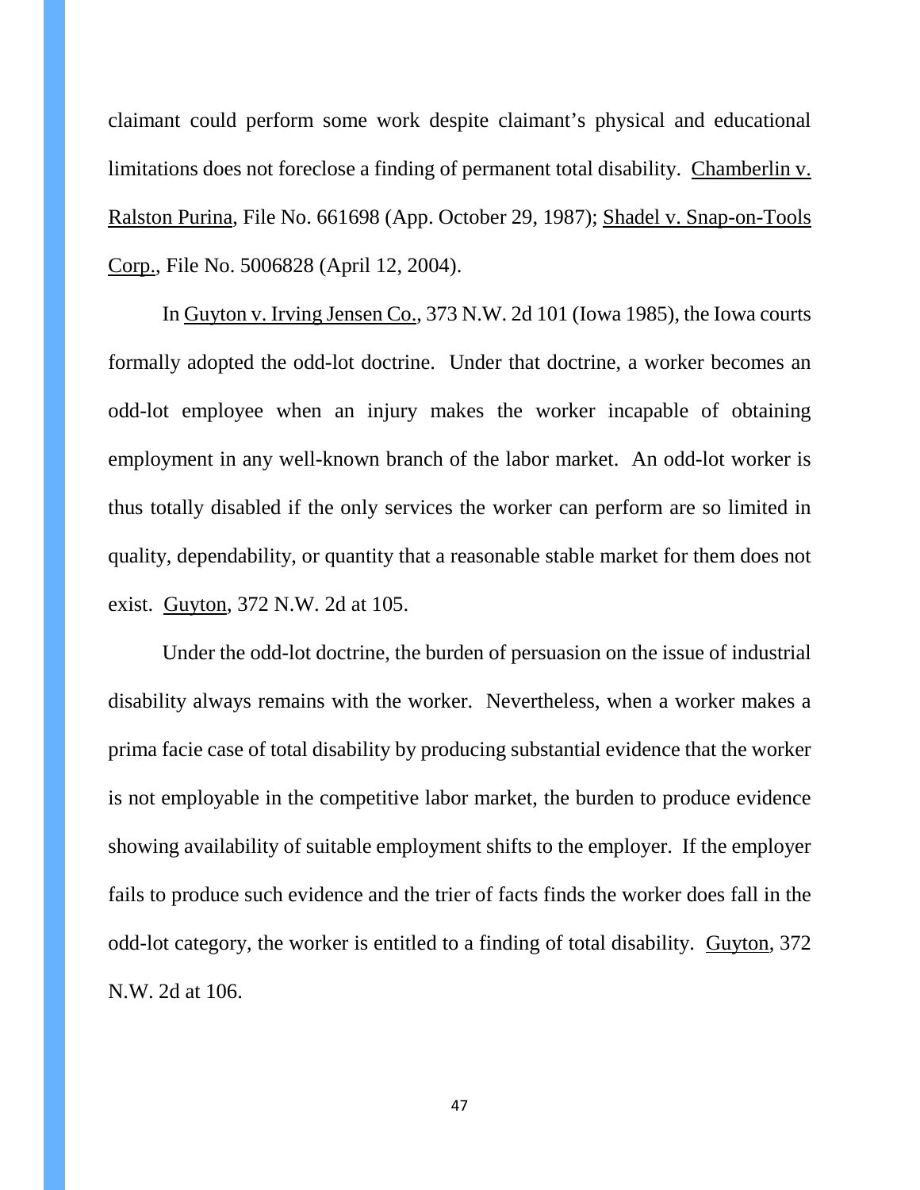claimant could perform some work despite claimant's physical and educational limitations does not foreclose a finding of permanent total disability. Chamberlin v. Ralston Purina, File No. 661698 (App. October 29, 1987); Shadel v. Snap-on-Tools Corp., File No. 5006828 (April 12, 2004).

In Guyton v. Irving Jensen Co., 373 N.W. 2d 101 (Iowa 1985), the Iowa courts formally adopted the odd-lot doctrine. Under that doctrine, a worker becomes an odd-lot employee when an injury makes the worker incapable of obtaining employment in any well-known branch of the labor market. An odd-lot worker is thus totally disabled if the only services the worker can perform are so limited in quality, dependability, or quantity that a reasonable stable market for them does not exist. Guyton, 372 N.W. 2d at 105.

Under the odd-lot doctrine, the burden of persuasion on the issue of industrial disability always remains with the worker. Nevertheless, when a worker makes a prima facie case of total disability by producing substantial evidence that the worker is not employable in the competitive labor market, the burden to produce evidence showing availability of suitable employment shifts to the employer. If the employer fails to produce such evidence and the trier of facts finds the worker does fall in the odd-lot category, the worker is entitled to a finding of total disability. Guyton, 372 N.W. 2d at 106.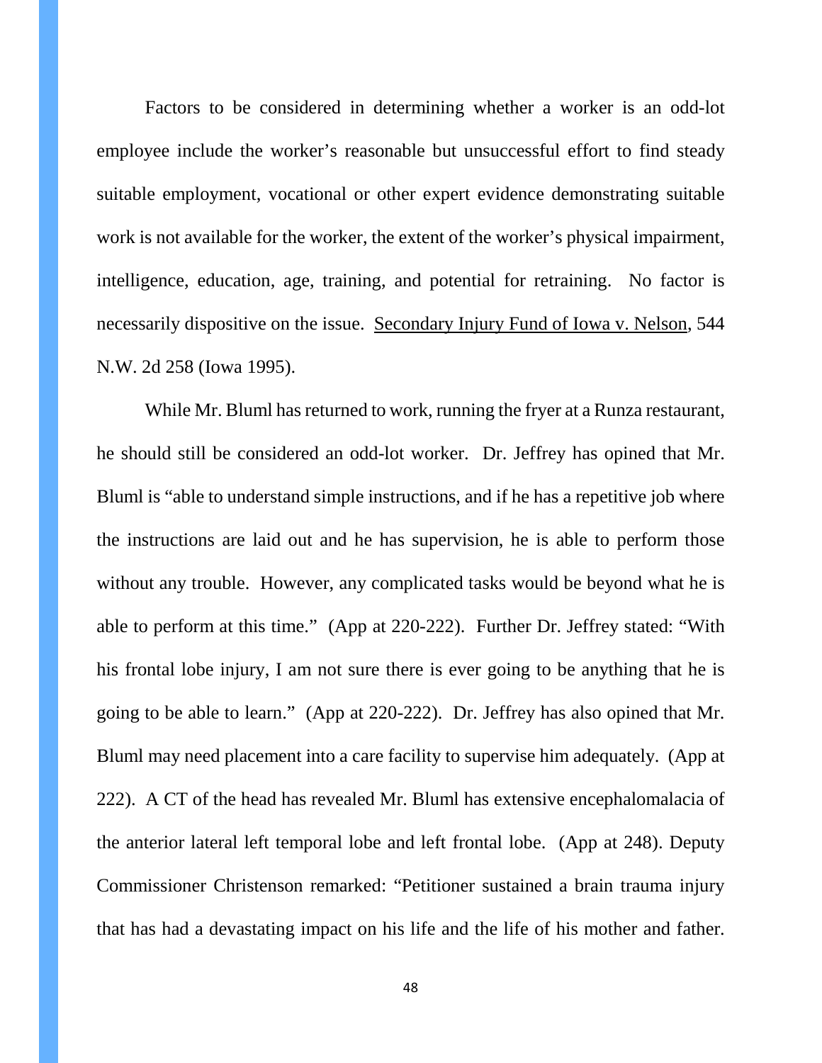Factors to be considered in determining whether a worker is an odd-lot employee include the worker's reasonable but unsuccessful effort to find steady suitable employment, vocational or other expert evidence demonstrating suitable work is not available for the worker, the extent of the worker's physical impairment, intelligence, education, age, training, and potential for retraining. No factor is necessarily dispositive on the issue. Secondary Injury Fund of Iowa v. Nelson, 544 N.W. 2d 258 (Iowa 1995).

While Mr. Bluml has returned to work, running the fryer at a Runza restaurant, he should still be considered an odd-lot worker. Dr. Jeffrey has opined that Mr. Bluml is "able to understand simple instructions, and if he has a repetitive job where the instructions are laid out and he has supervision, he is able to perform those without any trouble. However, any complicated tasks would be beyond what he is able to perform at this time." (App at 220-222). Further Dr. Jeffrey stated: "With his frontal lobe injury, I am not sure there is ever going to be anything that he is going to be able to learn." (App at 220-222). Dr. Jeffrey has also opined that Mr. Bluml may need placement into a care facility to supervise him adequately. (App at 222). A CT of the head has revealed Mr. Bluml has extensive encephalomalacia of the anterior lateral left temporal lobe and left frontal lobe. (App at 248). Deputy Commissioner Christenson remarked: "Petitioner sustained a brain trauma injury that has had a devastating impact on his life and the life of his mother and father.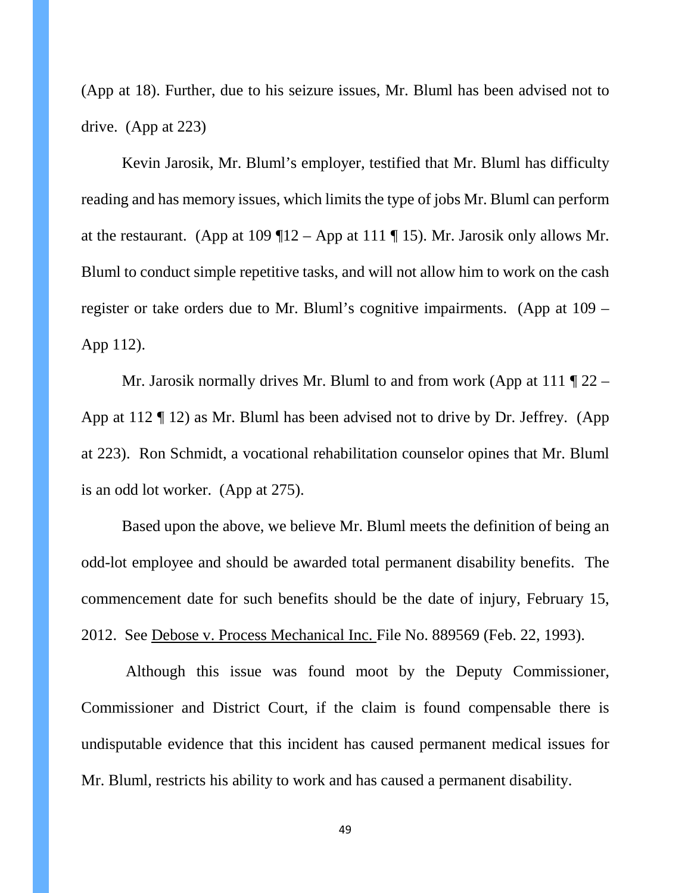(App at 18). Further, due to his seizure issues, Mr. Bluml has been advised not to drive. (App at 223)

Kevin Jarosik, Mr. Bluml's employer, testified that Mr. Bluml has difficulty reading and has memory issues, which limits the type of jobs Mr. Bluml can perform at the restaurant. (App at 109 ¶12 – App at 111 ¶ 15). Mr. Jarosik only allows Mr. Bluml to conduct simple repetitive tasks, and will not allow him to work on the cash register or take orders due to Mr. Bluml's cognitive impairments. (App at 109 – App 112).

Mr. Jarosik normally drives Mr. Bluml to and from work (App at 111 ¶ 22 – App at 112 ¶ 12) as Mr. Bluml has been advised not to drive by Dr. Jeffrey. (App at 223). Ron Schmidt, a vocational rehabilitation counselor opines that Mr. Bluml is an odd lot worker. (App at 275).

Based upon the above, we believe Mr. Bluml meets the definition of being an odd-lot employee and should be awarded total permanent disability benefits. The commencement date for such benefits should be the date of injury, February 15, 2012. See Debose v. Process Mechanical Inc. File No. 889569 (Feb. 22, 1993).

Although this issue was found moot by the Deputy Commissioner, Commissioner and District Court, if the claim is found compensable there is undisputable evidence that this incident has caused permanent medical issues for Mr. Bluml, restricts his ability to work and has caused a permanent disability.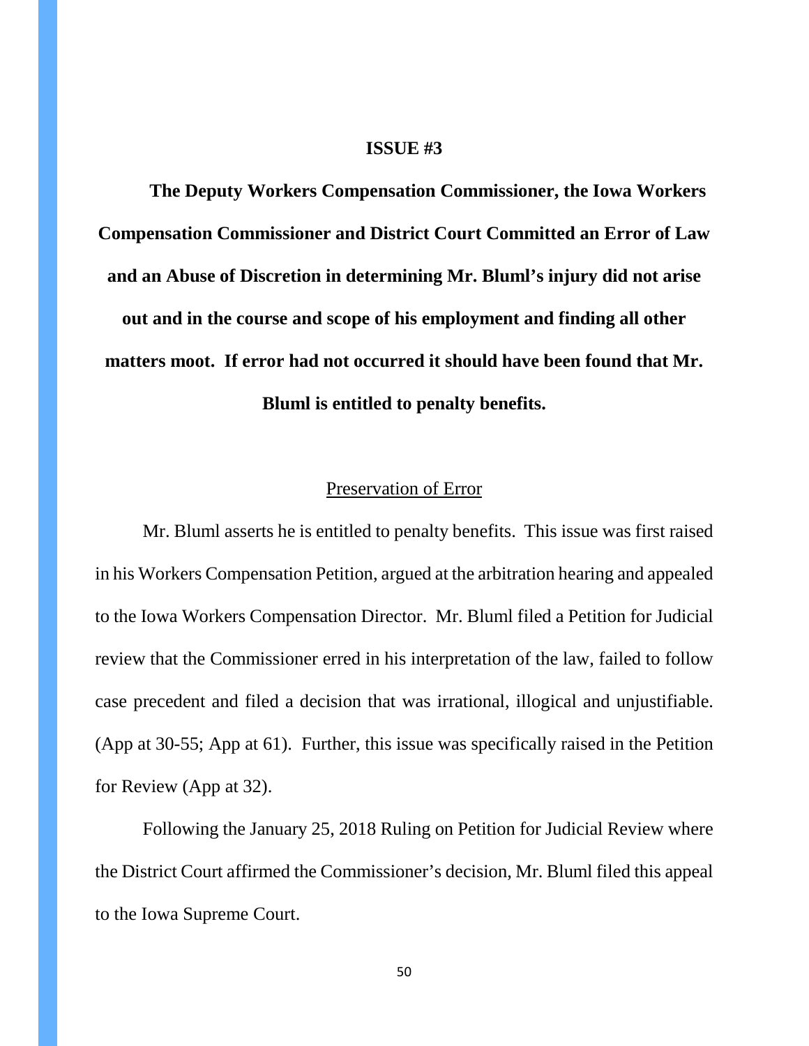## ISSUE #3

**The Deputy Workers Compensation Commissioner, the Iowa Workers Compensation Commissioner and District Court Committed an Error of Law and an Abuse of Discretion in determining Mr. Bluml's injury did not arise out and in the course and scope of his employment and finding all other matters moot. If error had not occurred it should have been found that Mr. Bluml is entitled to penalty benefits.**

<u>Preservation of Error</u>

Mr. Bluml asserts he is entitled to penalty benefits. This issue was first raised in his Workers Compensation Petition, argued at the arbitration hearing and appealed to the Iowa Workers Compensation Director. Mr. Bluml filed a Petition for Judicial review that the Commissioner erred in his interpretation of the law, failed to follow case precedent and filed a decision that was irrational, illogical and unjustifiable. (App at 30-55; App at 61). Further, this issue was specifically raised in the Petition for Review (App at 32).

Following the January 25, 2018 Ruling on Petition for Judicial Review where the District Court affirmed the Commissioner's decision, Mr. Bluml filed this appeal to the Iowa Supreme Court.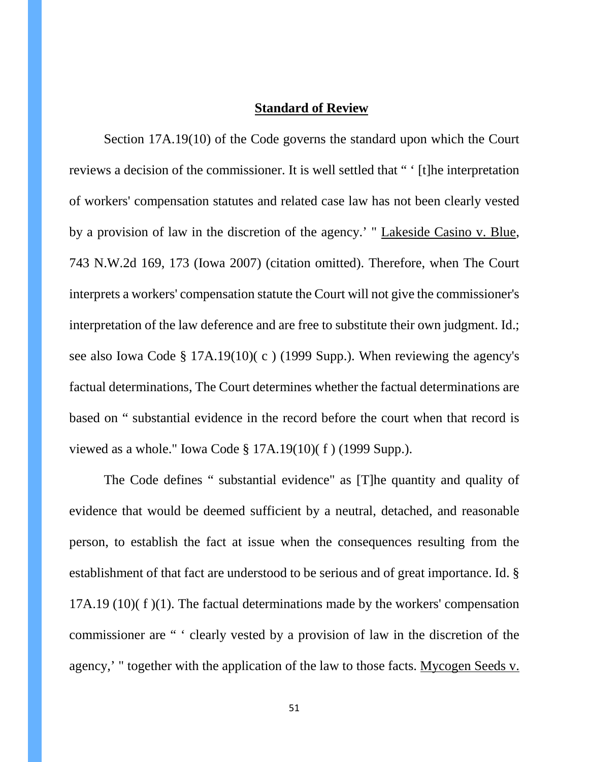**Standard of Review**

Section 17A.19(10) of the Code governs the standard upon which the Court reviews a decision of the commissioner. It is well settled that " ' [t]he interpretation of workers' compensation statutes and related case law has not been clearly vested by a provision of law in the discretion of the agency.' " Lakeside Casino v. Blue, 743 N.W.2d 169, 173 (Iowa 2007) (citation omitted). Therefore, when The Court interprets a workers' compensation statute the Court will not give the commissioner's interpretation of the law deference and are free to substitute their own judgment. Id.; see also Iowa Code § 17A.19(10)( c ) (1999 Supp.). When reviewing the agency's factual determinations, The Court determines whether the factual determinations are based on " substantial evidence in the record before the court when that record is viewed as a whole." Iowa Code § 17A.19(10)( f ) (1999 Supp.).

The Code defines " substantial evidence" as [T]he quantity and quality of evidence that would be deemed sufficient by a neutral, detached, and reasonable person, to establish the fact at issue when the consequences resulting from the establishment of that fact are understood to be serious and of great importance. Id. § 17A.19 (10)( f )(1). The factual determinations made by the workers' compensation commissioner are " ' clearly vested by a provision of law in the discretion of the agency,' " together with the application of the law to those facts. Mycogen Seeds v.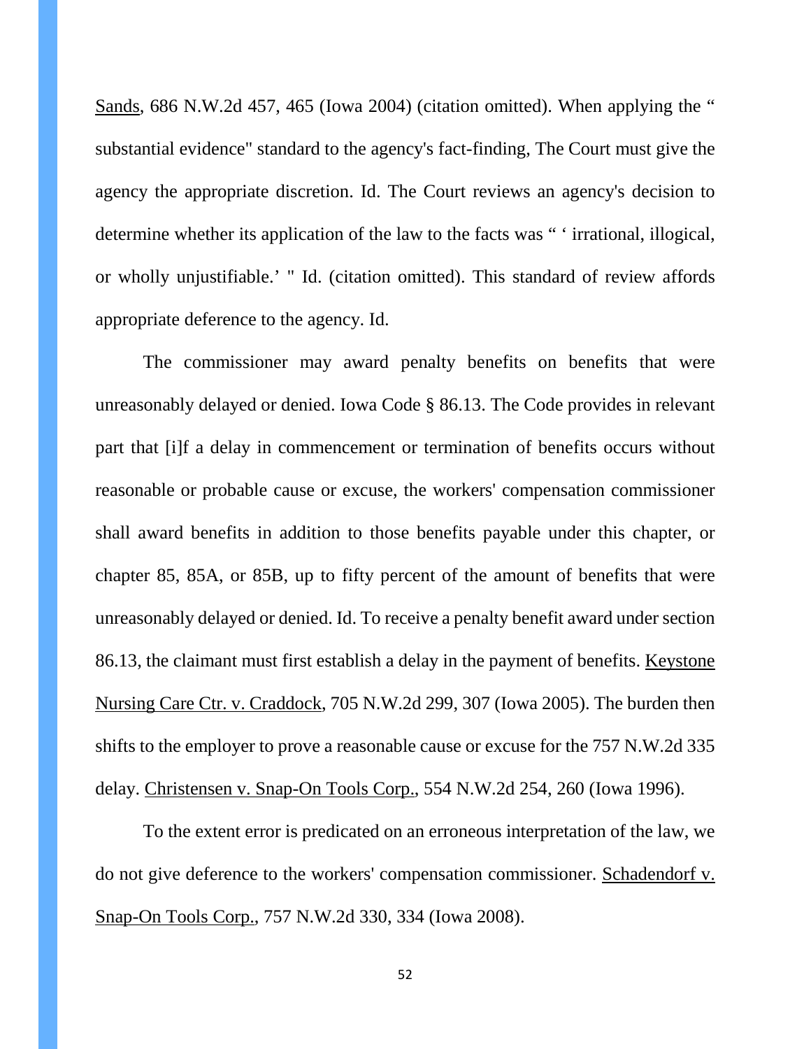Sands, 686 N.W.2d 457, 465 (Iowa 2004) (citation omitted). When applying the " substantial evidence" standard to the agency's fact-finding, The Court must give the agency the appropriate discretion. Id. The Court reviews an agency's decision to determine whether its application of the law to the facts was " ' irrational, illogical, or wholly unjustifiable.' " Id. (citation omitted). This standard of review affords appropriate deference to the agency. Id.

The commissioner may award penalty benefits on benefits that were unreasonably delayed or denied. Iowa Code § 86.13. The Code provides in relevant part that [i]f a delay in commencement or termination of benefits occurs without reasonable or probable cause or excuse, the workers' compensation commissioner shall award benefits in addition to those benefits payable under this chapter, or chapter 85, 85A, or 85B, up to fifty percent of the amount of benefits that were unreasonably delayed or denied. Id. To receive a penalty benefit award under section 86.13, the claimant must first establish a delay in the payment of benefits. Keystone Nursing Care Ctr. v. Craddock, 705 N.W.2d 299, 307 (Iowa 2005). The burden then shifts to the employer to prove a reasonable cause or excuse for the 757 N.W.2d 335 delay. Christensen v. Snap-On Tools Corp., 554 N.W.2d 254, 260 (Iowa 1996).

To the extent error is predicated on an erroneous interpretation of the law, we do not give deference to the workers' compensation commissioner. Schadendorf v. Snap-On Tools Corp., 757 N.W.2d 330, 334 (Iowa 2008).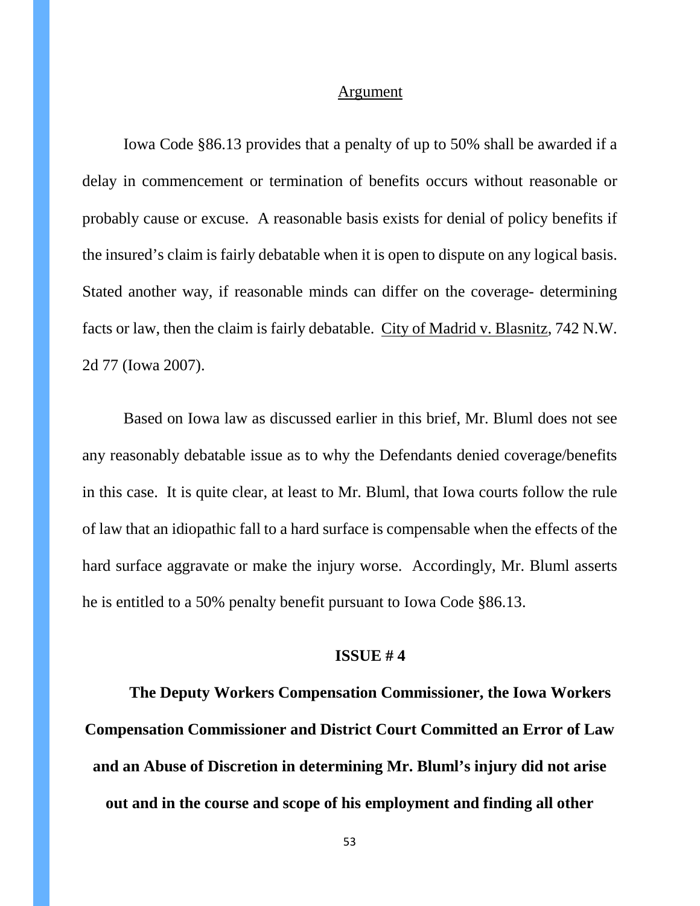<u>Argument</u>

Iowa Code §86.13 provides that a penalty of up to 50% shall be awarded if a delay in commencement or termination of benefits occurs without reasonable or probably cause or excuse. A reasonable basis exists for denial of policy benefits if the insured's claim is fairly debatable when it is open to dispute on any logical basis. Stated another way, if reasonable minds can differ on the coverage- determining facts or law, then the claim is fairly debatable. <u>City of Madrid v. Blasnitz</u>, 742 N.W. 2d 77 (Iowa 2007).

Based on Iowa law as discussed earlier in this brief, Mr. Bluml does not see any reasonably debatable issue as to why the Defendants denied coverage/benefits in this case. It is quite clear, at least to Mr. Bluml, that Iowa courts follow the rule of law that an idiopathic fall to a hard surface is compensable when the effects of the hard surface aggravate or make the injury worse. Accordingly, Mr. Bluml asserts he is entitled to a 50% penalty benefit pursuant to Iowa Code §86.13.

**ISSUE # 4**

**The Deputy Workers Compensation Commissioner, the Iowa Workers Compensation Commissioner and District Court Committed an Error of Law and an Abuse of Discretion in determining Mr. Bluml's injury did not arise out and in the course and scope of his employment and finding all other**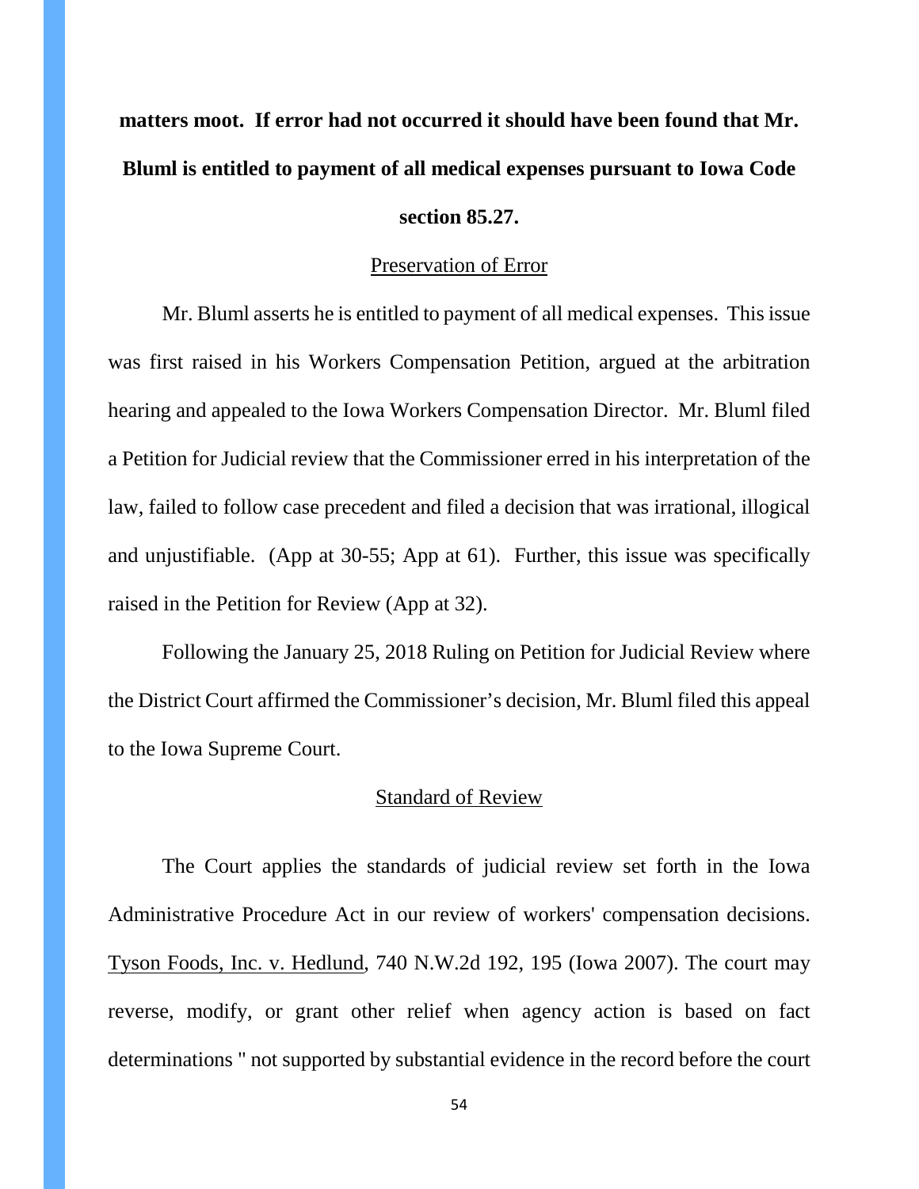**matters moot. If error had not occurred it should have been found that Mr. Bluml is entitled to payment of all medical expenses pursuant to Iowa Code section 85.27.**

Preservation of Error

Mr. Bluml asserts he is entitled to payment of all medical expenses. This issue was first raised in his Workers Compensation Petition, argued at the arbitration hearing and appealed to the Iowa Workers Compensation Director. Mr. Bluml filed a Petition for Judicial review that the Commissioner erred in his interpretation of the law, failed to follow case precedent and filed a decision that was irrational, illogical and unjustifiable. (App at 30-55; App at 61). Further, this issue was specifically raised in the Petition for Review (App at 32).

Following the January 25, 2018 Ruling on Petition for Judicial Review where the District Court affirmed the Commissioner's decision, Mr. Bluml filed this appeal to the Iowa Supreme Court.

Standard of Review

The Court applies the standards of judicial review set forth in the Iowa Administrative Procedure Act in our review of workers' compensation decisions. Tyson Foods, Inc. v. Hedlund, 740 N.W.2d 192, 195 (Iowa 2007). The court may reverse, modify, or grant other relief when agency action is based on fact determinations " not supported by substantial evidence in the record before the court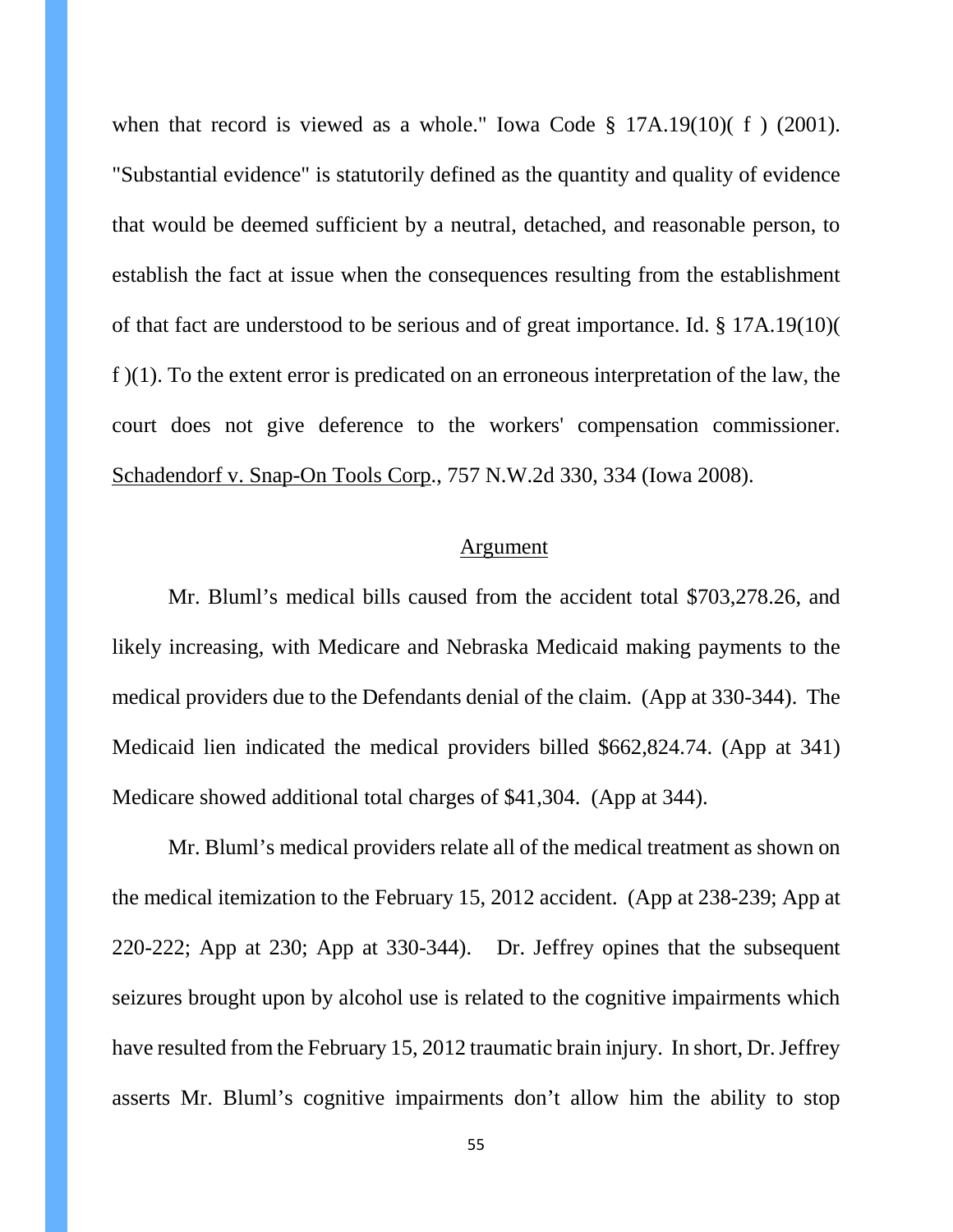when that record is viewed as a whole." Iowa Code § 17A.19(10)( f ) (2001). "Substantial evidence" is statutorily defined as the quantity and quality of evidence that would be deemed sufficient by a neutral, detached, and reasonable person, to establish the fact at issue when the consequences resulting from the establishment of that fact are understood to be serious and of great importance. Id. § 17A.19(10)( f )(1). To the extent error is predicated on an erroneous interpretation of the law, the court does not give deference to the workers' compensation commissioner. Schadendorf v. Snap-On Tools Corp., 757 N.W.2d 330, 334 (Iowa 2008).

## Argument

Mr. Bluml's medical bills caused from the accident total $703,278.26, and likely increasing, with Medicare and Nebraska Medicaid making payments to the medical providers due to the Defendants denial of the claim. (App at 330-344). The Medicaid lien indicated the medical providers billed $662,824.74. (App at 341) Medicare showed additional total charges of $41,304. (App at 344).

Mr. Bluml's medical providers relate all of the medical treatment as shown on the medical itemization to the February 15, 2012 accident. (App at 238-239; App at 220-222; App at 230; App at 330-344). Dr. Jeffrey opines that the subsequent seizures brought upon by alcohol use is related to the cognitive impairments which have resulted from the February 15, 2012 traumatic brain injury. In short, Dr. Jeffrey asserts Mr. Bluml's cognitive impairments don't allow him the ability to stop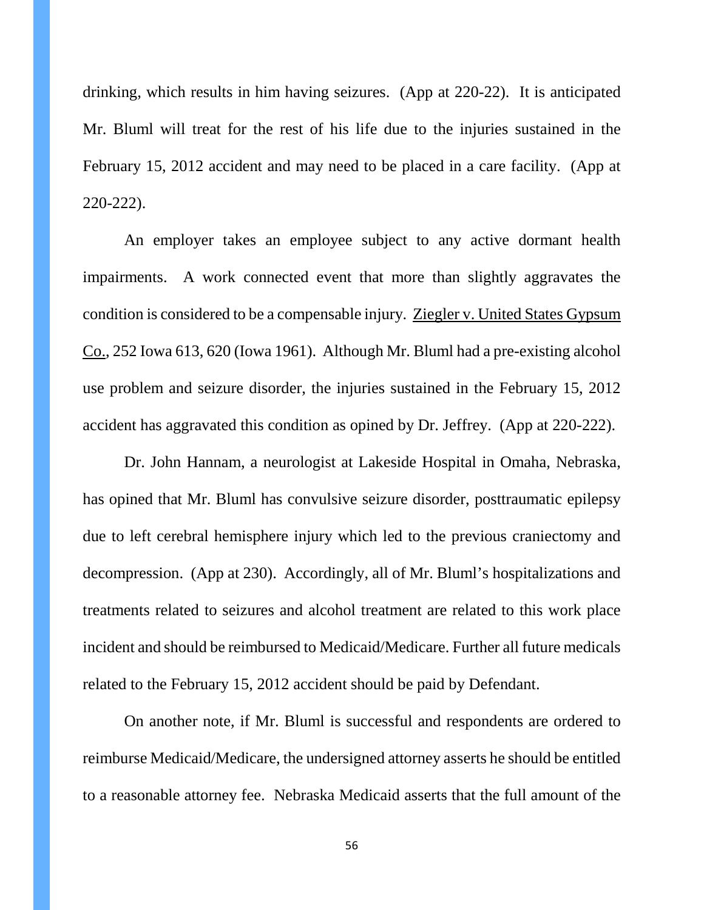drinking, which results in him having seizures. (App at 220-22). It is anticipated Mr. Bluml will treat for the rest of his life due to the injuries sustained in the February 15, 2012 accident and may need to be placed in a care facility. (App at 220-222).

An employer takes an employee subject to any active dormant health impairments. A work connected event that more than slightly aggravates the condition is considered to be a compensable injury. Ziegler v. United States Gypsum Co., 252 Iowa 613, 620 (Iowa 1961). Although Mr. Bluml had a pre-existing alcohol use problem and seizure disorder, the injuries sustained in the February 15, 2012 accident has aggravated this condition as opined by Dr. Jeffrey. (App at 220-222).

Dr. John Hannam, a neurologist at Lakeside Hospital in Omaha, Nebraska, has opined that Mr. Bluml has convulsive seizure disorder, posttraumatic epilepsy due to left cerebral hemisphere injury which led to the previous craniectomy and decompression. (App at 230). Accordingly, all of Mr. Bluml's hospitalizations and treatments related to seizures and alcohol treatment are related to this work place incident and should be reimbursed to Medicaid/Medicare. Further all future medicals related to the February 15, 2012 accident should be paid by Defendant.

On another note, if Mr. Bluml is successful and respondents are ordered to reimburse Medicaid/Medicare, the undersigned attorney asserts he should be entitled to a reasonable attorney fee. Nebraska Medicaid asserts that the full amount of the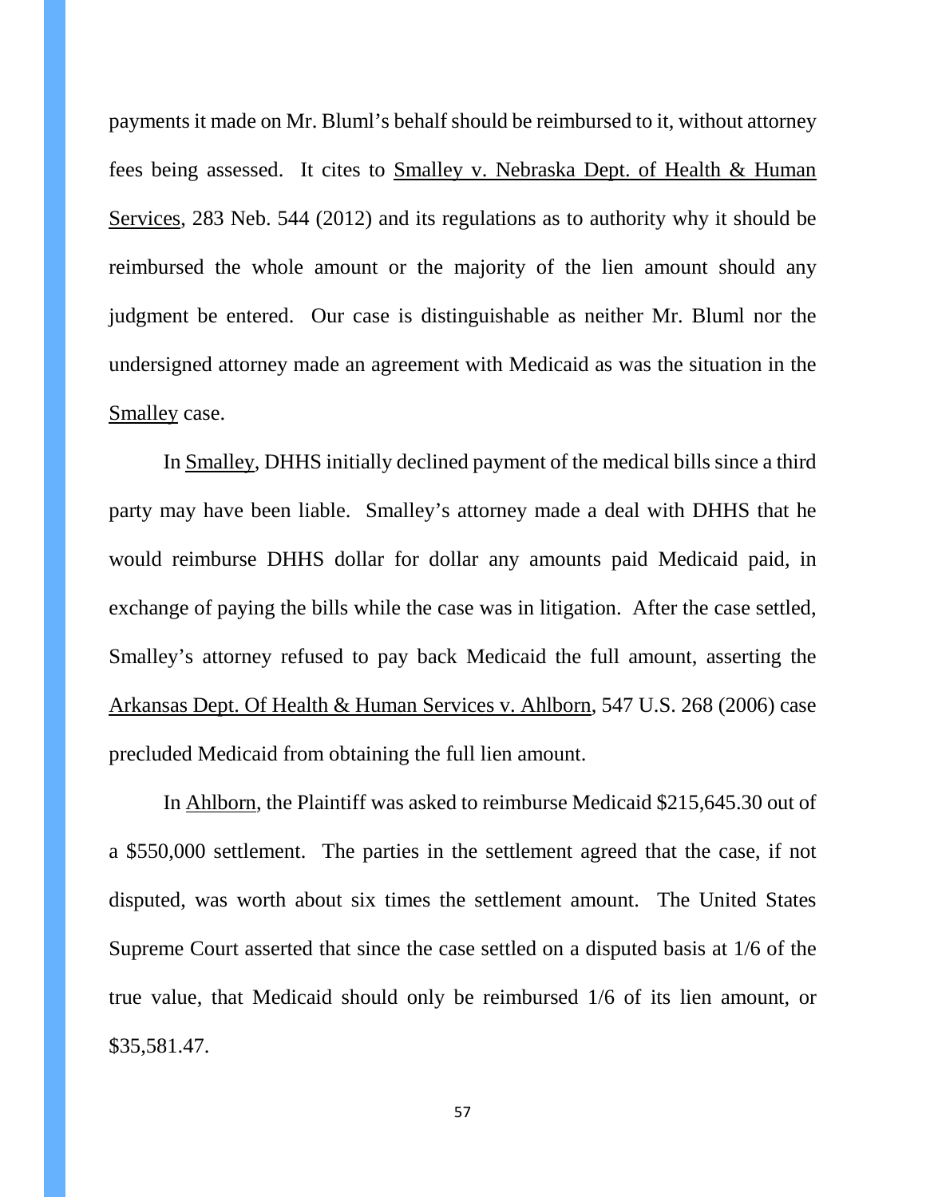payments it made on Mr. Bluml's behalf should be reimbursed to it, without attorney fees being assessed. It cites to <u>Smalley v. Nebraska Dept. of Health & Human Services</u>, 283 Neb. 544 (2012) and its regulations as to authority why it should be reimbursed the whole amount or the majority of the lien amount should any judgment be entered. Our case is distinguishable as neither Mr. Bluml nor the undersigned attorney made an agreement with Medicaid as was the situation in the <u>Smalley</u> case.

In <u>Smalley</u>, DHHS initially declined payment of the medical bills since a third party may have been liable. Smalley's attorney made a deal with DHHS that he would reimburse DHHS dollar for dollar any amounts paid Medicaid paid, in exchange of paying the bills while the case was in litigation. After the case settled, Smalley's attorney refused to pay back Medicaid the full amount, asserting the <u>Arkansas Dept. Of Health & Human Services v. Ahlborn</u>, 547 U.S. 268 (2006) case precluded Medicaid from obtaining the full lien amount.

In <u>Ahlborn</u>, the Plaintiff was asked to reimburse Medicaid $215,645.30 out of a $550,000 settlement. The parties in the settlement agreed that the case, if not disputed, was worth about six times the settlement amount. The United States Supreme Court asserted that since the case settled on a disputed basis at 1/6 of the true value, that Medicaid should only be reimbursed 1/6 of its lien amount, or $35,581.47.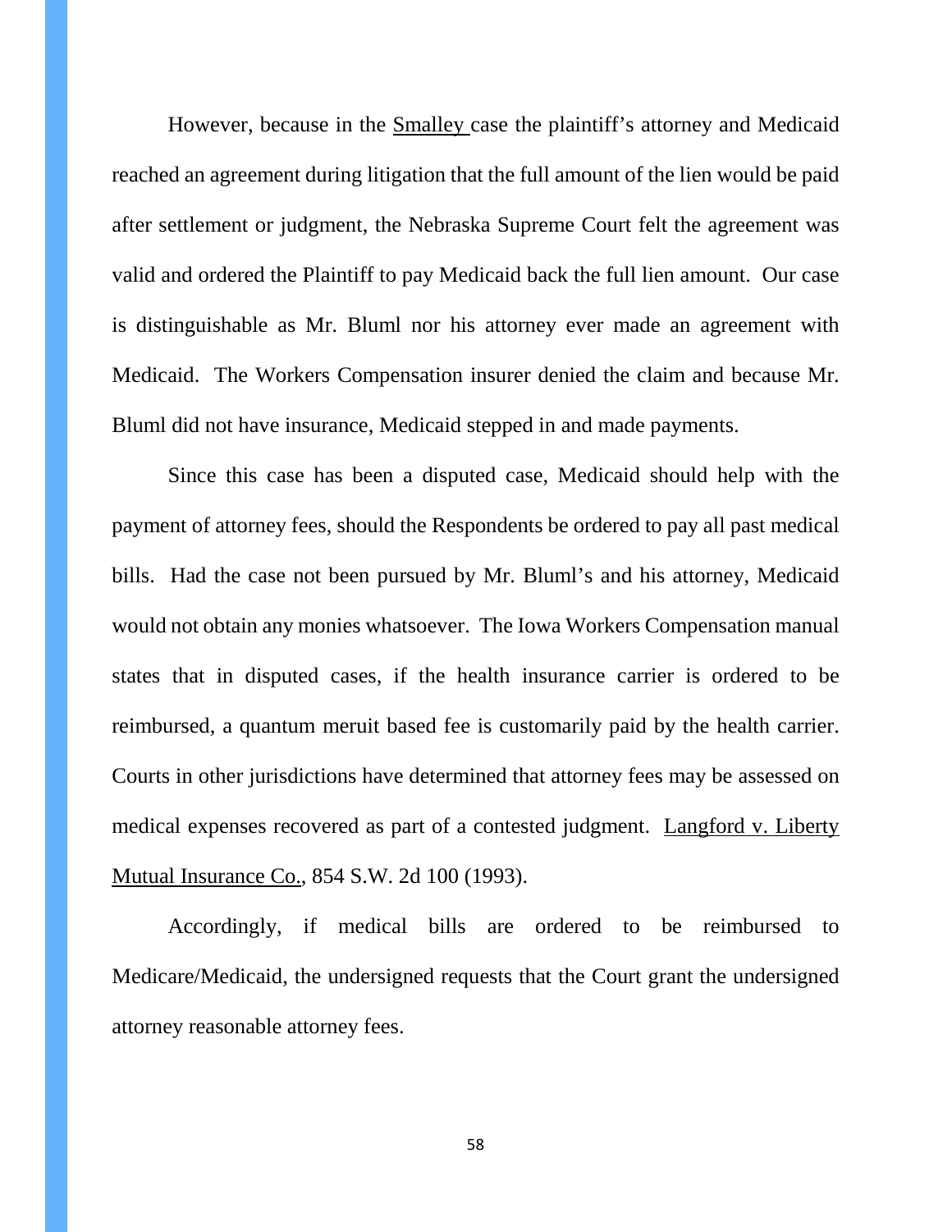However, because in the Smalley case the plaintiff's attorney and Medicaid reached an agreement during litigation that the full amount of the lien would be paid after settlement or judgment, the Nebraska Supreme Court felt the agreement was valid and ordered the Plaintiff to pay Medicaid back the full lien amount. Our case is distinguishable as Mr. Bluml nor his attorney ever made an agreement with Medicaid. The Workers Compensation insurer denied the claim and because Mr. Bluml did not have insurance, Medicaid stepped in and made payments.

Since this case has been a disputed case, Medicaid should help with the payment of attorney fees, should the Respondents be ordered to pay all past medical bills. Had the case not been pursued by Mr. Bluml's and his attorney, Medicaid would not obtain any monies whatsoever. The Iowa Workers Compensation manual states that in disputed cases, if the health insurance carrier is ordered to be reimbursed, a quantum meruit based fee is customarily paid by the health carrier. Courts in other jurisdictions have determined that attorney fees may be assessed on medical expenses recovered as part of a contested judgment. Langford v. Liberty Mutual Insurance Co., 854 S.W. 2d 100 (1993).

Accordingly, if medical bills are ordered to be reimbursed to Medicare/Medicaid, the undersigned requests that the Court grant the undersigned attorney reasonable attorney fees.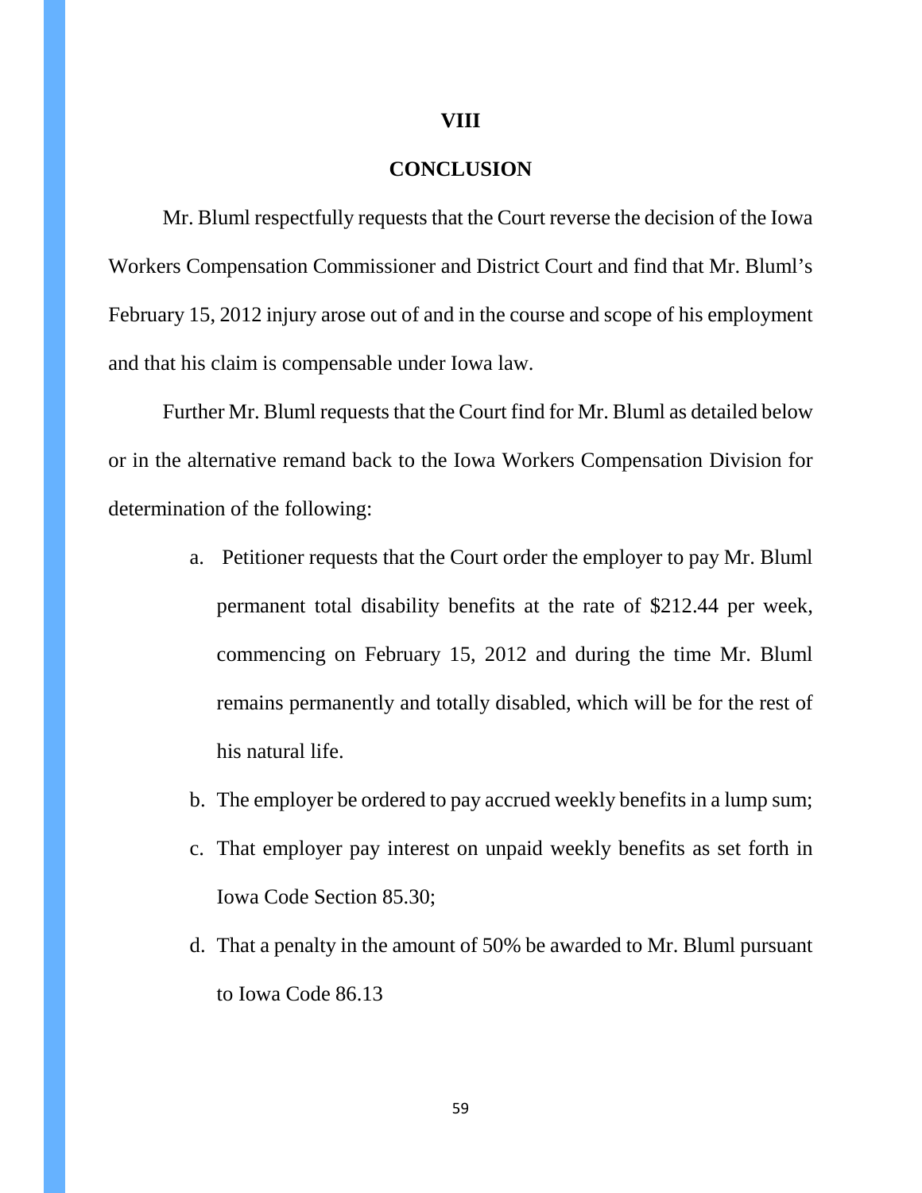## VIII

## CONCLUSION

Mr. Bluml respectfully requests that the Court reverse the decision of the Iowa Workers Compensation Commissioner and District Court and find that Mr. Bluml's February 15, 2012 injury arose out of and in the course and scope of his employment and that his claim is compensable under Iowa law.

Further Mr. Bluml requests that the Court find for Mr. Bluml as detailed below or in the alternative remand back to the Iowa Workers Compensation Division for determination of the following:

a. Petitioner requests that the Court order the employer to pay Mr. Bluml permanent total disability benefits at the rate of $212.44 per week, commencing on February 15, 2012 and during the time Mr. Bluml remains permanently and totally disabled, which will be for the rest of his natural life.

b. The employer be ordered to pay accrued weekly benefits in a lump sum;

c. That employer pay interest on unpaid weekly benefits as set forth in Iowa Code Section 85.30;

d. That a penalty in the amount of 50% be awarded to Mr. Bluml pursuant to Iowa Code 86.13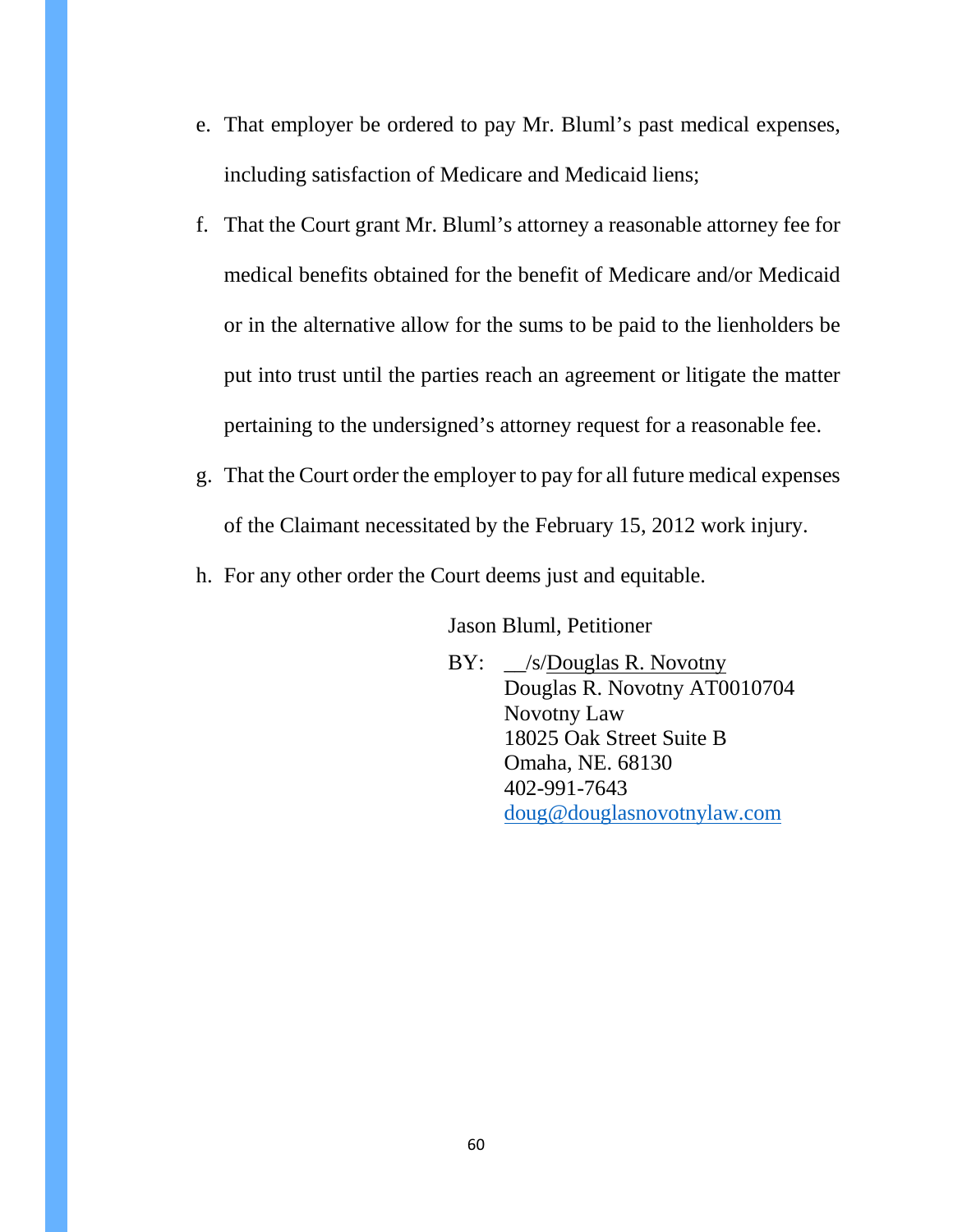e. That employer be ordered to pay Mr. Bluml's past medical expenses, including satisfaction of Medicare and Medicaid liens;

f. That the Court grant Mr. Bluml's attorney a reasonable attorney fee for medical benefits obtained for the benefit of Medicare and/or Medicaid or in the alternative allow for the sums to be paid to the lienholders be put into trust until the parties reach an agreement or litigate the matter pertaining to the undersigned's attorney request for a reasonable fee.

g. That the Court order the employer to pay for all future medical expenses of the Claimant necessitated by the February 15, 2012 work injury.

h. For any other order the Court deems just and equitable.

Jason Bluml, Petitioner

BY: __/s/Douglas R. Novotny
Douglas R. Novotny AT0010704
Novotny Law
18025 Oak Street Suite B
Omaha, NE. 68130
402-991-7643
doug@douglasnovotnylaw.com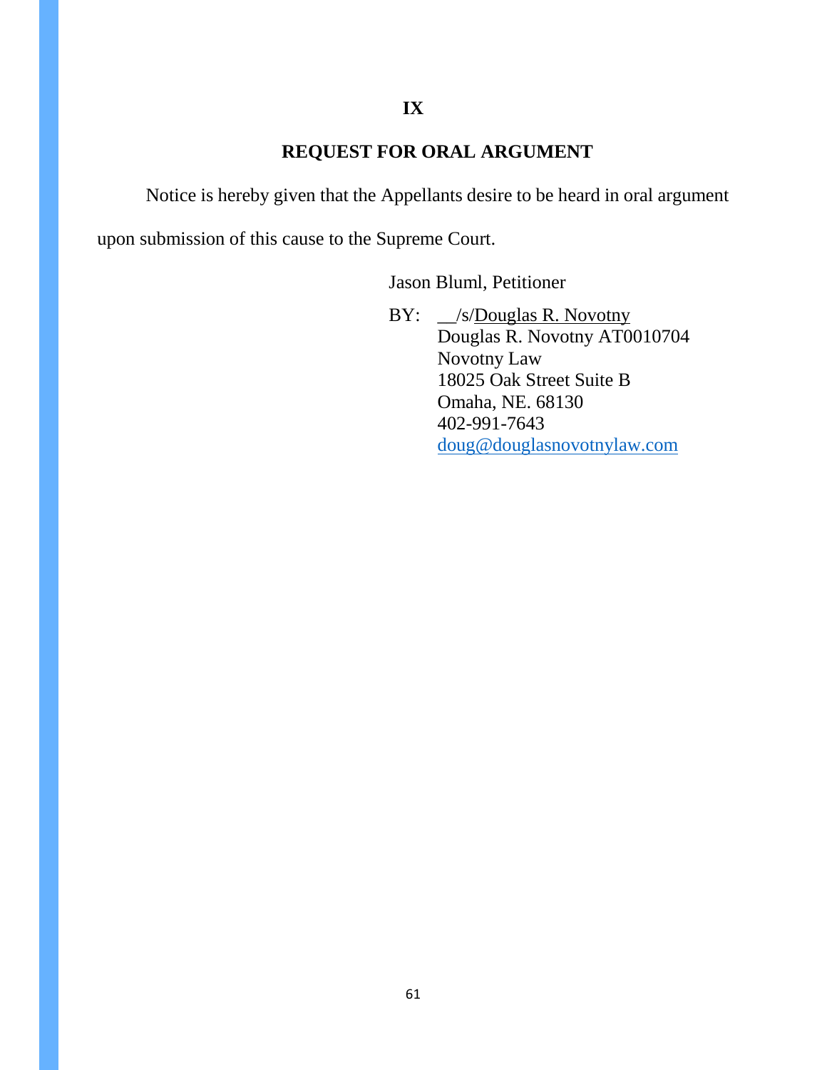## IX

## REQUEST FOR ORAL ARGUMENT

Notice is hereby given that the Appellants desire to be heard in oral argument upon submission of this cause to the Supreme Court.

Jason Bluml, Petitioner

BY: __/s/Douglas R. Novotny
Douglas R. Novotny AT0010704
Novotny Law
18025 Oak Street Suite B
Omaha, NE. 68130
402-991-7643
doug@douglasnovotnylaw.com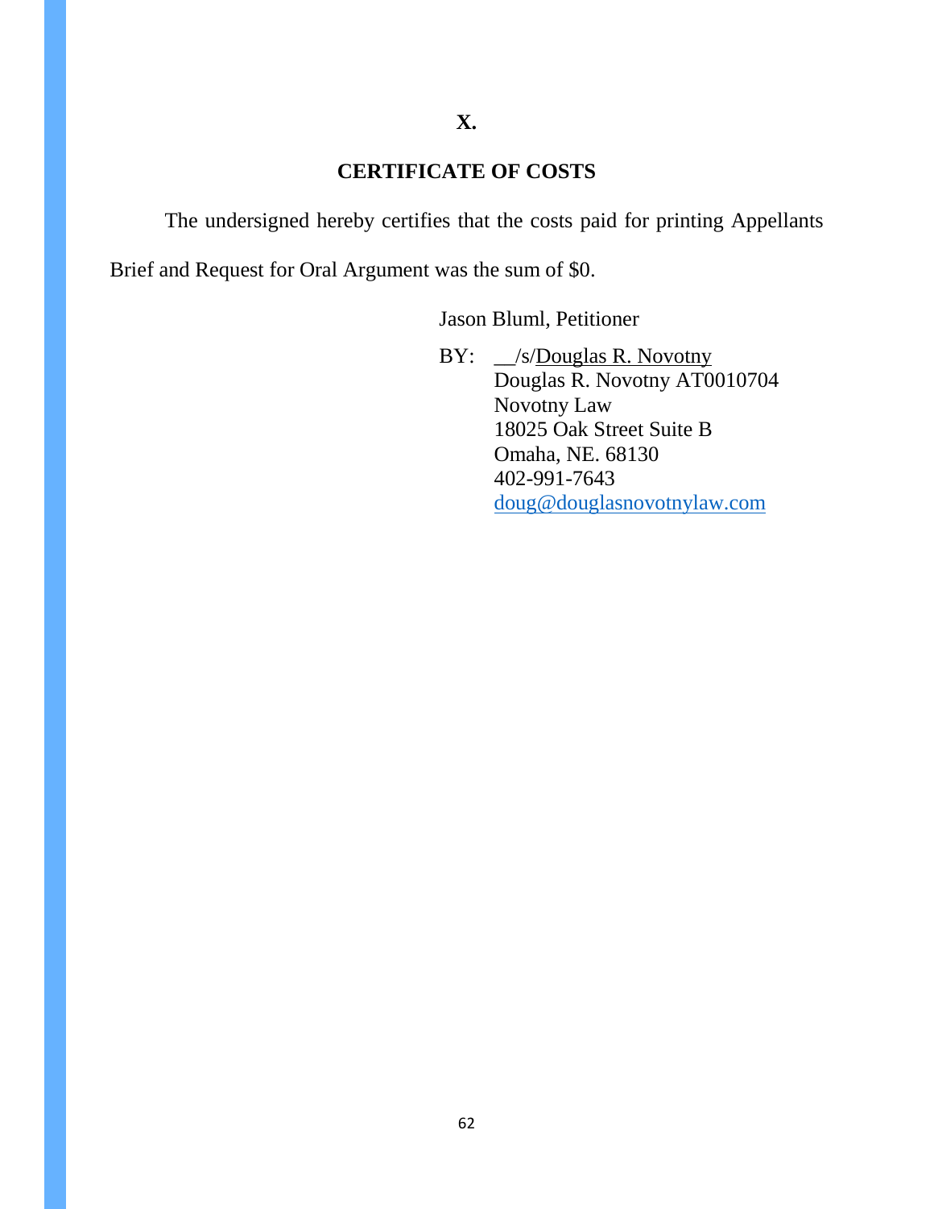## X.

## CERTIFICATE OF COSTS

The undersigned hereby certifies that the costs paid for printing Appellants Brief and Request for Oral Argument was the sum of $0.

Jason Bluml, Petitioner

BY: __/s/Douglas R. Novotny
Douglas R. Novotny AT0010704
Novotny Law
18025 Oak Street Suite B
Omaha, NE. 68130
402-991-7643
doug@douglasnovotnylaw.com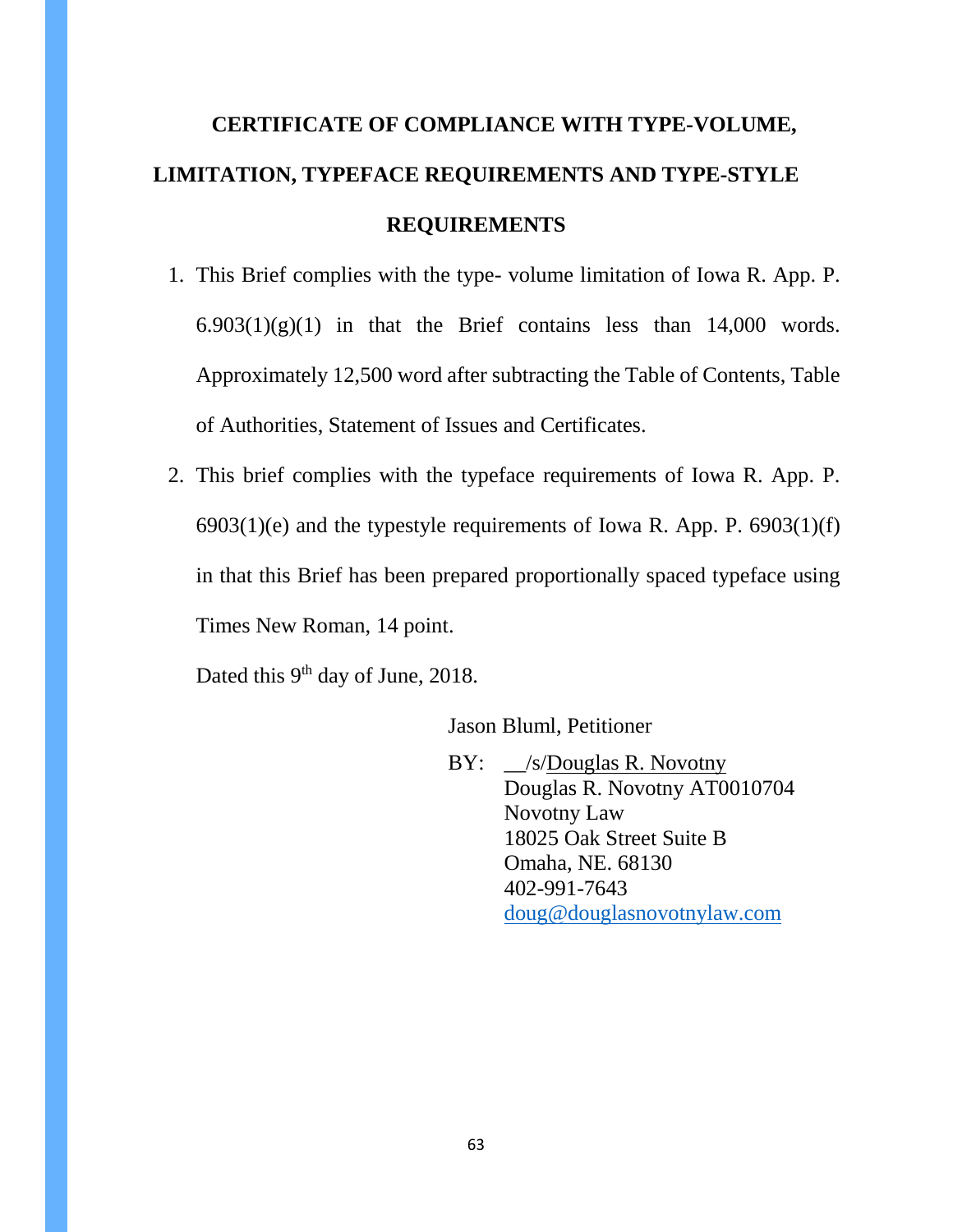## CERTIFICATE OF COMPLIANCE WITH TYPE-VOLUME, LIMITATION, TYPEFACE REQUIREMENTS AND TYPE-STYLE REQUIREMENTS

1. This Brief complies with the type- volume limitation of Iowa R. App. P. 6.903(1)(g)(1) in that the Brief contains less than 14,000 words. Approximately 12,500 word after subtracting the Table of Contents, Table of Authorities, Statement of Issues and Certificates.

2. This brief complies with the typeface requirements of Iowa R. App. P. 6903(1)(e) and the typestyle requirements of Iowa R. App. P. 6903(1)(f) in that this Brief has been prepared proportionally spaced typeface using Times New Roman, 14 point.

Dated this 9th day of June, 2018.

Jason Bluml, Petitioner

BY: __/s/Douglas R. Novotny
Douglas R. Novotny AT0010704
Novotny Law
18025 Oak Street Suite B
Omaha, NE. 68130
402-991-7643
doug@douglasnovotnylaw.com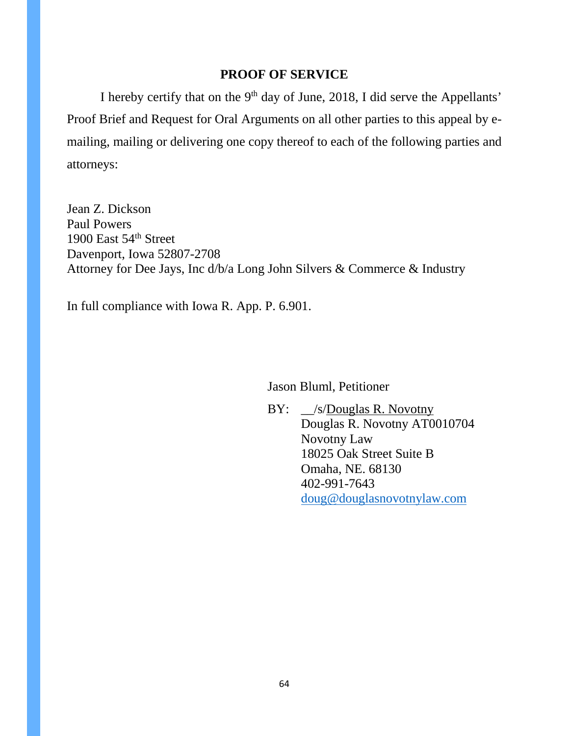## PROOF OF SERVICE

I hereby certify that on the 9th day of June, 2018, I did serve the Appellants' Proof Brief and Request for Oral Arguments on all other parties to this appeal by e-mailing, mailing or delivering one copy thereof to each of the following parties and attorneys:

Jean Z. Dickson  
Paul Powers  
1900 East 54th Street  
Davenport, Iowa 52807-2708  
Attorney for Dee Jays, Inc d/b/a Long John Silvers & Commerce & Industry

In full compliance with Iowa R. App. P. 6.901.

Jason Bluml, Petitioner

BY: __/s/Douglas R. Novotny  
Douglas R. Novotny AT0010704  
Novotny Law  
18025 Oak Street Suite B  
Omaha, NE. 68130  
402-991-7643  
doug@douglasnovotnylaw.com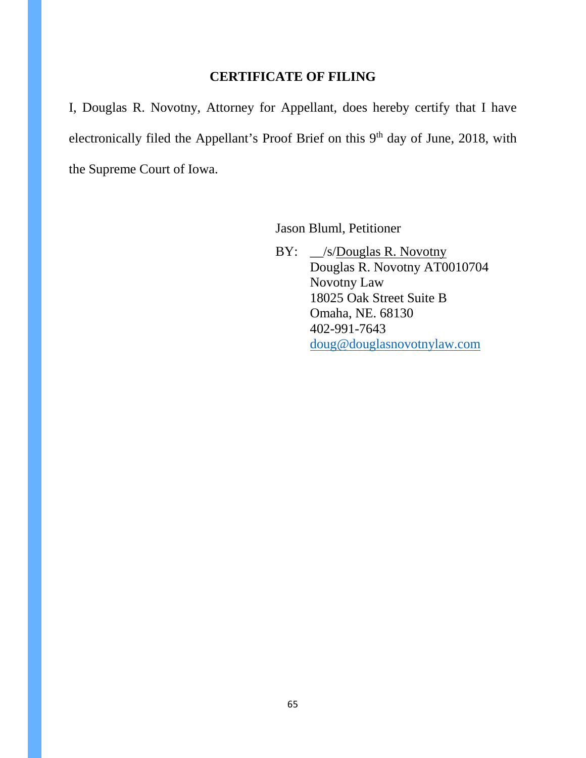## CERTIFICATE OF FILING

I, Douglas R. Novotny, Attorney for Appellant, does hereby certify that I have electronically filed the Appellant's Proof Brief on this 9th day of June, 2018, with the Supreme Court of Iowa.

Jason Bluml, Petitioner

BY: __/s/Douglas R. Novotny
Douglas R. Novotny AT0010704
Novotny Law
18025 Oak Street Suite B
Omaha, NE. 68130
402-991-7643
doug@douglasnovotnylaw.com